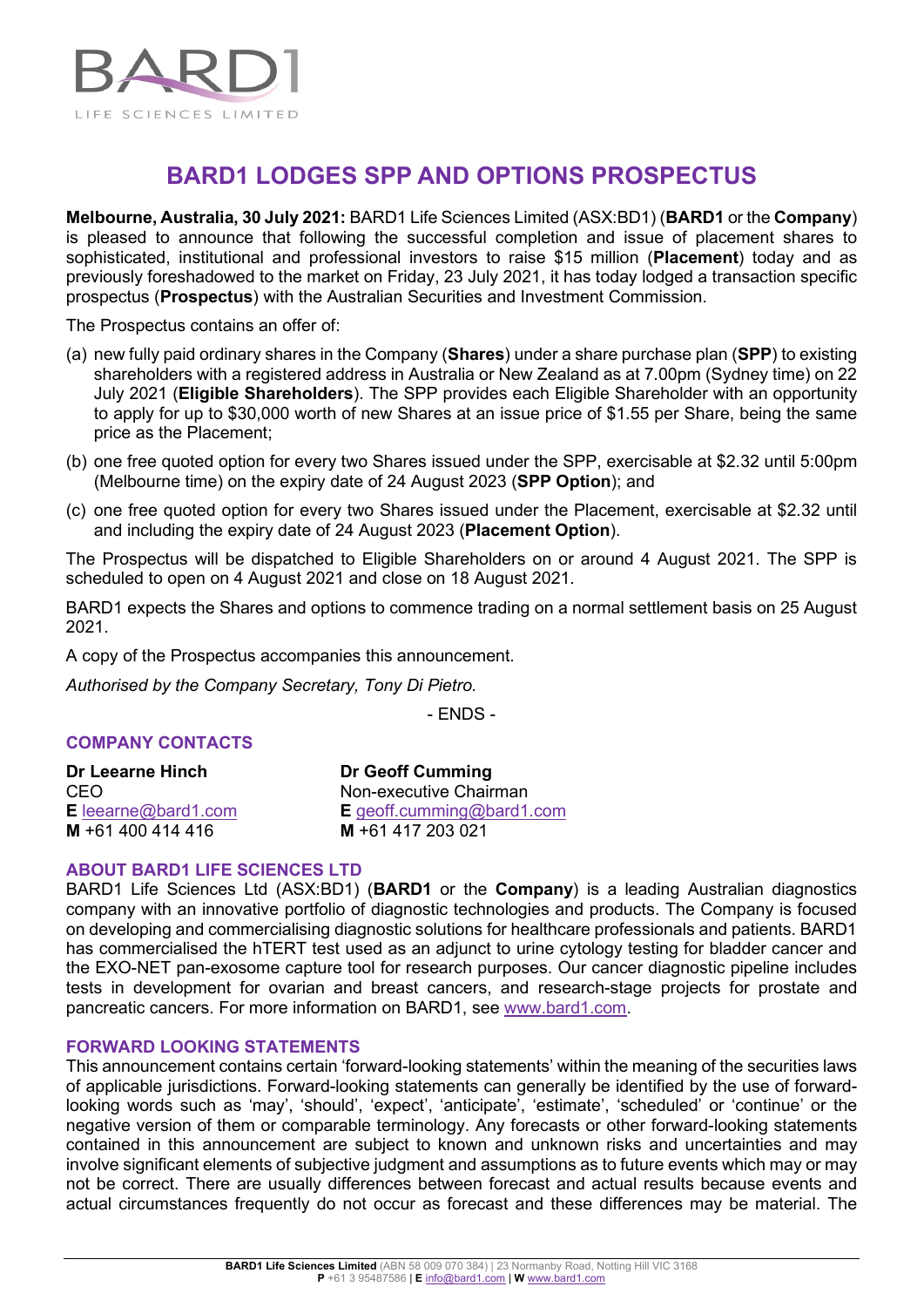# BARD1 LODGES SPP AND OPTIONS PROSPECTUS

**Melbourne, Australia, 30 July 2021:** BARD1 Life Sciences Limited (ASX:BD1) (**BARD1** or the **Company**) is pleased to announce that following the successful completion and issue of placement shares to sophisticated, institutional and professional investors to raise $15 million (**Placement**) today and as previously foreshadowed to the market on Friday, 23 July 2021, it has today lodged a transaction specific prospectus (**Prospectus**) with the Australian Securities and Investment Commission.

The Prospectus contains an offer of:

(a) new fully paid ordinary shares in the Company (**Shares**) under a share purchase plan (**SPP**) to existing shareholders with a registered address in Australia or New Zealand as at 7.00pm (Sydney time) on 22 July 2021 (**Eligible Shareholders**). The SPP provides each Eligible Shareholder with an opportunity to apply for up to $30,000 worth of new Shares at an issue price of $1.55 per Share, being the same price as the Placement;

(b) one free quoted option for every two Shares issued under the SPP, exercisable at $2.32 until 5:00pm (Melbourne time) on the expiry date of 24 August 2023 (**SPP Option**); and

(c) one free quoted option for every two Shares issued under the Placement, exercisable at $2.32 until and including the expiry date of 24 August 2023 (**Placement Option**).

The Prospectus will be dispatched to Eligible Shareholders on or around 4 August 2021. The SPP is scheduled to open on 4 August 2021 and close on 18 August 2021.

BARD1 expects the Shares and options to commence trading on a normal settlement basis on 25 August 2021.

A copy of the Prospectus accompanies this announcement.

*Authorised by the Company Secretary, Tony Di Pietro.*

\- ENDS -

## COMPANY CONTACTS

**Dr Leearne Hinch**
CEO
**E** leearne@bard1.com
**M** +61 400 414 416

**Dr Geoff Cumming**
Non-executive Chairman
**E** geoff.cumming@bard1.com
**M** +61 417 203 021

## ABOUT BARD1 LIFE SCIENCES LTD

BARD1 Life Sciences Ltd (ASX:BD1) (**BARD1** or the **Company**) is a leading Australian diagnostics company with an innovative portfolio of diagnostic technologies and products. The Company is focused on developing and commercialising diagnostic solutions for healthcare professionals and patients. BARD1 has commercialised the hTERT test used as an adjunct to urine cytology testing for bladder cancer and the EXO-NET pan-exosome capture tool for research purposes. Our cancer diagnostic pipeline includes tests in development for ovarian and breast cancers, and research-stage projects for prostate and pancreatic cancers. For more information on BARD1, see www.bard1.com.

## FORWARD LOOKING STATEMENTS

This announcement contains certain 'forward-looking statements' within the meaning of the securities laws of applicable jurisdictions. Forward-looking statements can generally be identified by the use of forward-looking words such as 'may', 'should', 'expect', 'anticipate', 'estimate', 'scheduled' or 'continue' or the negative version of them or comparable terminology. Any forecasts or other forward-looking statements contained in this announcement are subject to known and unknown risks and uncertainties and may involve significant elements of subjective judgment and assumptions as to future events which may or may not be correct. There are usually differences between forecast and actual results because events and actual circumstances frequently do not occur as forecast and these differences may be material. The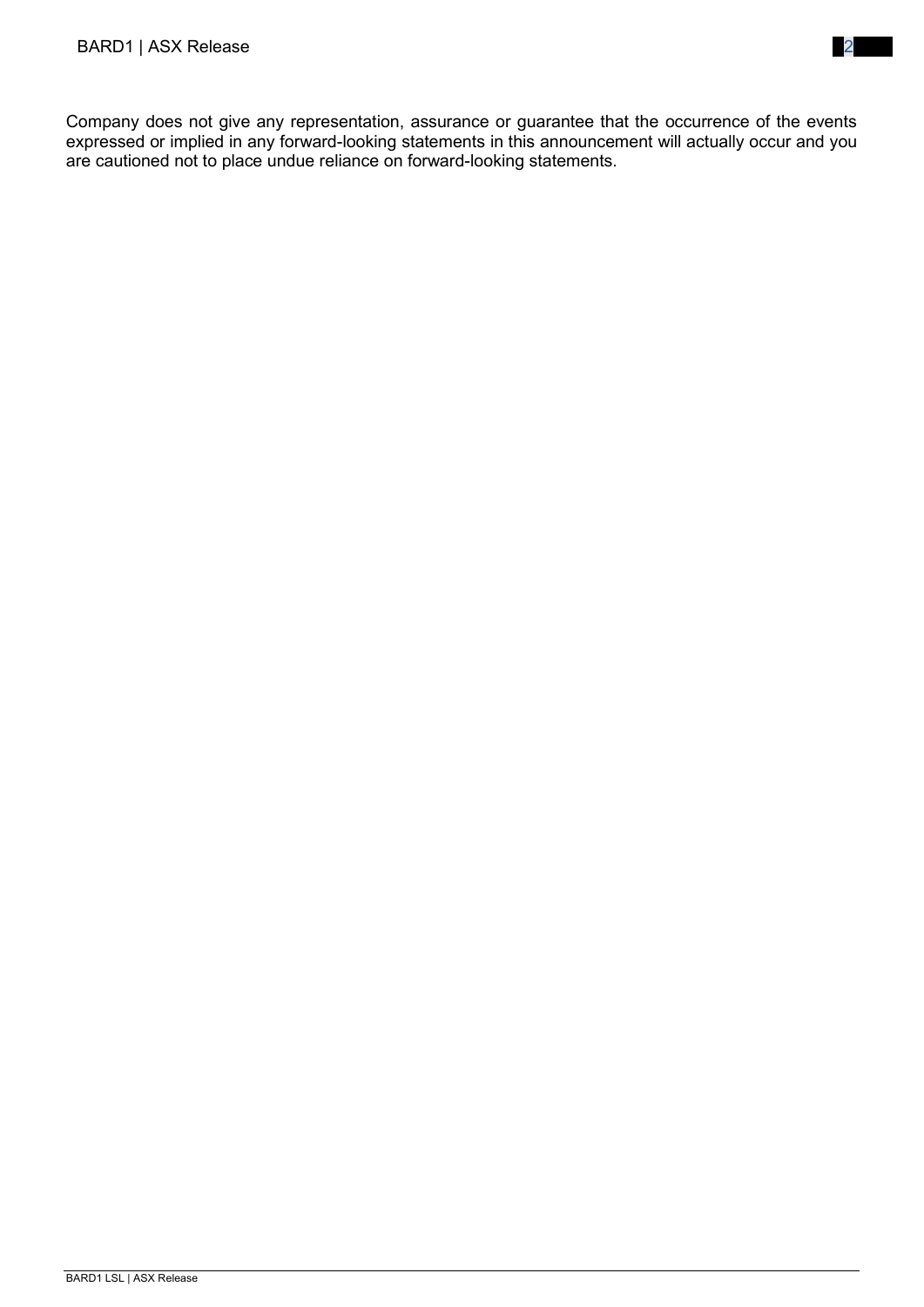Company does not give any representation, assurance or guarantee that the occurrence of the events expressed or implied in any forward-looking statements in this announcement will actually occur and you are cautioned not to place undue reliance on forward-looking statements.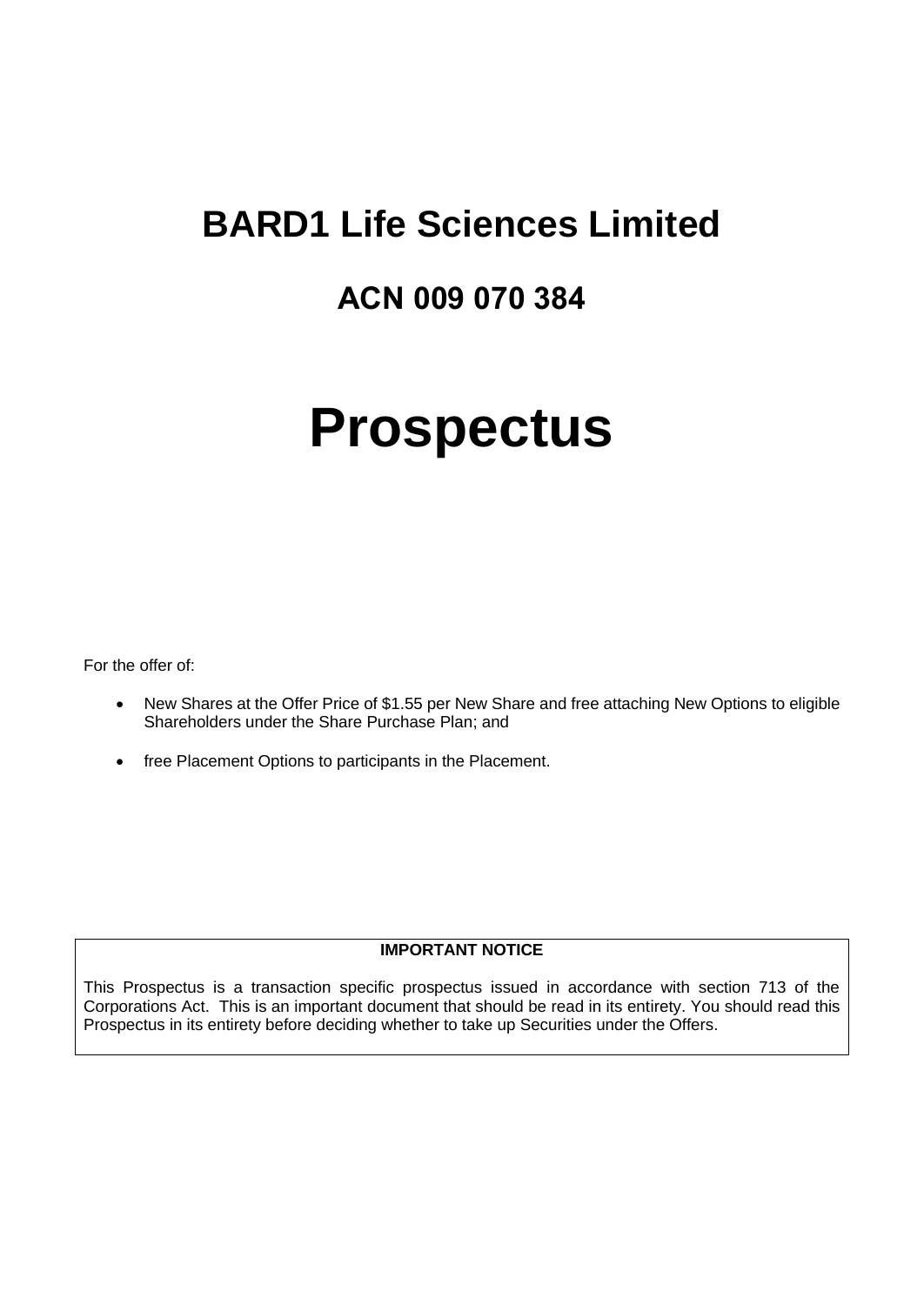# BARD1 Life Sciences Limited

## ACN 009 070 384

# Prospectus

For the offer of:

- New Shares at the Offer Price of $1.55 per New Share and free attaching New Options to eligible Shareholders under the Share Purchase Plan; and
- free Placement Options to participants in the Placement.

**IMPORTANT NOTICE**

This Prospectus is a transaction specific prospectus issued in accordance with section 713 of the Corporations Act. This is an important document that should be read in its entirety. You should read this Prospectus in its entirety before deciding whether to take up Securities under the Offers.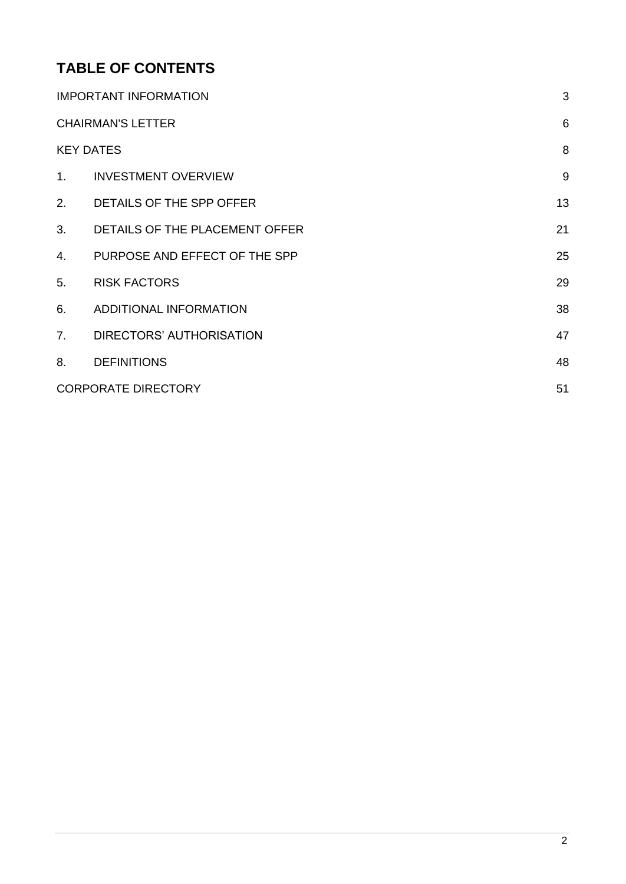# TABLE OF CONTENTS

| | | |
|---|---|---|
| IMPORTANT INFORMATION | | 3 |
| CHAIRMAN'S LETTER | | 6 |
| KEY DATES | | 8 |
| 1. | INVESTMENT OVERVIEW | 9 |
| 2. | DETAILS OF THE SPP OFFER | 13 |
| 3. | DETAILS OF THE PLACEMENT OFFER | 21 |
| 4. | PURPOSE AND EFFECT OF THE SPP | 25 |
| 5. | RISK FACTORS | 29 |
| 6. | ADDITIONAL INFORMATION | 38 |
| 7. | DIRECTORS' AUTHORISATION | 47 |
| 8. | DEFINITIONS | 48 |
| CORPORATE DIRECTORY | | 51 |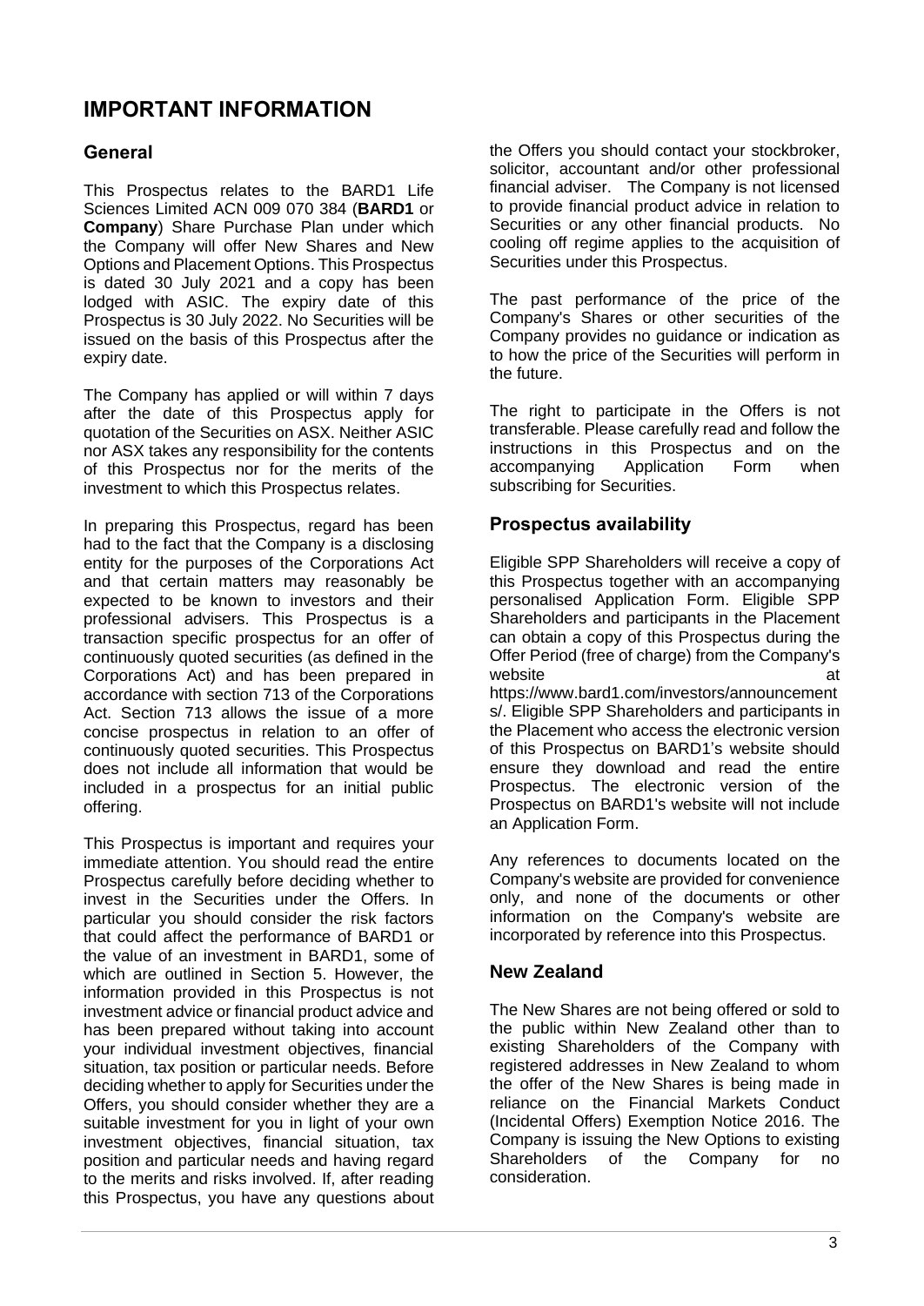# IMPORTANT INFORMATION

## General

This Prospectus relates to the BARD1 Life Sciences Limited ACN 009 070 384 (**BARD1** or **Company**) Share Purchase Plan under which the Company will offer New Shares and New Options and Placement Options. This Prospectus is dated 30 July 2021 and a copy has been lodged with ASIC. The expiry date of this Prospectus is 30 July 2022. No Securities will be issued on the basis of this Prospectus after the expiry date.

The Company has applied or will within 7 days after the date of this Prospectus apply for quotation of the Securities on ASX. Neither ASIC nor ASX takes any responsibility for the contents of this Prospectus nor for the merits of the investment to which this Prospectus relates.

In preparing this Prospectus, regard has been had to the fact that the Company is a disclosing entity for the purposes of the Corporations Act and that certain matters may reasonably be expected to be known to investors and their professional advisers. This Prospectus is a transaction specific prospectus for an offer of continuously quoted securities (as defined in the Corporations Act) and has been prepared in accordance with section 713 of the Corporations Act. Section 713 allows the issue of a more concise prospectus in relation to an offer of continuously quoted securities. This Prospectus does not include all information that would be included in a prospectus for an initial public offering.

This Prospectus is important and requires your immediate attention. You should read the entire Prospectus carefully before deciding whether to invest in the Securities under the Offers. In particular you should consider the risk factors that could affect the performance of BARD1 or the value of an investment in BARD1, some of which are outlined in Section 5. However, the information provided in this Prospectus is not investment advice or financial product advice and has been prepared without taking into account your individual investment objectives, financial situation, tax position or particular needs. Before deciding whether to apply for Securities under the Offers, you should consider whether they are a suitable investment for you in light of your own investment objectives, financial situation, tax position and particular needs and having regard to the merits and risks involved. If, after reading this Prospectus, you have any questions about the Offers you should contact your stockbroker, solicitor, accountant and/or other professional financial adviser. The Company is not licensed to provide financial product advice in relation to Securities or any other financial products. No cooling off regime applies to the acquisition of Securities under this Prospectus.

The past performance of the price of the Company's Shares or other securities of the Company provides no guidance or indication as to how the price of the Securities will perform in the future.

The right to participate in the Offers is not transferable. Please carefully read and follow the instructions in this Prospectus and on the accompanying Application Form when subscribing for Securities.

## Prospectus availability

Eligible SPP Shareholders will receive a copy of this Prospectus together with an accompanying personalised Application Form. Eligible SPP Shareholders and participants in the Placement can obtain a copy of this Prospectus during the Offer Period (free of charge) from the Company's website at https://www.bard1.com/investors/announcements/. Eligible SPP Shareholders and participants in the Placement who access the electronic version of this Prospectus on BARD1's website should ensure they download and read the entire Prospectus. The electronic version of the Prospectus on BARD1's website will not include an Application Form.

Any references to documents located on the Company's website are provided for convenience only, and none of the documents or other information on the Company's website are incorporated by reference into this Prospectus.

## New Zealand

The New Shares are not being offered or sold to the public within New Zealand other than to existing Shareholders of the Company with registered addresses in New Zealand to whom the offer of the New Shares is being made in reliance on the Financial Markets Conduct (Incidental Offers) Exemption Notice 2016. The Company is issuing the New Options to existing Shareholders of the Company for no consideration.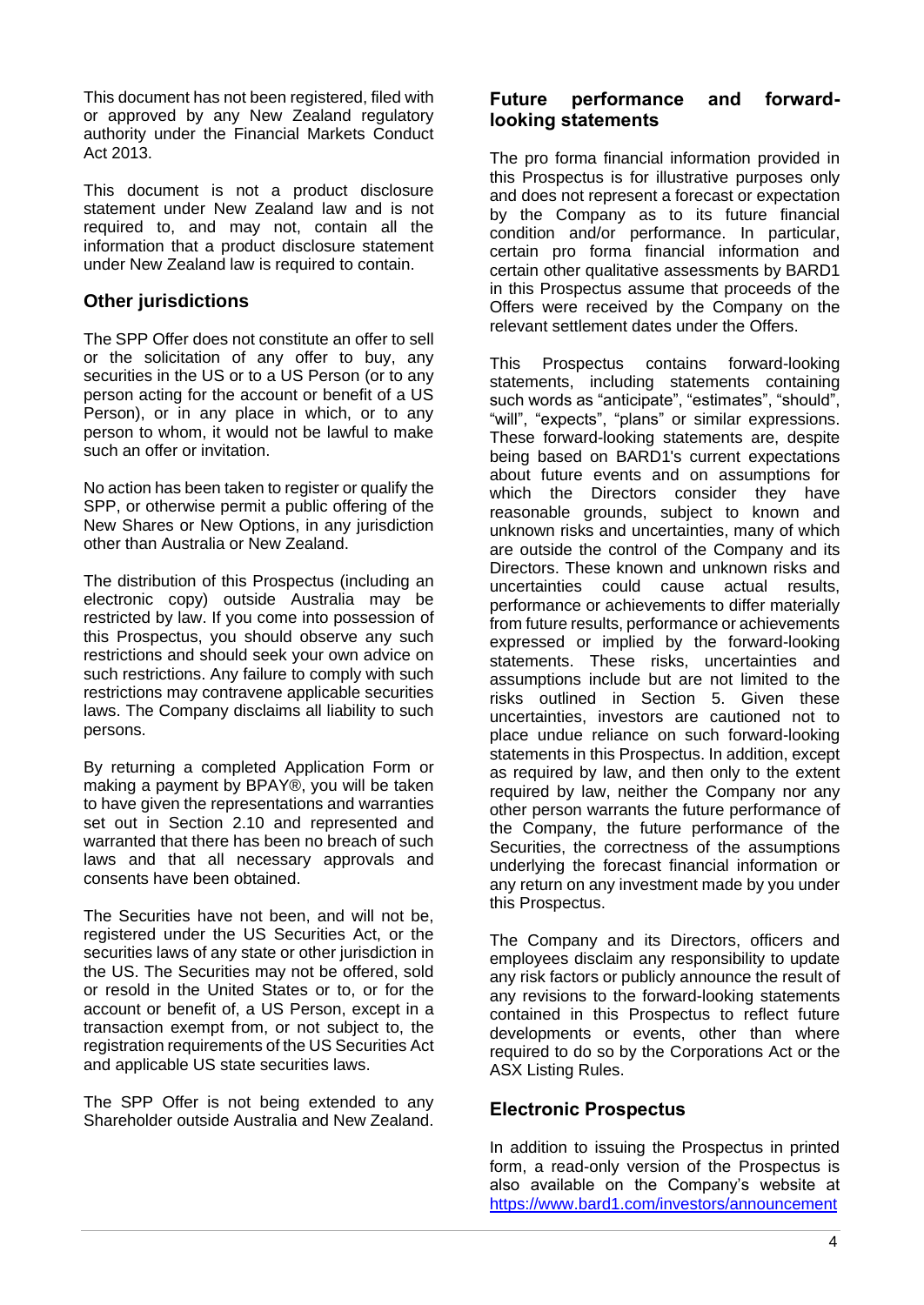This document has not been registered, filed with or approved by any New Zealand regulatory authority under the Financial Markets Conduct Act 2013.

This document is not a product disclosure statement under New Zealand law and is not required to, and may not, contain all the information that a product disclosure statement under New Zealand law is required to contain.

## Other jurisdictions

The SPP Offer does not constitute an offer to sell or the solicitation of any offer to buy, any securities in the US or to a US Person (or to any person acting for the account or benefit of a US Person), or in any place in which, or to any person to whom, it would not be lawful to make such an offer or invitation.

No action has been taken to register or qualify the SPP, or otherwise permit a public offering of the New Shares or New Options, in any jurisdiction other than Australia or New Zealand.

The distribution of this Prospectus (including an electronic copy) outside Australia may be restricted by law. If you come into possession of this Prospectus, you should observe any such restrictions and should seek your own advice on such restrictions. Any failure to comply with such restrictions may contravene applicable securities laws. The Company disclaims all liability to such persons.

By returning a completed Application Form or making a payment by BPAY®, you will be taken to have given the representations and warranties set out in Section 2.10 and represented and warranted that there has been no breach of such laws and that all necessary approvals and consents have been obtained.

The Securities have not been, and will not be, registered under the US Securities Act, or the securities laws of any state or other jurisdiction in the US. The Securities may not be offered, sold or resold in the United States or to, or for the account or benefit of, a US Person, except in a transaction exempt from, or not subject to, the registration requirements of the US Securities Act and applicable US state securities laws.

The SPP Offer is not being extended to any Shareholder outside Australia and New Zealand.

## Future performance and forward-looking statements

The pro forma financial information provided in this Prospectus is for illustrative purposes only and does not represent a forecast or expectation by the Company as to its future financial condition and/or performance. In particular, certain pro forma financial information and certain other qualitative assessments by BARD1 in this Prospectus assume that proceeds of the Offers were received by the Company on the relevant settlement dates under the Offers.

This Prospectus contains forward-looking statements, including statements containing such words as "anticipate", "estimates", "should", "will", "expects", "plans" or similar expressions. These forward-looking statements are, despite being based on BARD1's current expectations about future events and on assumptions for which the Directors consider they have reasonable grounds, subject to known and unknown risks and uncertainties, many of which are outside the control of the Company and its Directors. These known and unknown risks and uncertainties could cause actual results, performance or achievements to differ materially from future results, performance or achievements expressed or implied by the forward-looking statements. These risks, uncertainties and assumptions include but are not limited to the risks outlined in Section 5. Given these uncertainties, investors are cautioned not to place undue reliance on such forward-looking statements in this Prospectus. In addition, except as required by law, and then only to the extent required by law, neither the Company nor any other person warrants the future performance of the Company, the future performance of the Securities, the correctness of the assumptions underlying the forecast financial information or any return on any investment made by you under this Prospectus.

The Company and its Directors, officers and employees disclaim any responsibility to update any risk factors or publicly announce the result of any revisions to the forward-looking statements contained in this Prospectus to reflect future developments or events, other than where required to do so by the Corporations Act or the ASX Listing Rules.

## Electronic Prospectus

In addition to issuing the Prospectus in printed form, a read-only version of the Prospectus is also available on the Company's website at https://www.bard1.com/investors/announcement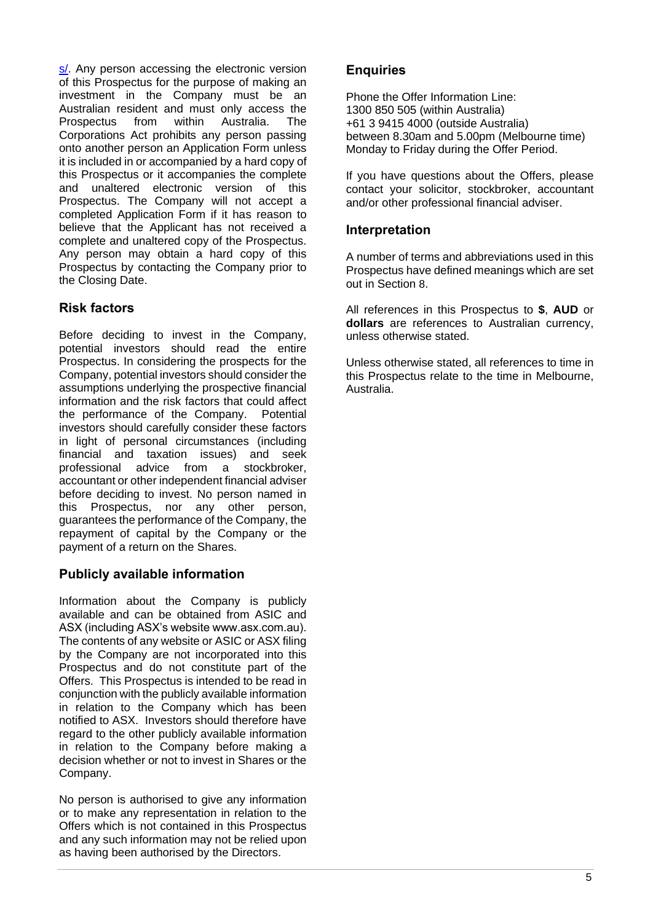s/. Any person accessing the electronic version of this Prospectus for the purpose of making an investment in the Company must be an Australian resident and must only access the Prospectus from within Australia. The Corporations Act prohibits any person passing onto another person an Application Form unless it is included in or accompanied by a hard copy of this Prospectus or it accompanies the complete and unaltered electronic version of this Prospectus. The Company will not accept a completed Application Form if it has reason to believe that the Applicant has not received a complete and unaltered copy of the Prospectus. Any person may obtain a hard copy of this Prospectus by contacting the Company prior to the Closing Date.

## Risk factors

Before deciding to invest in the Company, potential investors should read the entire Prospectus. In considering the prospects for the Company, potential investors should consider the assumptions underlying the prospective financial information and the risk factors that could affect the performance of the Company. Potential investors should carefully consider these factors in light of personal circumstances (including financial and taxation issues) and seek professional advice from a stockbroker, accountant or other independent financial adviser before deciding to invest. No person named in this Prospectus, nor any other person, guarantees the performance of the Company, the repayment of capital by the Company or the payment of a return on the Shares.

## Publicly available information

Information about the Company is publicly available and can be obtained from ASIC and ASX (including ASX's website www.asx.com.au). The contents of any website or ASIC or ASX filing by the Company are not incorporated into this Prospectus and do not constitute part of the Offers. This Prospectus is intended to be read in conjunction with the publicly available information in relation to the Company which has been notified to ASX. Investors should therefore have regard to the other publicly available information in relation to the Company before making a decision whether or not to invest in Shares or the Company.

No person is authorised to give any information or to make any representation in relation to the Offers which is not contained in this Prospectus and any such information may not be relied upon as having been authorised by the Directors.

## Enquiries

Phone the Offer Information Line:
1300 850 505 (within Australia)
+61 3 9415 4000 (outside Australia)
between 8.30am and 5.00pm (Melbourne time) Monday to Friday during the Offer Period.

If you have questions about the Offers, please contact your solicitor, stockbroker, accountant and/or other professional financial adviser.

## Interpretation

A number of terms and abbreviations used in this Prospectus have defined meanings which are set out in Section 8.

All references in this Prospectus to **$**, **AUD** or **dollars** are references to Australian currency, unless otherwise stated.

Unless otherwise stated, all references to time in this Prospectus relate to the time in Melbourne, Australia.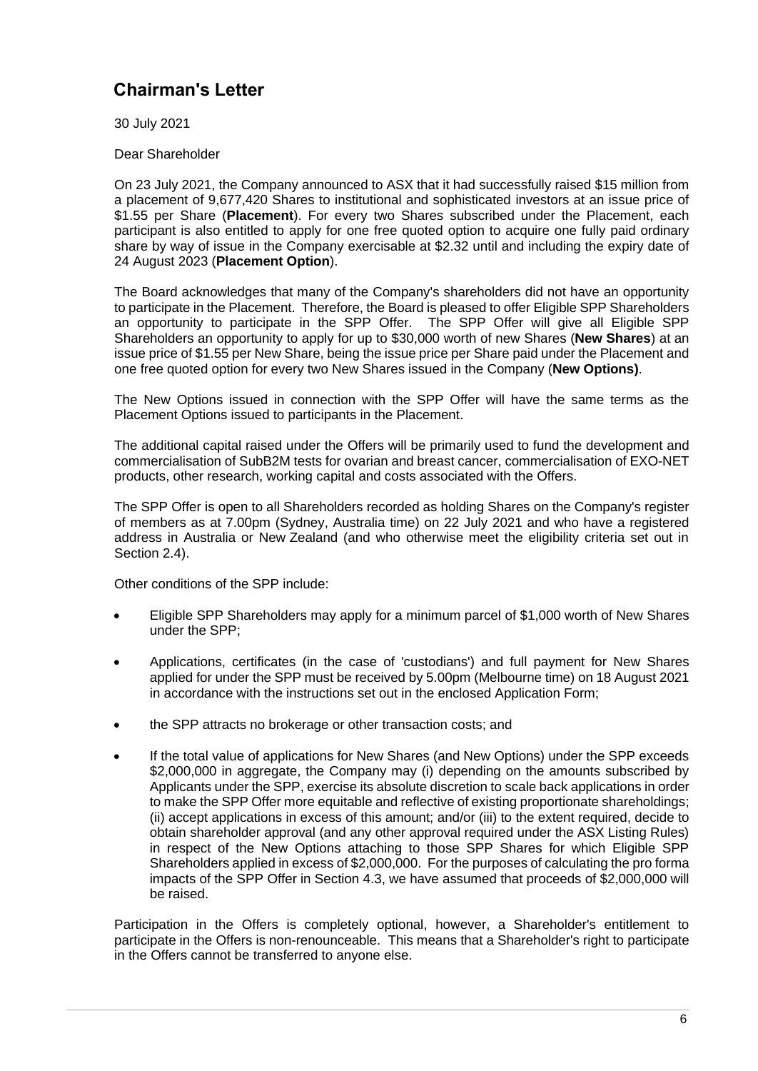# Chairman's Letter

30 July 2021

Dear Shareholder

On 23 July 2021, the Company announced to ASX that it had successfully raised $15 million from a placement of 9,677,420 Shares to institutional and sophisticated investors at an issue price of $1.55 per Share (**Placement**). For every two Shares subscribed under the Placement, each participant is also entitled to apply for one free quoted option to acquire one fully paid ordinary share by way of issue in the Company exercisable at $2.32 until and including the expiry date of 24 August 2023 (**Placement Option**).

The Board acknowledges that many of the Company's shareholders did not have an opportunity to participate in the Placement. Therefore, the Board is pleased to offer Eligible SPP Shareholders an opportunity to participate in the SPP Offer. The SPP Offer will give all Eligible SPP Shareholders an opportunity to apply for up to $30,000 worth of new Shares (**New Shares**) at an issue price of $1.55 per New Share, being the issue price per Share paid under the Placement and one free quoted option for every two New Shares issued in the Company (**New Options)**.

The New Options issued in connection with the SPP Offer will have the same terms as the Placement Options issued to participants in the Placement.

The additional capital raised under the Offers will be primarily used to fund the development and commercialisation of SubB2M tests for ovarian and breast cancer, commercialisation of EXO-NET products, other research, working capital and costs associated with the Offers.

The SPP Offer is open to all Shareholders recorded as holding Shares on the Company's register of members as at 7.00pm (Sydney, Australia time) on 22 July 2021 and who have a registered address in Australia or New Zealand (and who otherwise meet the eligibility criteria set out in Section 2.4).

Other conditions of the SPP include:

- Eligible SPP Shareholders may apply for a minimum parcel of $1,000 worth of New Shares under the SPP;
- Applications, certificates (in the case of 'custodians') and full payment for New Shares applied for under the SPP must be received by 5.00pm (Melbourne time) on 18 August 2021 in accordance with the instructions set out in the enclosed Application Form;
- the SPP attracts no brokerage or other transaction costs; and
- If the total value of applications for New Shares (and New Options) under the SPP exceeds $2,000,000 in aggregate, the Company may (i) depending on the amounts subscribed by Applicants under the SPP, exercise its absolute discretion to scale back applications in order to make the SPP Offer more equitable and reflective of existing proportionate shareholdings; (ii) accept applications in excess of this amount; and/or (iii) to the extent required, decide to obtain shareholder approval (and any other approval required under the ASX Listing Rules) in respect of the New Options attaching to those SPP Shares for which Eligible SPP Shareholders applied in excess of $2,000,000. For the purposes of calculating the pro forma impacts of the SPP Offer in Section 4.3, we have assumed that proceeds of $2,000,000 will be raised.

Participation in the Offers is completely optional, however, a Shareholder's entitlement to participate in the Offers is non-renounceable. This means that a Shareholder's right to participate in the Offers cannot be transferred to anyone else.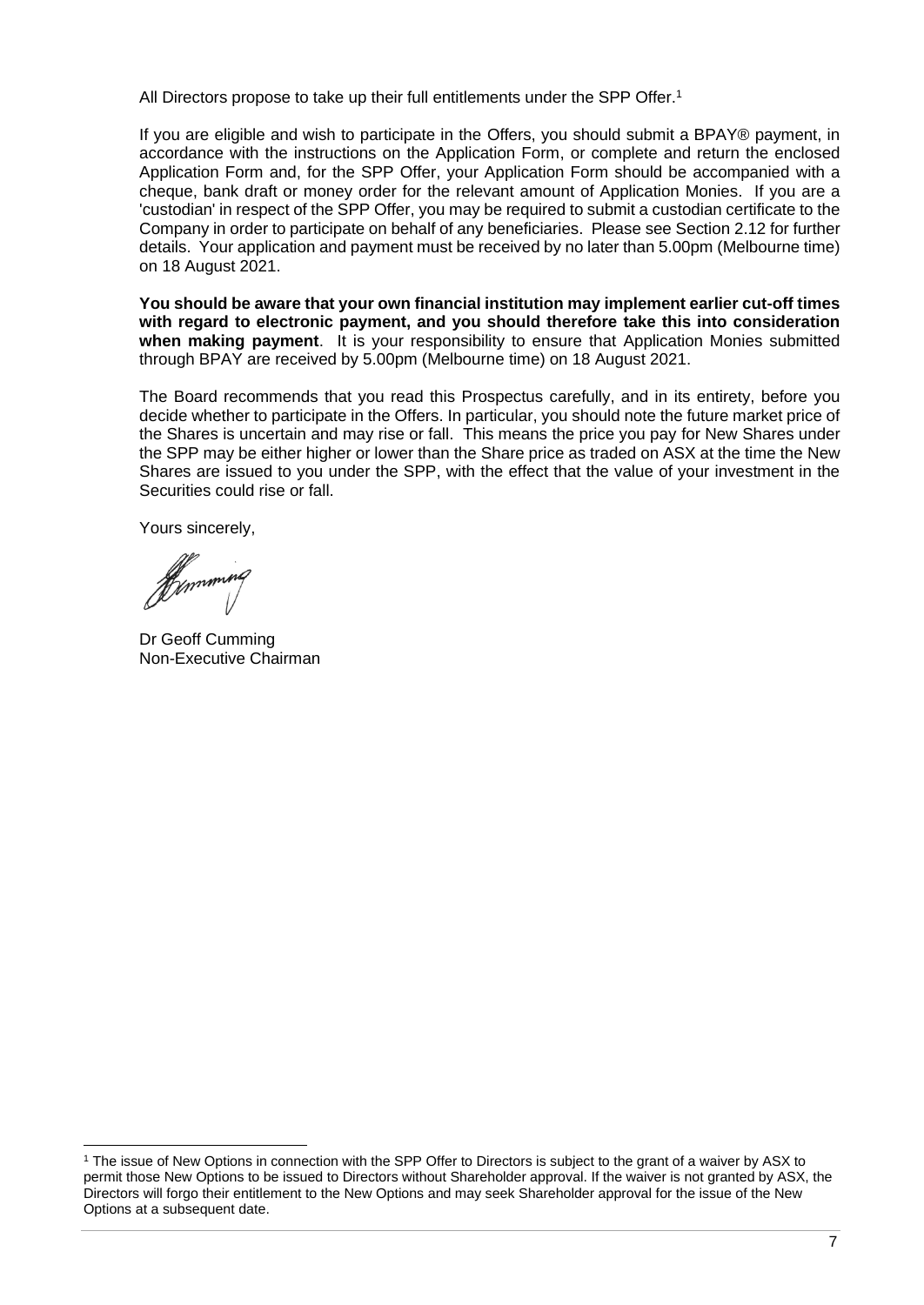All Directors propose to take up their full entitlements under the SPP Offer.[1]

If you are eligible and wish to participate in the Offers, you should submit a BPAY® payment, in accordance with the instructions on the Application Form, or complete and return the enclosed Application Form and, for the SPP Offer, your Application Form should be accompanied with a cheque, bank draft or money order for the relevant amount of Application Monies. If you are a 'custodian' in respect of the SPP Offer, you may be required to submit a custodian certificate to the Company in order to participate on behalf of any beneficiaries. Please see Section 2.12 for further details. Your application and payment must be received by no later than 5.00pm (Melbourne time) on 18 August 2021.

**You should be aware that your own financial institution may implement earlier cut-off times with regard to electronic payment, and you should therefore take this into consideration when making payment**. It is your responsibility to ensure that Application Monies submitted through BPAY are received by 5.00pm (Melbourne time) on 18 August 2021.

The Board recommends that you read this Prospectus carefully, and in its entirety, before you decide whether to participate in the Offers. In particular, you should note the future market price of the Shares is uncertain and may rise or fall. This means the price you pay for New Shares under the SPP may be either higher or lower than the Share price as traded on ASX at the time the New Shares are issued to you under the SPP, with the effect that the value of your investment in the Securities could rise or fall.

Yours sincerely,

Dr Geoff Cumming
Non-Executive Chairman

---

[1] The issue of New Options in connection with the SPP Offer to Directors is subject to the grant of a waiver by ASX to permit those New Options to be issued to Directors without Shareholder approval. If the waiver is not granted by ASX, the Directors will forgo their entitlement to the New Options and may seek Shareholder approval for the issue of the New Options at a subsequent date.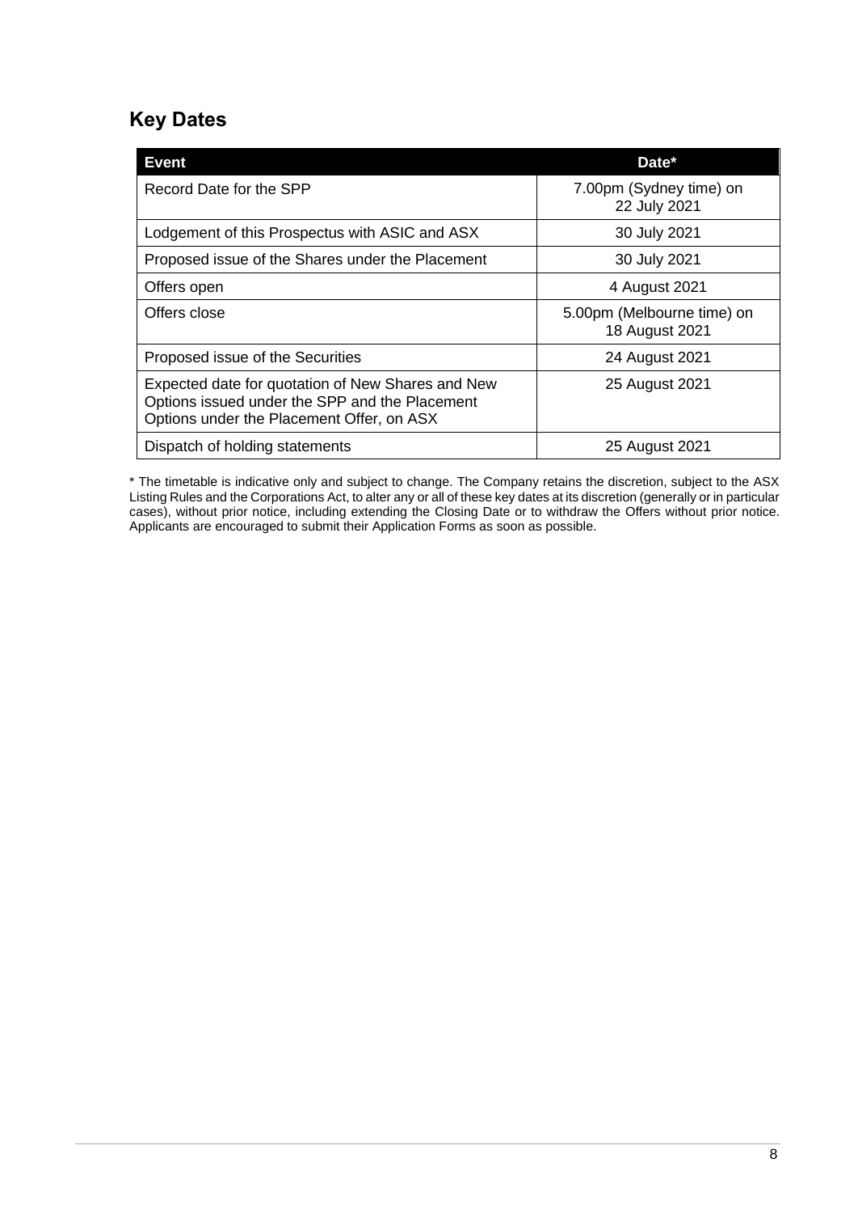## Key Dates

| Event | Date* |
| --- | --- |
| Record Date for the SPP | 7.00pm (Sydney time) on 22 July 2021 |
| Lodgement of this Prospectus with ASIC and ASX | 30 July 2021 |
| Proposed issue of the Shares under the Placement | 30 July 2021 |
| Offers open | 4 August 2021 |
| Offers close | 5.00pm (Melbourne time) on 18 August 2021 |
| Proposed issue of the Securities | 24 August 2021 |
| Expected date for quotation of New Shares and New Options issued under the SPP and the Placement Options under the Placement Offer, on ASX | 25 August 2021 |
| Dispatch of holding statements | 25 August 2021 |

* The timetable is indicative only and subject to change. The Company retains the discretion, subject to the ASX Listing Rules and the Corporations Act, to alter any or all of these key dates at its discretion (generally or in particular cases), without prior notice, including extending the Closing Date or to withdraw the Offers without prior notice. Applicants are encouraged to submit their Application Forms as soon as possible.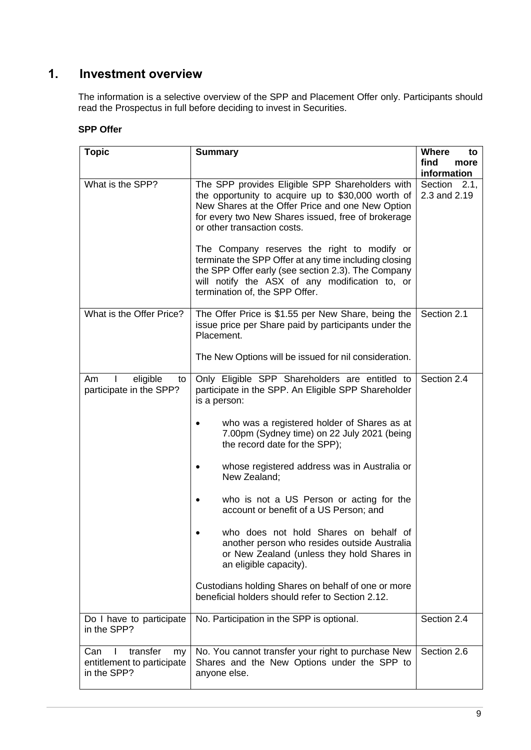# 1. Investment overview

The information is a selective overview of the SPP and Placement Offer only. Participants should read the Prospectus in full before deciding to invest in Securities.

**SPP Offer**

| **Topic** | **Summary** | **Where to find more information** |
|---|---|---|
| What is the SPP? | The SPP provides Eligible SPP Shareholders with the opportunity to acquire up to $30,000 worth of New Shares at the Offer Price and one New Option for every two New Shares issued, free of brokerage or other transaction costs.<br><br>The Company reserves the right to modify or terminate the SPP Offer at any time including closing the SPP Offer early (see section 2.3). The Company will notify the ASX of any modification to, or termination of, the SPP Offer. | Section 2.1, 2.3 and 2.19 |
| What is the Offer Price? | The Offer Price is $1.55 per New Share, being the issue price per Share paid by participants under the Placement.<br><br>The New Options will be issued for nil consideration. | Section 2.1 |
| Am I eligible to participate in the SPP? | Only Eligible SPP Shareholders are entitled to participate in the SPP. An Eligible SPP Shareholder is a person:<br><br>• who was a registered holder of Shares as at 7.00pm (Sydney time) on 22 July 2021 (being the record date for the SPP);<br><br>• whose registered address was in Australia or New Zealand;<br><br>• who is not a US Person or acting for the account or benefit of a US Person; and<br><br>• who does not hold Shares on behalf of another person who resides outside Australia or New Zealand (unless they hold Shares in an eligible capacity).<br><br>Custodians holding Shares on behalf of one or more beneficial holders should refer to Section 2.12. | Section 2.4 |
| Do I have to participate in the SPP? | No. Participation in the SPP is optional. | Section 2.4 |
| Can I transfer my entitlement to participate in the SPP? | No. You cannot transfer your right to purchase New Shares and the New Options under the SPP to anyone else. | Section 2.6 |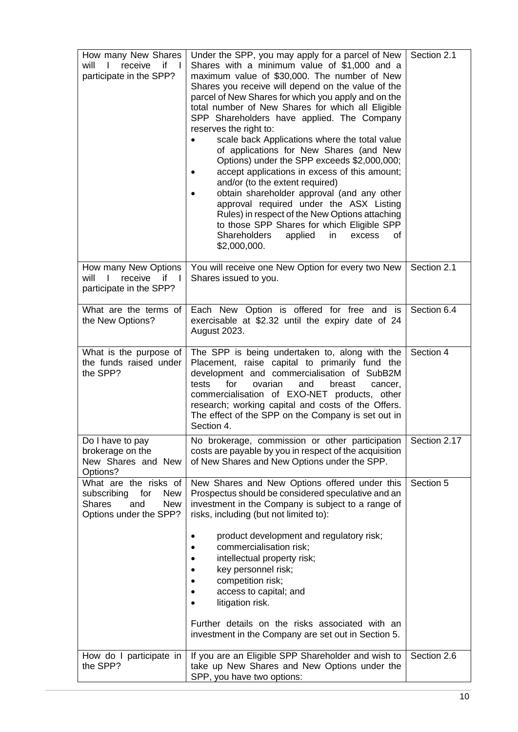| How many New Shares will I receive if I participate in the SPP? | Under the SPP, you may apply for a parcel of New Shares with a minimum value of $1,000 and a maximum value of $30,000. The number of New Shares you receive will depend on the value of the parcel of New Shares for which you apply and on the total number of New Shares for which all Eligible SPP Shareholders have applied. The Company reserves the right to:<br>• scale back Applications where the total value of applications for New Shares (and New Options) under the SPP exceeds $2,000,000;<br>• accept applications in excess of this amount; and/or (to the extent required)<br>• obtain shareholder approval (and any other approval required under the ASX Listing Rules) in respect of the New Options attaching to those SPP Shares for which Eligible SPP Shareholders applied in excess of $2,000,000. | Section 2.1 |
|---|---|---|
| How many New Options will I receive if I participate in the SPP? | You will receive one New Option for every two New Shares issued to you. | Section 2.1 |
| What are the terms of the New Options? | Each New Option is offered for free and is exercisable at $2.32 until the expiry date of 24 August 2023. | Section 6.4 |
| What is the purpose of the funds raised under the SPP? | The SPP is being undertaken to, along with the Placement, raise capital to primarily fund the development and commercialisation of SubB2M tests for ovarian and breast cancer, commercialisation of EXO-NET products, other research; working capital and costs of the Offers. The effect of the SPP on the Company is set out in Section 4. | Section 4 |
| Do I have to pay brokerage on the New Shares and New Options? | No brokerage, commission or other participation costs are payable by you in respect of the acquisition of New Shares and New Options under the SPP. | Section 2.17 |
| What are the risks of subscribing for New Shares and New Options under the SPP? | New Shares and New Options offered under this Prospectus should be considered speculative and an investment in the Company is subject to a range of risks, including (but not limited to):<br>• product development and regulatory risk;<br>• commercialisation risk;<br>• intellectual property risk;<br>• key personnel risk;<br>• competition risk;<br>• access to capital; and<br>• litigation risk.<br><br>Further details on the risks associated with an investment in the Company are set out in Section 5. | Section 5 |
| How do I participate in the SPP? | If you are an Eligible SPP Shareholder and wish to take up New Shares and New Options under the SPP, you have two options: | Section 2.6 |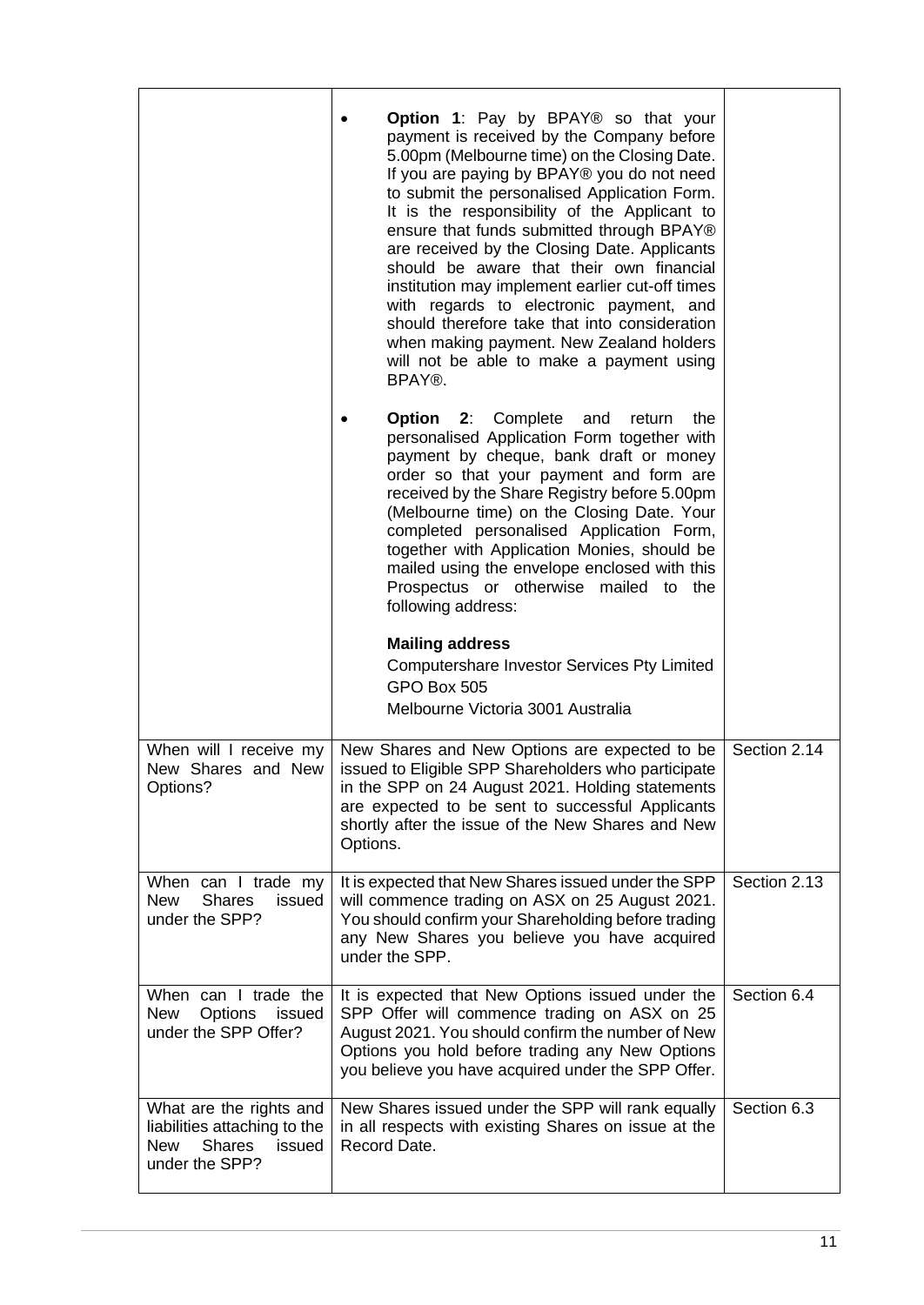| | | |
|---|---|---|
| | • **Option 1**: Pay by BPAY® so that your payment is received by the Company before 5.00pm (Melbourne time) on the Closing Date. If you are paying by BPAY® you do not need to submit the personalised Application Form. It is the responsibility of the Applicant to ensure that funds submitted through BPAY® are received by the Closing Date. Applicants should be aware that their own financial institution may implement earlier cut-off times with regards to electronic payment, and should therefore take that into consideration when making payment. New Zealand holders will not be able to make a payment using BPAY®.<br><br>• **Option 2**: Complete and return the personalised Application Form together with payment by cheque, bank draft or money order so that your payment and form are received by the Share Registry before 5.00pm (Melbourne time) on the Closing Date. Your completed personalised Application Form, together with Application Monies, should be mailed using the envelope enclosed with this Prospectus or otherwise mailed to the following address:<br><br>**Mailing address**<br>Computershare Investor Services Pty Limited<br>GPO Box 505<br>Melbourne Victoria 3001 Australia | |
| When will I receive my New Shares and New Options? | New Shares and New Options are expected to be issued to Eligible SPP Shareholders who participate in the SPP on 24 August 2021. Holding statements are expected to be sent to successful Applicants shortly after the issue of the New Shares and New Options. | Section 2.14 |
| When can I trade my New Shares issued under the SPP? | It is expected that New Shares issued under the SPP will commence trading on ASX on 25 August 2021. You should confirm your Shareholding before trading any New Shares you believe you have acquired under the SPP. | Section 2.13 |
| When can I trade the New Options issued under the SPP Offer? | It is expected that New Options issued under the SPP Offer will commence trading on ASX on 25 August 2021. You should confirm the number of New Options you hold before trading any New Options you believe you have acquired under the SPP Offer. | Section 6.4 |
| What are the rights and liabilities attaching to the New Shares issued under the SPP? | New Shares issued under the SPP will rank equally in all respects with existing Shares on issue at the Record Date. | Section 6.3 |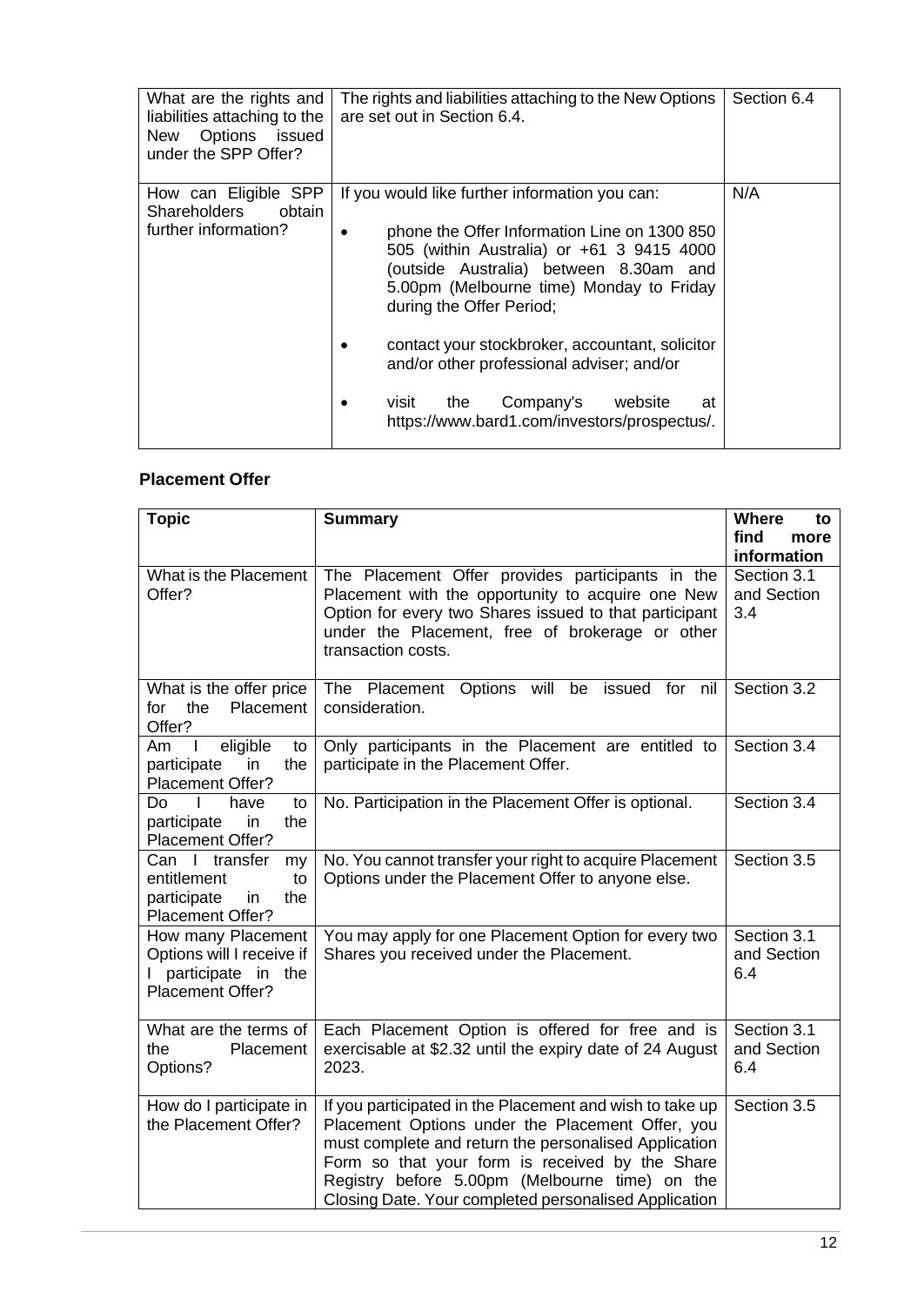| What are the rights and liabilities attaching to the New Options issued under the SPP Offer? | The rights and liabilities attaching to the New Options are set out in Section 6.4. | Section 6.4 |
| --- | --- | --- |
| How can Eligible SPP Shareholders obtain further information? | If you would like further information you can:<br>• phone the Offer Information Line on 1300 850 505 (within Australia) or +61 3 9415 4000 (outside Australia) between 8.30am and 5.00pm (Melbourne time) Monday to Friday during the Offer Period;<br>• contact your stockbroker, accountant, solicitor and/or other professional adviser; and/or<br>• visit the Company's website at https://www.bard1.com/investors/prospectus/. | N/A |

**Placement Offer**

| Topic | Summary | Where to find more information |
| --- | --- | --- |
| What is the Placement Offer? | The Placement Offer provides participants in the Placement with the opportunity to acquire one New Option for every two Shares issued to that participant under the Placement, free of brokerage or other transaction costs. | Section 3.1 and Section 3.4 |
| What is the offer price for the Placement Offer? | The Placement Options will be issued for nil consideration. | Section 3.2 |
| Am I eligible to participate in the Placement Offer? | Only participants in the Placement are entitled to participate in the Placement Offer. | Section 3.4 |
| Do I have to participate in the Placement Offer? | No. Participation in the Placement Offer is optional. | Section 3.4 |
| Can I transfer my entitlement to participate in the Placement Offer? | No. You cannot transfer your right to acquire Placement Options under the Placement Offer to anyone else. | Section 3.5 |
| How many Placement Options will I receive if I participate in the Placement Offer? | You may apply for one Placement Option for every two Shares you received under the Placement. | Section 3.1 and Section 6.4 |
| What are the terms of the Placement Options? | Each Placement Option is offered for free and is exercisable at $2.32 until the expiry date of 24 August 2023. | Section 3.1 and Section 6.4 |
| How do I participate in the Placement Offer? | If you participated in the Placement and wish to take up Placement Options under the Placement Offer, you must complete and return the personalised Application Form so that your form is received by the Share Registry before 5.00pm (Melbourne time) on the Closing Date. Your completed personalised Application | Section 3.5 |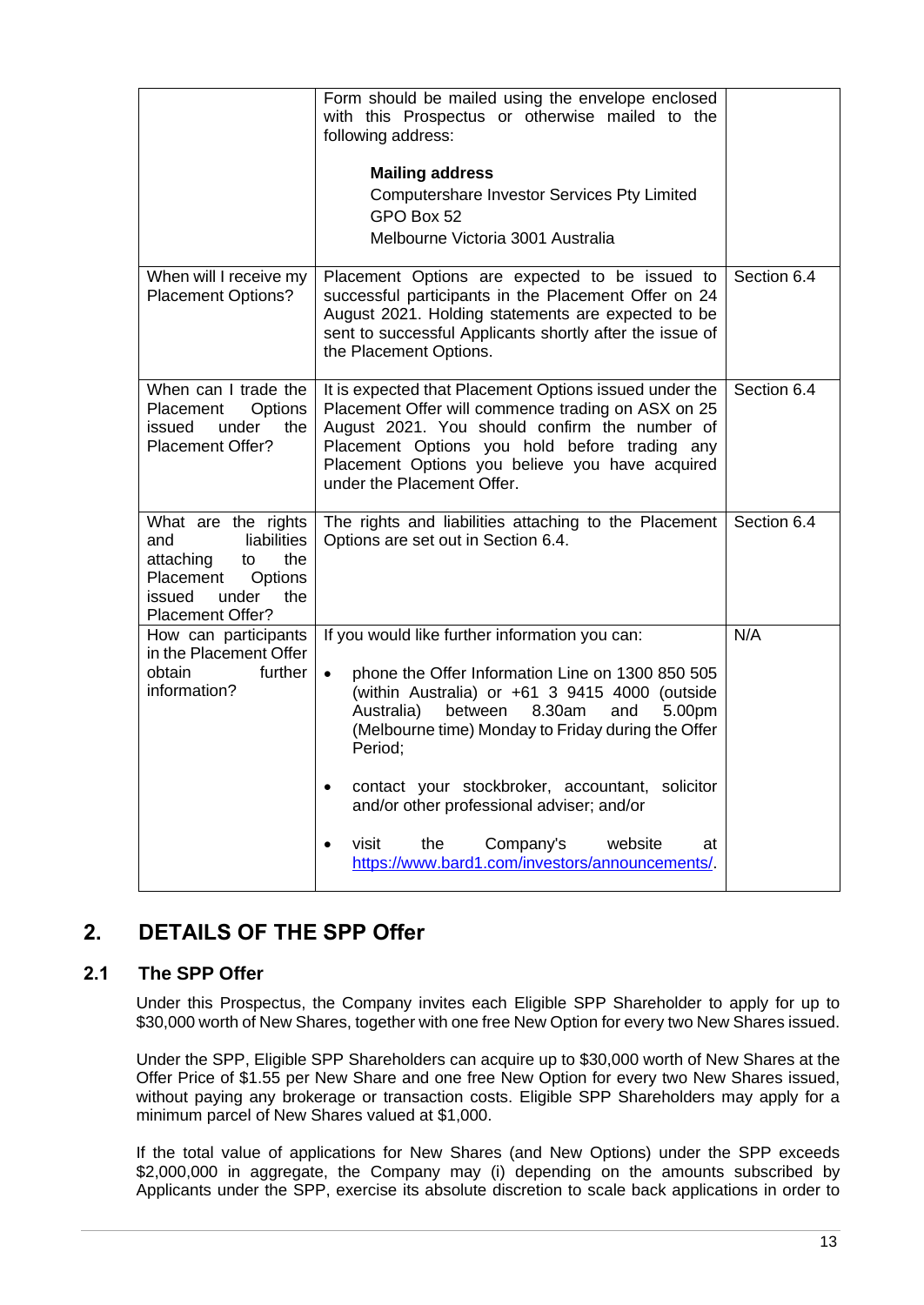|  |  |  |
|---|---|---|
|  | Form should be mailed using the envelope enclosed with this Prospectus or otherwise mailed to the following address:<br><br>**Mailing address**<br>Computershare Investor Services Pty Limited<br>GPO Box 52<br>Melbourne Victoria 3001 Australia |  |
| When will I receive my Placement Options? | Placement Options are expected to be issued to successful participants in the Placement Offer on 24 August 2021. Holding statements are expected to be sent to successful Applicants shortly after the issue of the Placement Options. | Section 6.4 |
| When can I trade the Placement Options issued under the Placement Offer? | It is expected that Placement Options issued under the Placement Offer will commence trading on ASX on 25 August 2021. You should confirm the number of Placement Options you hold before trading any Placement Options you believe you have acquired under the Placement Offer. | Section 6.4 |
| What are the rights and liabilities attaching to the Placement Options issued under the Placement Offer? | The rights and liabilities attaching to the Placement Options are set out in Section 6.4. | Section 6.4 |
| How can participants in the Placement Offer obtain further information? | If you would like further information you can:<br><br>• phone the Offer Information Line on 1300 850 505 (within Australia) or +61 3 9415 4000 (outside Australia) between 8.30am and 5.00pm (Melbourne time) Monday to Friday during the Offer Period;<br><br>• contact your stockbroker, accountant, solicitor and/or other professional adviser; and/or<br><br>• visit the Company's website at https://www.bard1.com/investors/announcements/. | N/A |

## 2. DETAILS OF THE SPP Offer

### 2.1 The SPP Offer

Under this Prospectus, the Company invites each Eligible SPP Shareholder to apply for up to $30,000 worth of New Shares, together with one free New Option for every two New Shares issued.

Under the SPP, Eligible SPP Shareholders can acquire up to $30,000 worth of New Shares at the Offer Price of $1.55 per New Share and one free New Option for every two New Shares issued, without paying any brokerage or transaction costs. Eligible SPP Shareholders may apply for a minimum parcel of New Shares valued at $1,000.

If the total value of applications for New Shares (and New Options) under the SPP exceeds $2,000,000 in aggregate, the Company may (i) depending on the amounts subscribed by Applicants under the SPP, exercise its absolute discretion to scale back applications in order to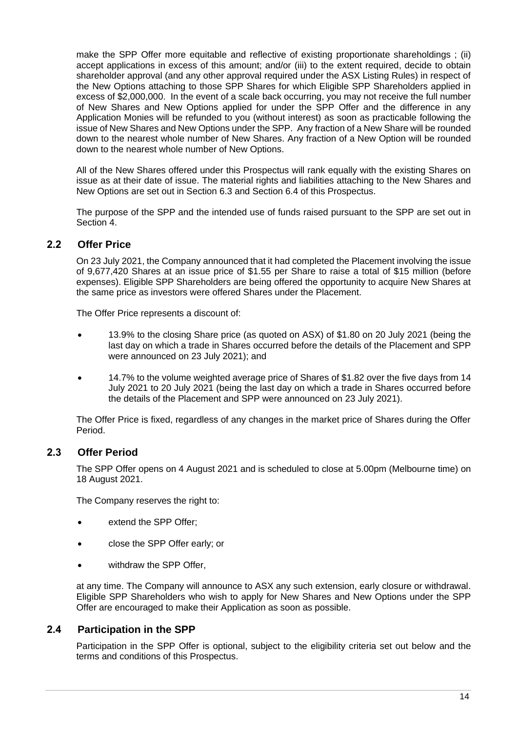make the SPP Offer more equitable and reflective of existing proportionate shareholdings ; (ii) accept applications in excess of this amount; and/or (iii) to the extent required, decide to obtain shareholder approval (and any other approval required under the ASX Listing Rules) in respect of the New Options attaching to those SPP Shares for which Eligible SPP Shareholders applied in excess of $2,000,000. In the event of a scale back occurring, you may not receive the full number of New Shares and New Options applied for under the SPP Offer and the difference in any Application Monies will be refunded to you (without interest) as soon as practicable following the issue of New Shares and New Options under the SPP. Any fraction of a New Share will be rounded down to the nearest whole number of New Shares. Any fraction of a New Option will be rounded down to the nearest whole number of New Options.

All of the New Shares offered under this Prospectus will rank equally with the existing Shares on issue as at their date of issue. The material rights and liabilities attaching to the New Shares and New Options are set out in Section 6.3 and Section 6.4 of this Prospectus.

The purpose of the SPP and the intended use of funds raised pursuant to the SPP are set out in Section 4.

## 2.2 Offer Price

On 23 July 2021, the Company announced that it had completed the Placement involving the issue of 9,677,420 Shares at an issue price of $1.55 per Share to raise a total of $15 million (before expenses). Eligible SPP Shareholders are being offered the opportunity to acquire New Shares at the same price as investors were offered Shares under the Placement.

The Offer Price represents a discount of:

- 13.9% to the closing Share price (as quoted on ASX) of $1.80 on 20 July 2021 (being the last day on which a trade in Shares occurred before the details of the Placement and SPP were announced on 23 July 2021); and
- 14.7% to the volume weighted average price of Shares of $1.82 over the five days from 14 July 2021 to 20 July 2021 (being the last day on which a trade in Shares occurred before the details of the Placement and SPP were announced on 23 July 2021).

The Offer Price is fixed, regardless of any changes in the market price of Shares during the Offer Period.

## 2.3 Offer Period

The SPP Offer opens on 4 August 2021 and is scheduled to close at 5.00pm (Melbourne time) on 18 August 2021.

The Company reserves the right to:

- extend the SPP Offer;
- close the SPP Offer early; or
- withdraw the SPP Offer,

at any time. The Company will announce to ASX any such extension, early closure or withdrawal. Eligible SPP Shareholders who wish to apply for New Shares and New Options under the SPP Offer are encouraged to make their Application as soon as possible.

## 2.4 Participation in the SPP

Participation in the SPP Offer is optional, subject to the eligibility criteria set out below and the terms and conditions of this Prospectus.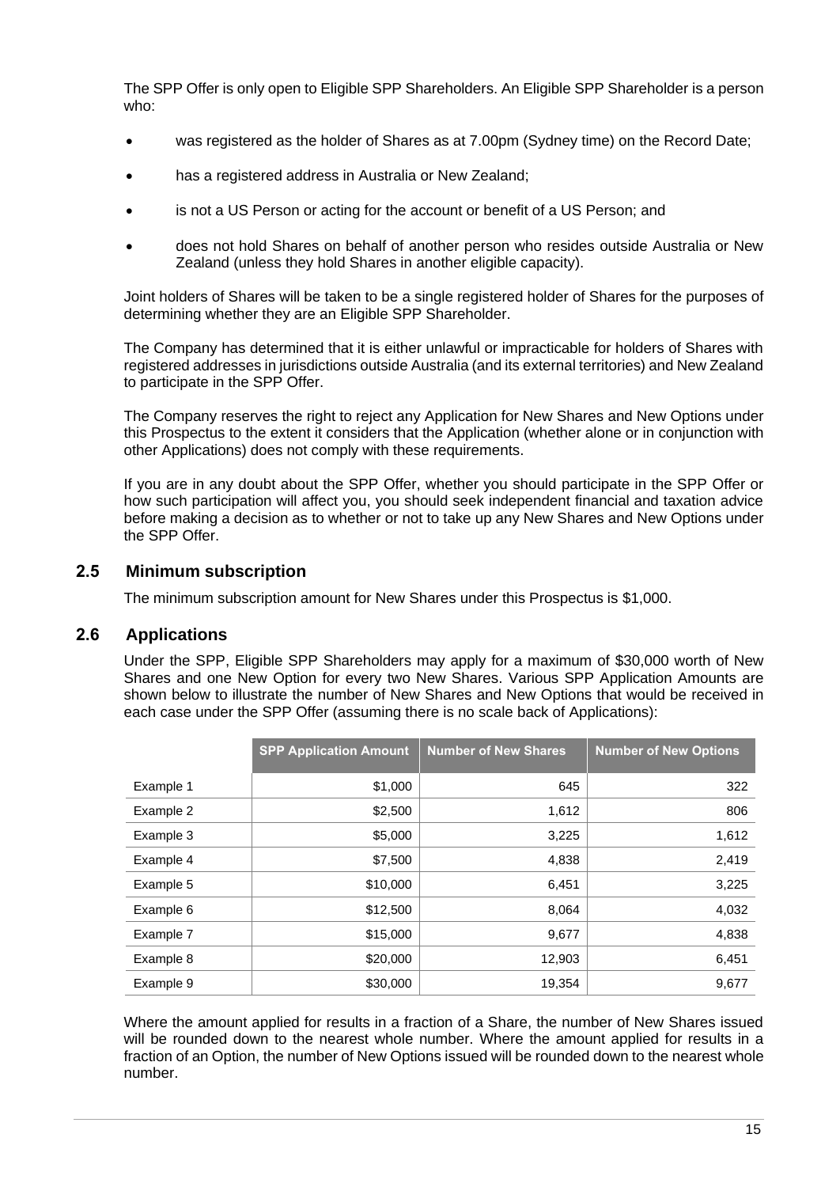The SPP Offer is only open to Eligible SPP Shareholders. An Eligible SPP Shareholder is a person who:

- was registered as the holder of Shares as at 7.00pm (Sydney time) on the Record Date;
- has a registered address in Australia or New Zealand;
- is not a US Person or acting for the account or benefit of a US Person; and
- does not hold Shares on behalf of another person who resides outside Australia or New Zealand (unless they hold Shares in another eligible capacity).

Joint holders of Shares will be taken to be a single registered holder of Shares for the purposes of determining whether they are an Eligible SPP Shareholder.

The Company has determined that it is either unlawful or impracticable for holders of Shares with registered addresses in jurisdictions outside Australia (and its external territories) and New Zealand to participate in the SPP Offer.

The Company reserves the right to reject any Application for New Shares and New Options under this Prospectus to the extent it considers that the Application (whether alone or in conjunction with other Applications) does not comply with these requirements.

If you are in any doubt about the SPP Offer, whether you should participate in the SPP Offer or how such participation will affect you, you should seek independent financial and taxation advice before making a decision as to whether or not to take up any New Shares and New Options under the SPP Offer.

## 2.5 Minimum subscription

The minimum subscription amount for New Shares under this Prospectus is $1,000.

## 2.6 Applications

Under the SPP, Eligible SPP Shareholders may apply for a maximum of $30,000 worth of New Shares and one New Option for every two New Shares. Various SPP Application Amounts are shown below to illustrate the number of New Shares and New Options that would be received in each case under the SPP Offer (assuming there is no scale back of Applications):

| | SPP Application Amount | Number of New Shares | Number of New Options |
|---|---:|---:|---:|
| Example 1 | $1,000 | 645 | 322 |
| Example 2 | $2,500 | 1,612 | 806 |
| Example 3 | $5,000 | 3,225 | 1,612 |
| Example 4 | $7,500 | 4,838 | 2,419 |
| Example 5 | $10,000 | 6,451 | 3,225 |
| Example 6 | $12,500 | 8,064 | 4,032 |
| Example 7 | $15,000 | 9,677 | 4,838 |
| Example 8 | $20,000 | 12,903 | 6,451 |
| Example 9 | $30,000 | 19,354 | 9,677 |

Where the amount applied for results in a fraction of a Share, the number of New Shares issued will be rounded down to the nearest whole number. Where the amount applied for results in a fraction of an Option, the number of New Options issued will be rounded down to the nearest whole number.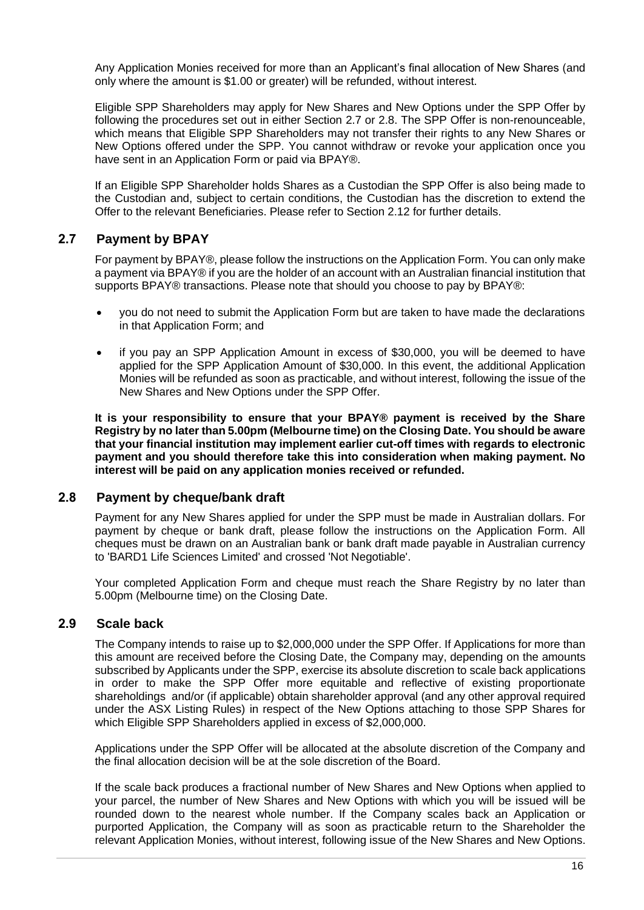Any Application Monies received for more than an Applicant's final allocation of New Shares (and only where the amount is $1.00 or greater) will be refunded, without interest.

Eligible SPP Shareholders may apply for New Shares and New Options under the SPP Offer by following the procedures set out in either Section 2.7 or 2.8. The SPP Offer is non-renounceable, which means that Eligible SPP Shareholders may not transfer their rights to any New Shares or New Options offered under the SPP. You cannot withdraw or revoke your application once you have sent in an Application Form or paid via BPAY®.

If an Eligible SPP Shareholder holds Shares as a Custodian the SPP Offer is also being made to the Custodian and, subject to certain conditions, the Custodian has the discretion to extend the Offer to the relevant Beneficiaries. Please refer to Section 2.12 for further details.

## 2.7 Payment by BPAY

For payment by BPAY®, please follow the instructions on the Application Form. You can only make a payment via BPAY® if you are the holder of an account with an Australian financial institution that supports BPAY® transactions. Please note that should you choose to pay by BPAY®:

- you do not need to submit the Application Form but are taken to have made the declarations in that Application Form; and
- if you pay an SPP Application Amount in excess of $30,000, you will be deemed to have applied for the SPP Application Amount of $30,000. In this event, the additional Application Monies will be refunded as soon as practicable, and without interest, following the issue of the New Shares and New Options under the SPP Offer.

**It is your responsibility to ensure that your BPAY® payment is received by the Share Registry by no later than 5.00pm (Melbourne time) on the Closing Date. You should be aware that your financial institution may implement earlier cut-off times with regards to electronic payment and you should therefore take this into consideration when making payment. No interest will be paid on any application monies received or refunded.**

## 2.8 Payment by cheque/bank draft

Payment for any New Shares applied for under the SPP must be made in Australian dollars. For payment by cheque or bank draft, please follow the instructions on the Application Form. All cheques must be drawn on an Australian bank or bank draft made payable in Australian currency to 'BARD1 Life Sciences Limited' and crossed 'Not Negotiable'.

Your completed Application Form and cheque must reach the Share Registry by no later than 5.00pm (Melbourne time) on the Closing Date.

## 2.9 Scale back

The Company intends to raise up to $2,000,000 under the SPP Offer. If Applications for more than this amount are received before the Closing Date, the Company may, depending on the amounts subscribed by Applicants under the SPP, exercise its absolute discretion to scale back applications in order to make the SPP Offer more equitable and reflective of existing proportionate shareholdings and/or (if applicable) obtain shareholder approval (and any other approval required under the ASX Listing Rules) in respect of the New Options attaching to those SPP Shares for which Eligible SPP Shareholders applied in excess of $2,000,000.

Applications under the SPP Offer will be allocated at the absolute discretion of the Company and the final allocation decision will be at the sole discretion of the Board.

If the scale back produces a fractional number of New Shares and New Options when applied to your parcel, the number of New Shares and New Options with which you will be issued will be rounded down to the nearest whole number. If the Company scales back an Application or purported Application, the Company will as soon as practicable return to the Shareholder the relevant Application Monies, without interest, following issue of the New Shares and New Options.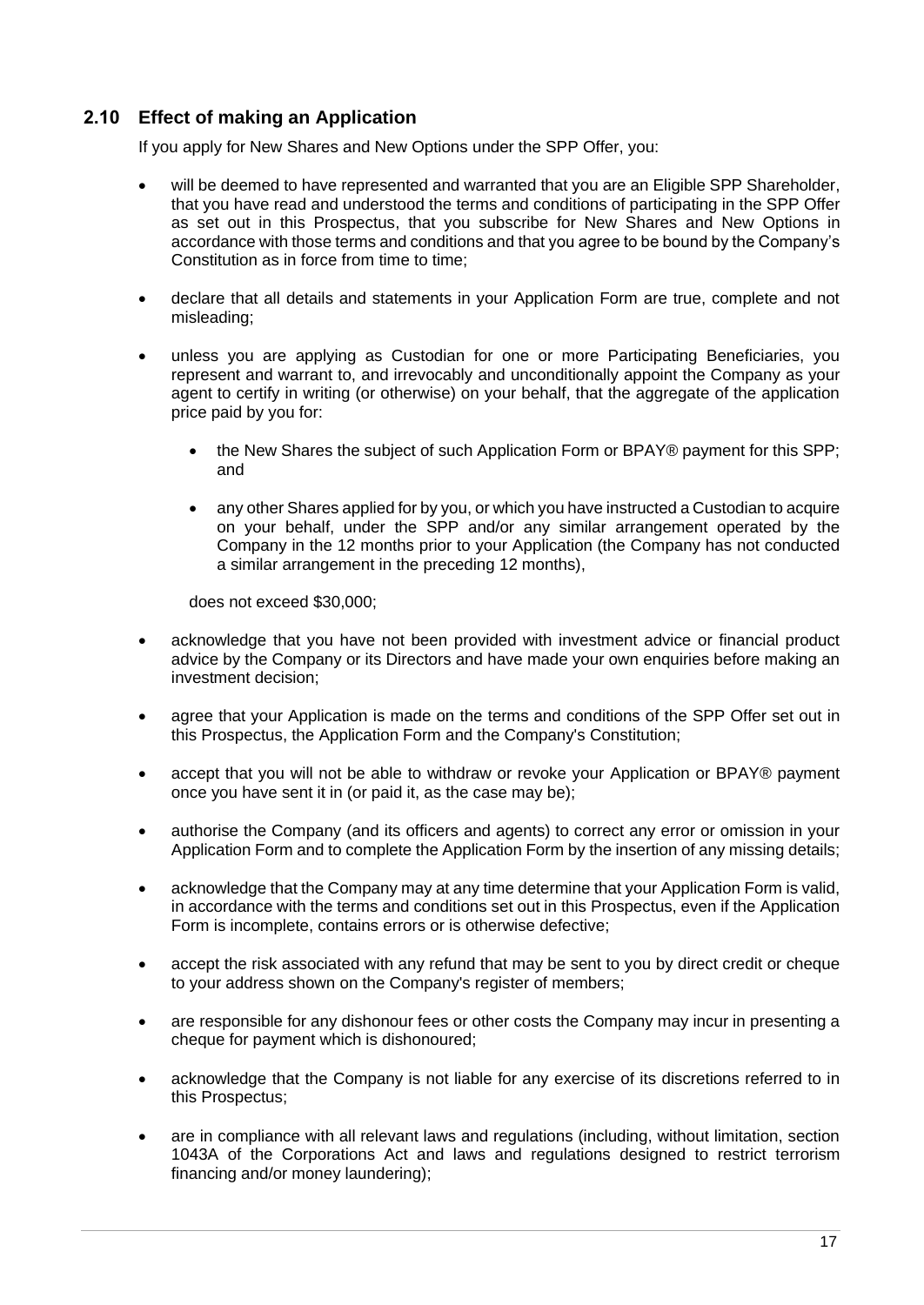## 2.10 Effect of making an Application

If you apply for New Shares and New Options under the SPP Offer, you:

- will be deemed to have represented and warranted that you are an Eligible SPP Shareholder, that you have read and understood the terms and conditions of participating in the SPP Offer as set out in this Prospectus, that you subscribe for New Shares and New Options in accordance with those terms and conditions and that you agree to be bound by the Company's Constitution as in force from time to time;
- declare that all details and statements in your Application Form are true, complete and not misleading;
- unless you are applying as Custodian for one or more Participating Beneficiaries, you represent and warrant to, and irrevocably and unconditionally appoint the Company as your agent to certify in writing (or otherwise) on your behalf, that the aggregate of the application price paid by you for:
  - the New Shares the subject of such Application Form or BPAY® payment for this SPP; and
  - any other Shares applied for by you, or which you have instructed a Custodian to acquire on your behalf, under the SPP and/or any similar arrangement operated by the Company in the 12 months prior to your Application (the Company has not conducted a similar arrangement in the preceding 12 months),

  does not exceed $30,000;
- acknowledge that you have not been provided with investment advice or financial product advice by the Company or its Directors and have made your own enquiries before making an investment decision;
- agree that your Application is made on the terms and conditions of the SPP Offer set out in this Prospectus, the Application Form and the Company's Constitution;
- accept that you will not be able to withdraw or revoke your Application or BPAY® payment once you have sent it in (or paid it, as the case may be);
- authorise the Company (and its officers and agents) to correct any error or omission in your Application Form and to complete the Application Form by the insertion of any missing details;
- acknowledge that the Company may at any time determine that your Application Form is valid, in accordance with the terms and conditions set out in this Prospectus, even if the Application Form is incomplete, contains errors or is otherwise defective;
- accept the risk associated with any refund that may be sent to you by direct credit or cheque to your address shown on the Company's register of members;
- are responsible for any dishonour fees or other costs the Company may incur in presenting a cheque for payment which is dishonoured;
- acknowledge that the Company is not liable for any exercise of its discretions referred to in this Prospectus;
- are in compliance with all relevant laws and regulations (including, without limitation, section 1043A of the Corporations Act and laws and regulations designed to restrict terrorism financing and/or money laundering);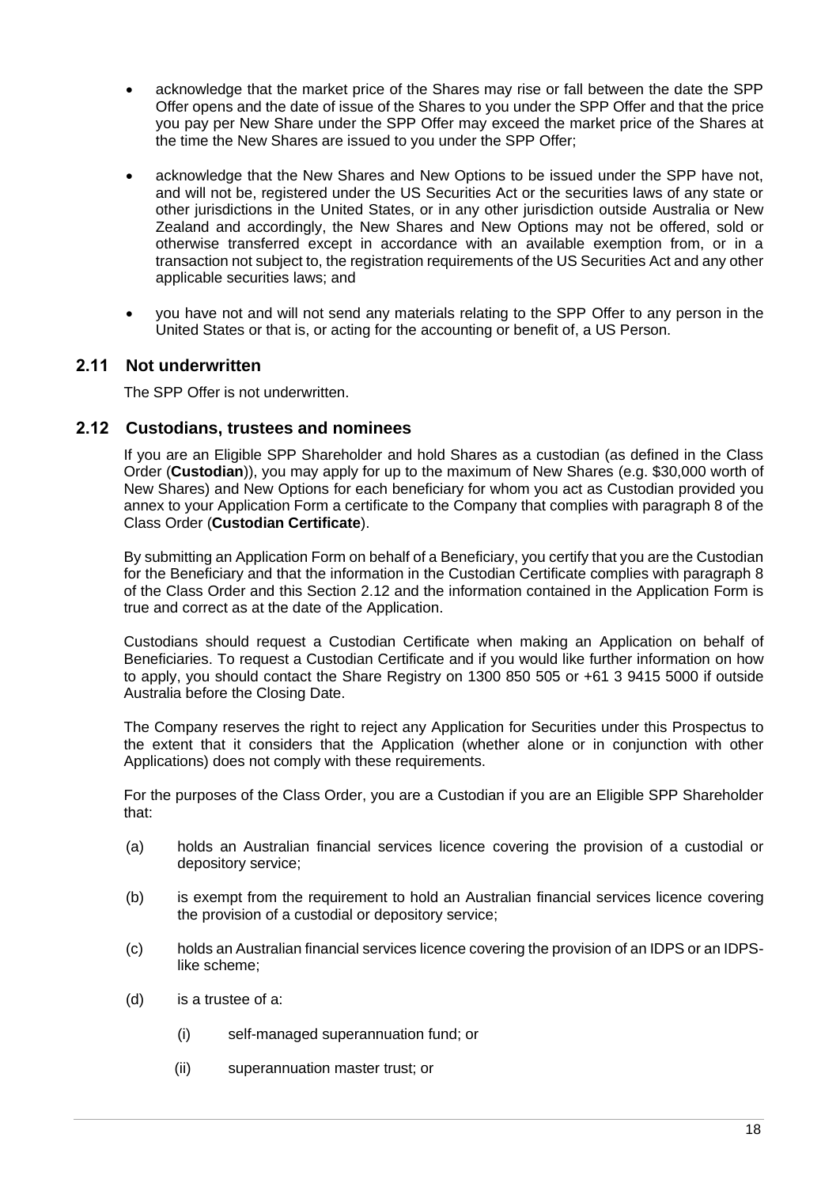- acknowledge that the market price of the Shares may rise or fall between the date the SPP Offer opens and the date of issue of the Shares to you under the SPP Offer and that the price you pay per New Share under the SPP Offer may exceed the market price of the Shares at the time the New Shares are issued to you under the SPP Offer;

- acknowledge that the New Shares and New Options to be issued under the SPP have not, and will not be, registered under the US Securities Act or the securities laws of any state or other jurisdictions in the United States, or in any other jurisdiction outside Australia or New Zealand and accordingly, the New Shares and New Options may not be offered, sold or otherwise transferred except in accordance with an available exemption from, or in a transaction not subject to, the registration requirements of the US Securities Act and any other applicable securities laws; and

- you have not and will not send any materials relating to the SPP Offer to any person in the United States or that is, or acting for the accounting or benefit of, a US Person.

## 2.11 Not underwritten

The SPP Offer is not underwritten.

## 2.12 Custodians, trustees and nominees

If you are an Eligible SPP Shareholder and hold Shares as a custodian (as defined in the Class Order (**Custodian**)), you may apply for up to the maximum of New Shares (e.g. $30,000 worth of New Shares) and New Options for each beneficiary for whom you act as Custodian provided you annex to your Application Form a certificate to the Company that complies with paragraph 8 of the Class Order (**Custodian Certificate**).

By submitting an Application Form on behalf of a Beneficiary, you certify that you are the Custodian for the Beneficiary and that the information in the Custodian Certificate complies with paragraph 8 of the Class Order and this Section 2.12 and the information contained in the Application Form is true and correct as at the date of the Application.

Custodians should request a Custodian Certificate when making an Application on behalf of Beneficiaries. To request a Custodian Certificate and if you would like further information on how to apply, you should contact the Share Registry on 1300 850 505 or +61 3 9415 5000 if outside Australia before the Closing Date.

The Company reserves the right to reject any Application for Securities under this Prospectus to the extent that it considers that the Application (whether alone or in conjunction with other Applications) does not comply with these requirements.

For the purposes of the Class Order, you are a Custodian if you are an Eligible SPP Shareholder that:

(a) holds an Australian financial services licence covering the provision of a custodial or depository service;

(b) is exempt from the requirement to hold an Australian financial services licence covering the provision of a custodial or depository service;

(c) holds an Australian financial services licence covering the provision of an IDPS or an IDPS-like scheme;

(d) is a trustee of a:

  (i) self-managed superannuation fund; or

  (ii) superannuation master trust; or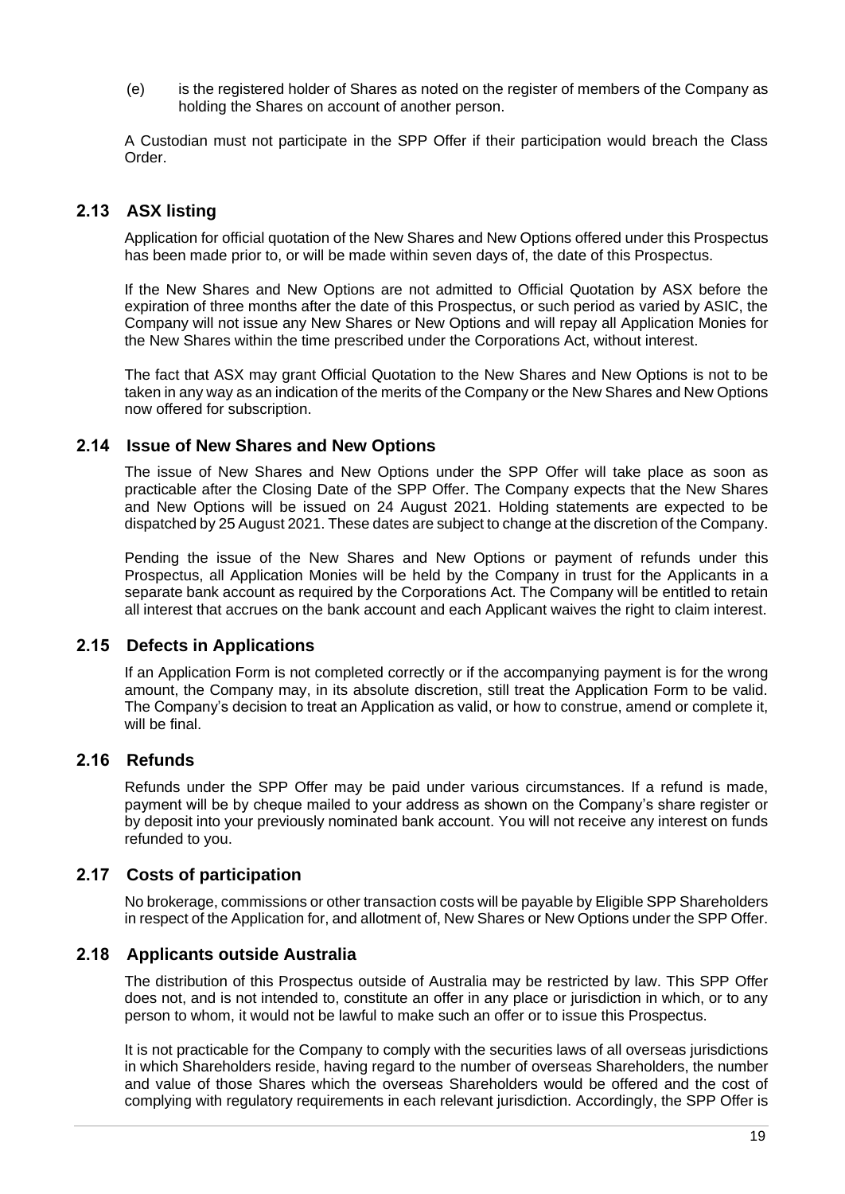(e) is the registered holder of Shares as noted on the register of members of the Company as holding the Shares on account of another person.

A Custodian must not participate in the SPP Offer if their participation would breach the Class Order.

## 2.13 ASX listing

Application for official quotation of the New Shares and New Options offered under this Prospectus has been made prior to, or will be made within seven days of, the date of this Prospectus.

If the New Shares and New Options are not admitted to Official Quotation by ASX before the expiration of three months after the date of this Prospectus, or such period as varied by ASIC, the Company will not issue any New Shares or New Options and will repay all Application Monies for the New Shares within the time prescribed under the Corporations Act, without interest.

The fact that ASX may grant Official Quotation to the New Shares and New Options is not to be taken in any way as an indication of the merits of the Company or the New Shares and New Options now offered for subscription.

## 2.14 Issue of New Shares and New Options

The issue of New Shares and New Options under the SPP Offer will take place as soon as practicable after the Closing Date of the SPP Offer. The Company expects that the New Shares and New Options will be issued on 24 August 2021. Holding statements are expected to be dispatched by 25 August 2021. These dates are subject to change at the discretion of the Company.

Pending the issue of the New Shares and New Options or payment of refunds under this Prospectus, all Application Monies will be held by the Company in trust for the Applicants in a separate bank account as required by the Corporations Act. The Company will be entitled to retain all interest that accrues on the bank account and each Applicant waives the right to claim interest.

## 2.15 Defects in Applications

If an Application Form is not completed correctly or if the accompanying payment is for the wrong amount, the Company may, in its absolute discretion, still treat the Application Form to be valid. The Company's decision to treat an Application as valid, or how to construe, amend or complete it, will be final.

## 2.16 Refunds

Refunds under the SPP Offer may be paid under various circumstances. If a refund is made, payment will be by cheque mailed to your address as shown on the Company's share register or by deposit into your previously nominated bank account. You will not receive any interest on funds refunded to you.

## 2.17 Costs of participation

No brokerage, commissions or other transaction costs will be payable by Eligible SPP Shareholders in respect of the Application for, and allotment of, New Shares or New Options under the SPP Offer.

## 2.18 Applicants outside Australia

The distribution of this Prospectus outside of Australia may be restricted by law. This SPP Offer does not, and is not intended to, constitute an offer in any place or jurisdiction in which, or to any person to whom, it would not be lawful to make such an offer or to issue this Prospectus.

It is not practicable for the Company to comply with the securities laws of all overseas jurisdictions in which Shareholders reside, having regard to the number of overseas Shareholders, the number and value of those Shares which the overseas Shareholders would be offered and the cost of complying with regulatory requirements in each relevant jurisdiction. Accordingly, the SPP Offer is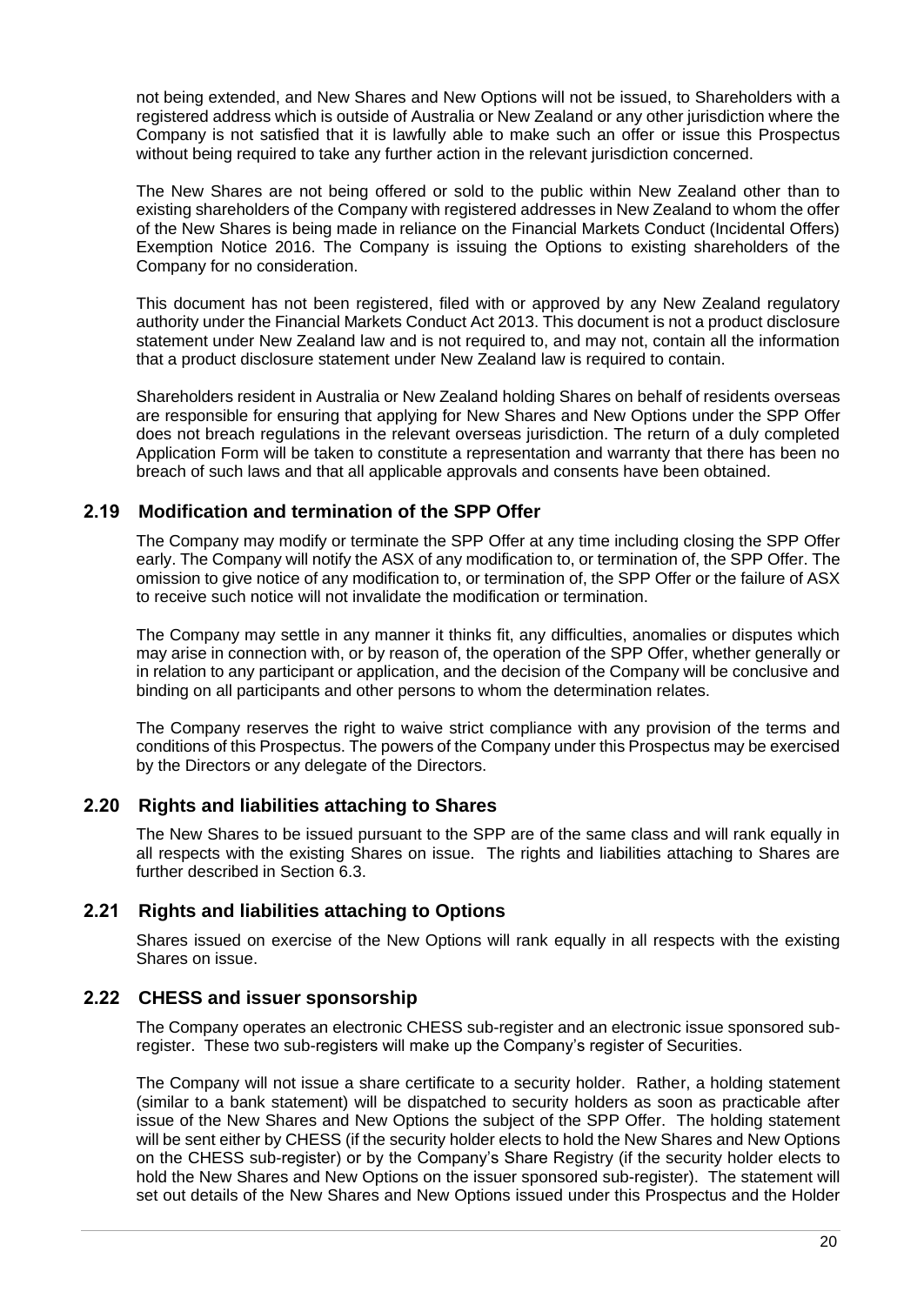not being extended, and New Shares and New Options will not be issued, to Shareholders with a registered address which is outside of Australia or New Zealand or any other jurisdiction where the Company is not satisfied that it is lawfully able to make such an offer or issue this Prospectus without being required to take any further action in the relevant jurisdiction concerned.

The New Shares are not being offered or sold to the public within New Zealand other than to existing shareholders of the Company with registered addresses in New Zealand to whom the offer of the New Shares is being made in reliance on the Financial Markets Conduct (Incidental Offers) Exemption Notice 2016. The Company is issuing the Options to existing shareholders of the Company for no consideration.

This document has not been registered, filed with or approved by any New Zealand regulatory authority under the Financial Markets Conduct Act 2013. This document is not a product disclosure statement under New Zealand law and is not required to, and may not, contain all the information that a product disclosure statement under New Zealand law is required to contain.

Shareholders resident in Australia or New Zealand holding Shares on behalf of residents overseas are responsible for ensuring that applying for New Shares and New Options under the SPP Offer does not breach regulations in the relevant overseas jurisdiction. The return of a duly completed Application Form will be taken to constitute a representation and warranty that there has been no breach of such laws and that all applicable approvals and consents have been obtained.

## 2.19 Modification and termination of the SPP Offer

The Company may modify or terminate the SPP Offer at any time including closing the SPP Offer early. The Company will notify the ASX of any modification to, or termination of, the SPP Offer. The omission to give notice of any modification to, or termination of, the SPP Offer or the failure of ASX to receive such notice will not invalidate the modification or termination.

The Company may settle in any manner it thinks fit, any difficulties, anomalies or disputes which may arise in connection with, or by reason of, the operation of the SPP Offer, whether generally or in relation to any participant or application, and the decision of the Company will be conclusive and binding on all participants and other persons to whom the determination relates.

The Company reserves the right to waive strict compliance with any provision of the terms and conditions of this Prospectus. The powers of the Company under this Prospectus may be exercised by the Directors or any delegate of the Directors.

## 2.20 Rights and liabilities attaching to Shares

The New Shares to be issued pursuant to the SPP are of the same class and will rank equally in all respects with the existing Shares on issue. The rights and liabilities attaching to Shares are further described in Section 6.3.

## 2.21 Rights and liabilities attaching to Options

Shares issued on exercise of the New Options will rank equally in all respects with the existing Shares on issue.

## 2.22 CHESS and issuer sponsorship

The Company operates an electronic CHESS sub-register and an electronic issue sponsored sub-register. These two sub-registers will make up the Company's register of Securities.

The Company will not issue a share certificate to a security holder. Rather, a holding statement (similar to a bank statement) will be dispatched to security holders as soon as practicable after issue of the New Shares and New Options the subject of the SPP Offer. The holding statement will be sent either by CHESS (if the security holder elects to hold the New Shares and New Options on the CHESS sub-register) or by the Company's Share Registry (if the security holder elects to hold the New Shares and New Options on the issuer sponsored sub-register). The statement will set out details of the New Shares and New Options issued under this Prospectus and the Holder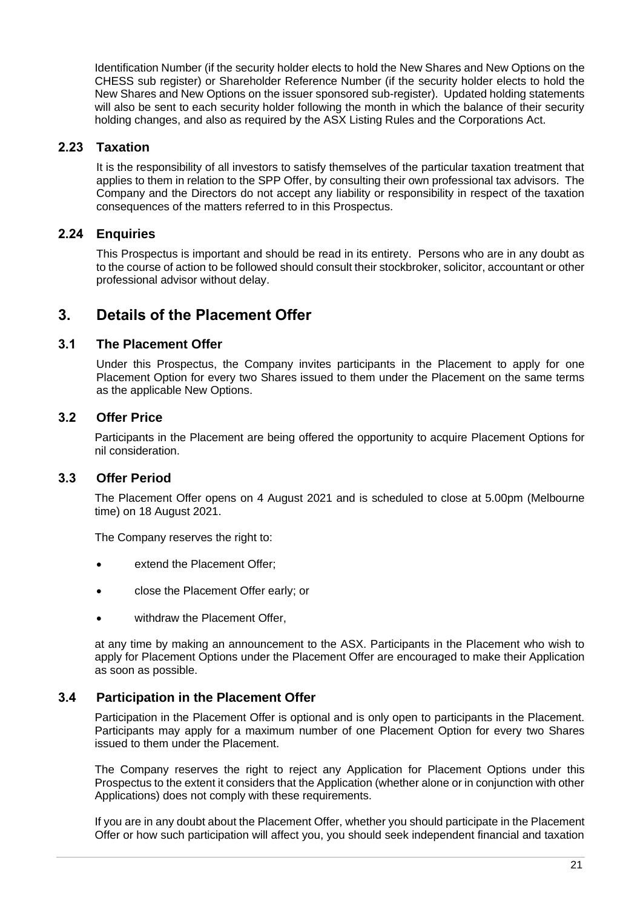Identification Number (if the security holder elects to hold the New Shares and New Options on the CHESS sub register) or Shareholder Reference Number (if the security holder elects to hold the New Shares and New Options on the issuer sponsored sub-register). Updated holding statements will also be sent to each security holder following the month in which the balance of their security holding changes, and also as required by the ASX Listing Rules and the Corporations Act.

### 2.23 Taxation

It is the responsibility of all investors to satisfy themselves of the particular taxation treatment that applies to them in relation to the SPP Offer, by consulting their own professional tax advisors. The Company and the Directors do not accept any liability or responsibility in respect of the taxation consequences of the matters referred to in this Prospectus.

### 2.24 Enquiries

This Prospectus is important and should be read in its entirety. Persons who are in any doubt as to the course of action to be followed should consult their stockbroker, solicitor, accountant or other professional advisor without delay.

## 3. Details of the Placement Offer

### 3.1 The Placement Offer

Under this Prospectus, the Company invites participants in the Placement to apply for one Placement Option for every two Shares issued to them under the Placement on the same terms as the applicable New Options.

### 3.2 Offer Price

Participants in the Placement are being offered the opportunity to acquire Placement Options for nil consideration.

### 3.3 Offer Period

The Placement Offer opens on 4 August 2021 and is scheduled to close at 5.00pm (Melbourne time) on 18 August 2021.

The Company reserves the right to:

- extend the Placement Offer;
- close the Placement Offer early; or
- withdraw the Placement Offer,

at any time by making an announcement to the ASX. Participants in the Placement who wish to apply for Placement Options under the Placement Offer are encouraged to make their Application as soon as possible.

### 3.4 Participation in the Placement Offer

Participation in the Placement Offer is optional and is only open to participants in the Placement. Participants may apply for a maximum number of one Placement Option for every two Shares issued to them under the Placement.

The Company reserves the right to reject any Application for Placement Options under this Prospectus to the extent it considers that the Application (whether alone or in conjunction with other Applications) does not comply with these requirements.

If you are in any doubt about the Placement Offer, whether you should participate in the Placement Offer or how such participation will affect you, you should seek independent financial and taxation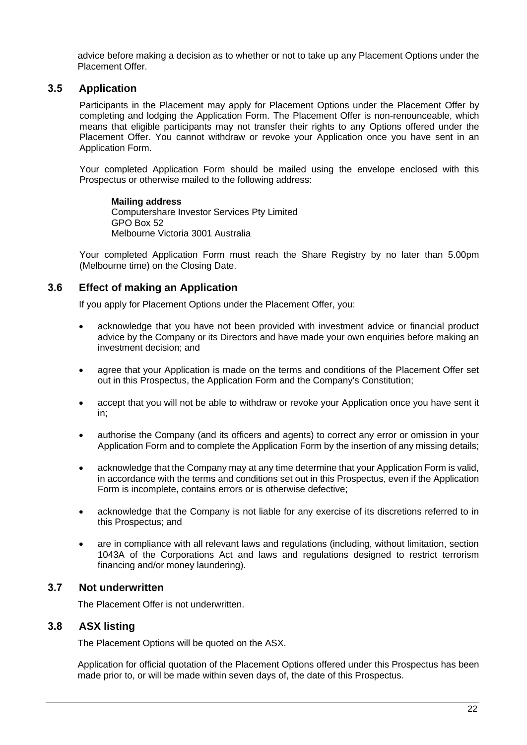advice before making a decision as to whether or not to take up any Placement Options under the Placement Offer.

## 3.5 Application

Participants in the Placement may apply for Placement Options under the Placement Offer by completing and lodging the Application Form. The Placement Offer is non-renounceable, which means that eligible participants may not transfer their rights to any Options offered under the Placement Offer. You cannot withdraw or revoke your Application once you have sent in an Application Form.

Your completed Application Form should be mailed using the envelope enclosed with this Prospectus or otherwise mailed to the following address:

**Mailing address**
Computershare Investor Services Pty Limited
GPO Box 52
Melbourne Victoria 3001 Australia

Your completed Application Form must reach the Share Registry by no later than 5.00pm (Melbourne time) on the Closing Date.

## 3.6 Effect of making an Application

If you apply for Placement Options under the Placement Offer, you:

- acknowledge that you have not been provided with investment advice or financial product advice by the Company or its Directors and have made your own enquiries before making an investment decision; and
- agree that your Application is made on the terms and conditions of the Placement Offer set out in this Prospectus, the Application Form and the Company's Constitution;
- accept that you will not be able to withdraw or revoke your Application once you have sent it in;
- authorise the Company (and its officers and agents) to correct any error or omission in your Application Form and to complete the Application Form by the insertion of any missing details;
- acknowledge that the Company may at any time determine that your Application Form is valid, in accordance with the terms and conditions set out in this Prospectus, even if the Application Form is incomplete, contains errors or is otherwise defective;
- acknowledge that the Company is not liable for any exercise of its discretions referred to in this Prospectus; and
- are in compliance with all relevant laws and regulations (including, without limitation, section 1043A of the Corporations Act and laws and regulations designed to restrict terrorism financing and/or money laundering).

## 3.7 Not underwritten

The Placement Offer is not underwritten.

## 3.8 ASX listing

The Placement Options will be quoted on the ASX.

Application for official quotation of the Placement Options offered under this Prospectus has been made prior to, or will be made within seven days of, the date of this Prospectus.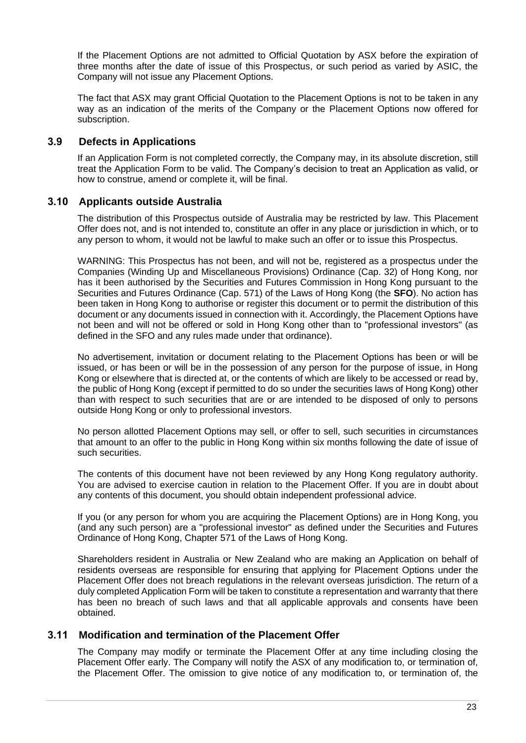If the Placement Options are not admitted to Official Quotation by ASX before the expiration of three months after the date of issue of this Prospectus, or such period as varied by ASIC, the Company will not issue any Placement Options.

The fact that ASX may grant Official Quotation to the Placement Options is not to be taken in any way as an indication of the merits of the Company or the Placement Options now offered for subscription.

## 3.9 Defects in Applications

If an Application Form is not completed correctly, the Company may, in its absolute discretion, still treat the Application Form to be valid. The Company's decision to treat an Application as valid, or how to construe, amend or complete it, will be final.

## 3.10 Applicants outside Australia

The distribution of this Prospectus outside of Australia may be restricted by law. This Placement Offer does not, and is not intended to, constitute an offer in any place or jurisdiction in which, or to any person to whom, it would not be lawful to make such an offer or to issue this Prospectus.

WARNING: This Prospectus has not been, and will not be, registered as a prospectus under the Companies (Winding Up and Miscellaneous Provisions) Ordinance (Cap. 32) of Hong Kong, nor has it been authorised by the Securities and Futures Commission in Hong Kong pursuant to the Securities and Futures Ordinance (Cap. 571) of the Laws of Hong Kong (the **SFO**). No action has been taken in Hong Kong to authorise or register this document or to permit the distribution of this document or any documents issued in connection with it. Accordingly, the Placement Options have not been and will not be offered or sold in Hong Kong other than to "professional investors" (as defined in the SFO and any rules made under that ordinance).

No advertisement, invitation or document relating to the Placement Options has been or will be issued, or has been or will be in the possession of any person for the purpose of issue, in Hong Kong or elsewhere that is directed at, or the contents of which are likely to be accessed or read by, the public of Hong Kong (except if permitted to do so under the securities laws of Hong Kong) other than with respect to such securities that are or are intended to be disposed of only to persons outside Hong Kong or only to professional investors.

No person allotted Placement Options may sell, or offer to sell, such securities in circumstances that amount to an offer to the public in Hong Kong within six months following the date of issue of such securities.

The contents of this document have not been reviewed by any Hong Kong regulatory authority. You are advised to exercise caution in relation to the Placement Offer. If you are in doubt about any contents of this document, you should obtain independent professional advice.

If you (or any person for whom you are acquiring the Placement Options) are in Hong Kong, you (and any such person) are a "professional investor" as defined under the Securities and Futures Ordinance of Hong Kong, Chapter 571 of the Laws of Hong Kong.

Shareholders resident in Australia or New Zealand who are making an Application on behalf of residents overseas are responsible for ensuring that applying for Placement Options under the Placement Offer does not breach regulations in the relevant overseas jurisdiction. The return of a duly completed Application Form will be taken to constitute a representation and warranty that there has been no breach of such laws and that all applicable approvals and consents have been obtained.

## 3.11 Modification and termination of the Placement Offer

The Company may modify or terminate the Placement Offer at any time including closing the Placement Offer early. The Company will notify the ASX of any modification to, or termination of, the Placement Offer. The omission to give notice of any modification to, or termination of, the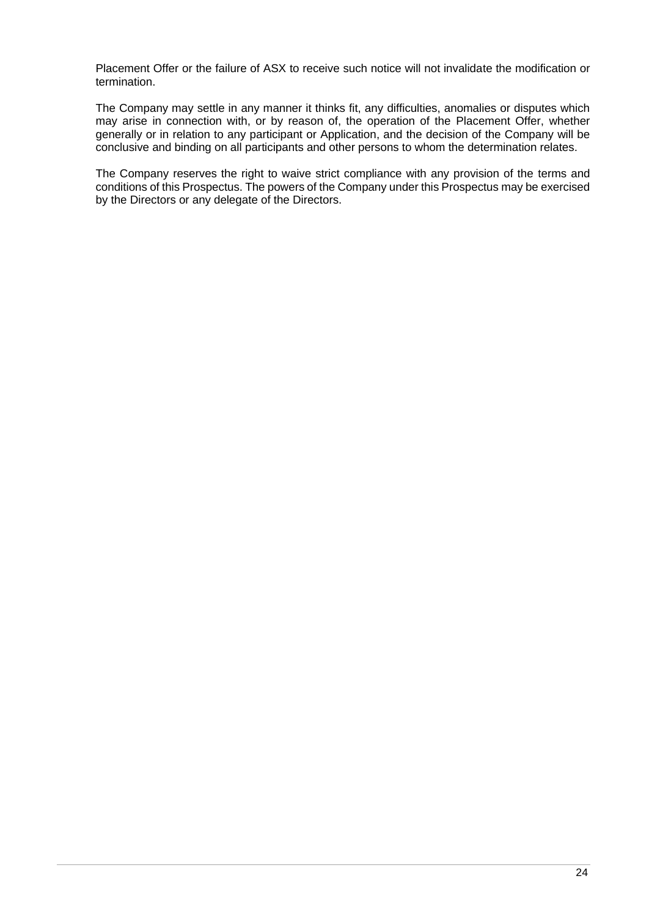Placement Offer or the failure of ASX to receive such notice will not invalidate the modification or termination.

The Company may settle in any manner it thinks fit, any difficulties, anomalies or disputes which may arise in connection with, or by reason of, the operation of the Placement Offer, whether generally or in relation to any participant or Application, and the decision of the Company will be conclusive and binding on all participants and other persons to whom the determination relates.

The Company reserves the right to waive strict compliance with any provision of the terms and conditions of this Prospectus. The powers of the Company under this Prospectus may be exercised by the Directors or any delegate of the Directors.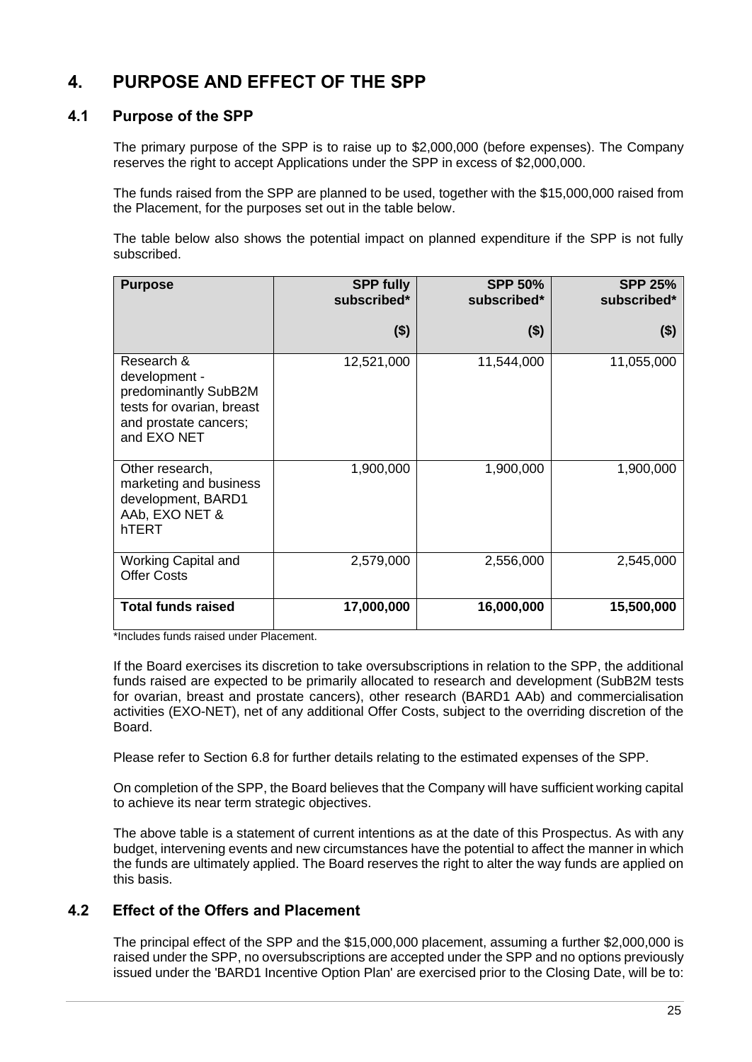# 4. PURPOSE AND EFFECT OF THE SPP

## 4.1 Purpose of the SPP

The primary purpose of the SPP is to raise up to $2,000,000 (before expenses). The Company reserves the right to accept Applications under the SPP in excess of $2,000,000.

The funds raised from the SPP are planned to be used, together with the $15,000,000 raised from the Placement, for the purposes set out in the table below.

The table below also shows the potential impact on planned expenditure if the SPP is not fully subscribed.

| Purpose | SPP fully subscribed* ($) | SPP 50% subscribed* ($) | SPP 25% subscribed* ($) |
|---|---|---|---|
| Research & development - predominantly SubB2M tests for ovarian, breast and prostate cancers; and EXO NET | 12,521,000 | 11,544,000 | 11,055,000 |
| Other research, marketing and business development, BARD1 AAb, EXO NET & hTERT | 1,900,000 | 1,900,000 | 1,900,000 |
| Working Capital and Offer Costs | 2,579,000 | 2,556,000 | 2,545,000 |
| **Total funds raised** | **17,000,000** | **16,000,000** | **15,500,000** |

*Includes funds raised under Placement.

If the Board exercises its discretion to take oversubscriptions in relation to the SPP, the additional funds raised are expected to be primarily allocated to research and development (SubB2M tests for ovarian, breast and prostate cancers), other research (BARD1 AAb) and commercialisation activities (EXO-NET), net of any additional Offer Costs, subject to the overriding discretion of the Board.

Please refer to Section 6.8 for further details relating to the estimated expenses of the SPP.

On completion of the SPP, the Board believes that the Company will have sufficient working capital to achieve its near term strategic objectives.

The above table is a statement of current intentions as at the date of this Prospectus. As with any budget, intervening events and new circumstances have the potential to affect the manner in which the funds are ultimately applied. The Board reserves the right to alter the way funds are applied on this basis.

## 4.2 Effect of the Offers and Placement

The principal effect of the SPP and the $15,000,000 placement, assuming a further $2,000,000 is raised under the SPP, no oversubscriptions are accepted under the SPP and no options previously issued under the 'BARD1 Incentive Option Plan' are exercised prior to the Closing Date, will be to: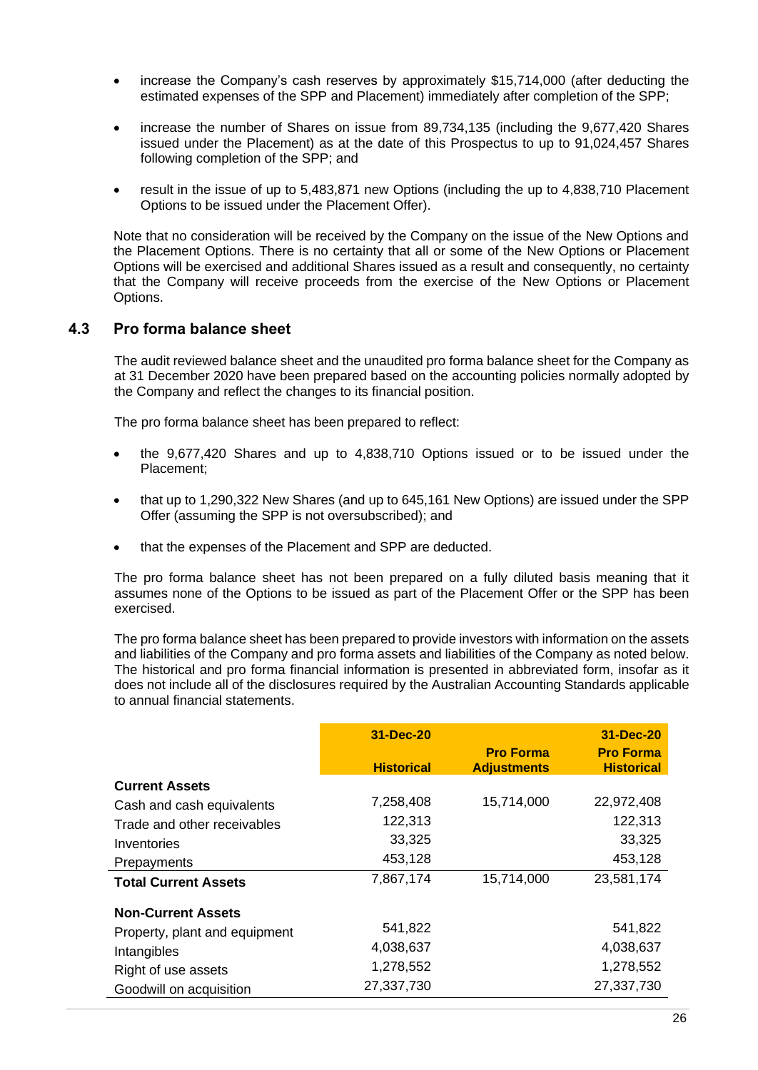- increase the Company's cash reserves by approximately $15,714,000 (after deducting the estimated expenses of the SPP and Placement) immediately after completion of the SPP;
- increase the number of Shares on issue from 89,734,135 (including the 9,677,420 Shares issued under the Placement) as at the date of this Prospectus to up to 91,024,457 Shares following completion of the SPP; and
- result in the issue of up to 5,483,871 new Options (including the up to 4,838,710 Placement Options to be issued under the Placement Offer).

Note that no consideration will be received by the Company on the issue of the New Options and the Placement Options. There is no certainty that all or some of the New Options or Placement Options will be exercised and additional Shares issued as a result and consequently, no certainty that the Company will receive proceeds from the exercise of the New Options or Placement Options.

## 4.3 Pro forma balance sheet

The audit reviewed balance sheet and the unaudited pro forma balance sheet for the Company as at 31 December 2020 have been prepared based on the accounting policies normally adopted by the Company and reflect the changes to its financial position.

The pro forma balance sheet has been prepared to reflect:

- the 9,677,420 Shares and up to 4,838,710 Options issued or to be issued under the Placement;
- that up to 1,290,322 New Shares (and up to 645,161 New Options) are issued under the SPP Offer (assuming the SPP is not oversubscribed); and
- that the expenses of the Placement and SPP are deducted.

The pro forma balance sheet has not been prepared on a fully diluted basis meaning that it assumes none of the Options to be issued as part of the Placement Offer or the SPP has been exercised.

The pro forma balance sheet has been prepared to provide investors with information on the assets and liabilities of the Company and pro forma assets and liabilities of the Company as noted below. The historical and pro forma financial information is presented in abbreviated form, insofar as it does not include all of the disclosures required by the Australian Accounting Standards applicable to annual financial statements.

| | 31-Dec-20 Historical | Pro Forma Adjustments | 31-Dec-20 Pro Forma Historical |
|---|---|---|---|
| **Current Assets** | | | |
| Cash and cash equivalents | 7,258,408 | 15,714,000 | 22,972,408 |
| Trade and other receivables | 122,313 | | 122,313 |
| Inventories | 33,325 | | 33,325 |
| Prepayments | 453,128 | | 453,128 |
| **Total Current Assets** | 7,867,174 | 15,714,000 | 23,581,174 |
| | | | |
| **Non-Current Assets** | | | |
| Property, plant and equipment | 541,822 | | 541,822 |
| Intangibles | 4,038,637 | | 4,038,637 |
| Right of use assets | 1,278,552 | | 1,278,552 |
| Goodwill on acquisition | 27,337,730 | | 27,337,730 |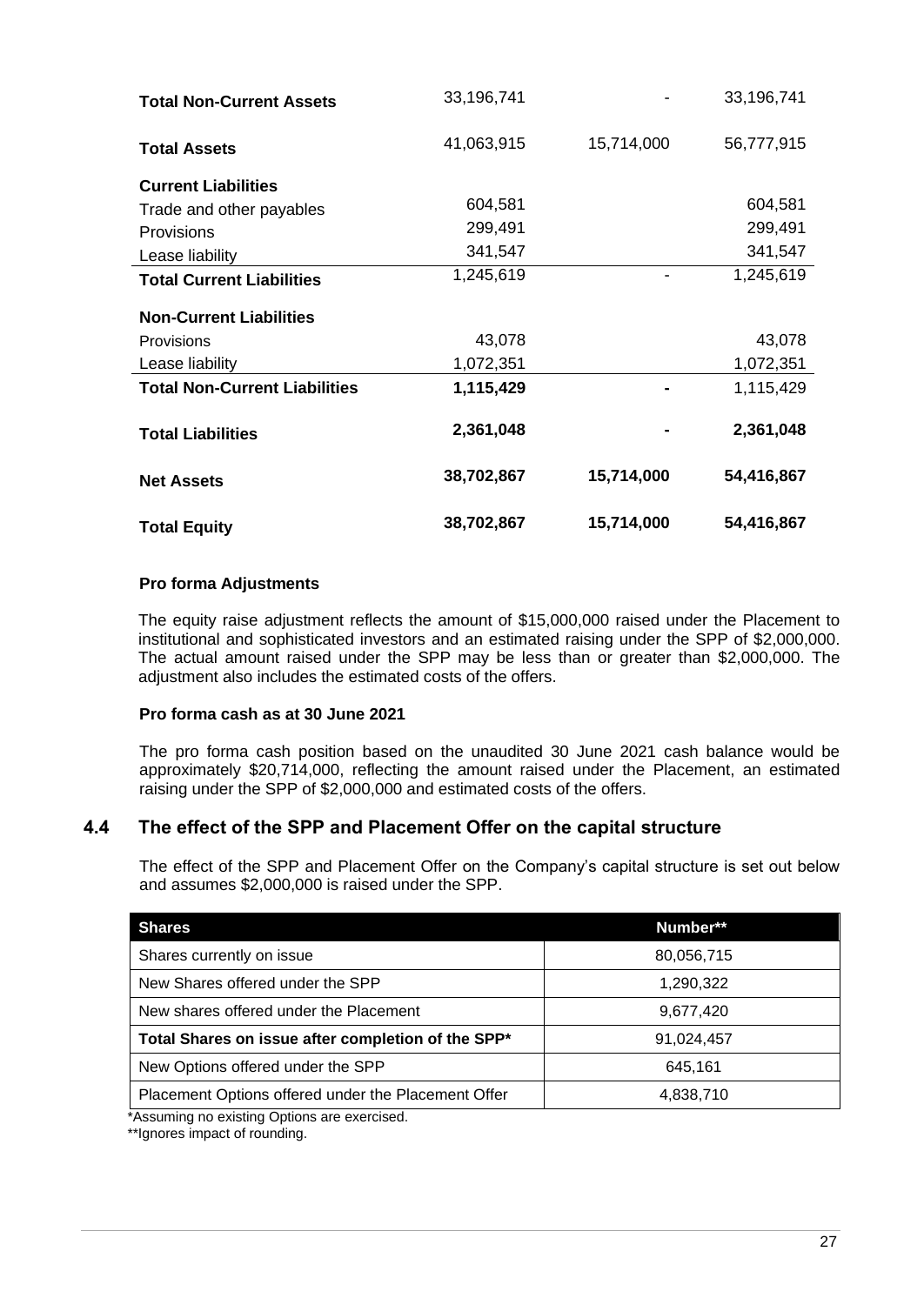| | | | |
|---|---|---|---|
| **Total Non-Current Assets** | 33,196,741 | - | 33,196,741 |
| **Total Assets** | 41,063,915 | 15,714,000 | 56,777,915 |
| **Current Liabilities** | | | |
| Trade and other payables | 604,581 | | 604,581 |
| Provisions | 299,491 | | 299,491 |
| Lease liability | 341,547 | | 341,547 |
| **Total Current Liabilities** | 1,245,619 | - | 1,245,619 |
| **Non-Current Liabilities** | | | |
| Provisions | 43,078 | | 43,078 |
| Lease liability | 1,072,351 | | 1,072,351 |
| **Total Non-Current Liabilities** | **1,115,429** | **-** | 1,115,429 |
| **Total Liabilities** | **2,361,048** | **-** | **2,361,048** |
| **Net Assets** | **38,702,867** | **15,714,000** | **54,416,867** |
| **Total Equity** | **38,702,867** | **15,714,000** | **54,416,867** |

**Pro forma Adjustments**

The equity raise adjustment reflects the amount of $15,000,000 raised under the Placement to institutional and sophisticated investors and an estimated raising under the SPP of $2,000,000. The actual amount raised under the SPP may be less than or greater than $2,000,000. The adjustment also includes the estimated costs of the offers.

**Pro forma cash as at 30 June 2021**

The pro forma cash position based on the unaudited 30 June 2021 cash balance would be approximately $20,714,000, reflecting the amount raised under the Placement, an estimated raising under the SPP of $2,000,000 and estimated costs of the offers.

## 4.4 The effect of the SPP and Placement Offer on the capital structure

The effect of the SPP and Placement Offer on the Company's capital structure is set out below and assumes $2,000,000 is raised under the SPP.

| Shares | Number** |
|---|---|
| Shares currently on issue | 80,056,715 |
| New Shares offered under the SPP | 1,290,322 |
| New shares offered under the Placement | 9,677,420 |
| **Total Shares on issue after completion of the SPP*** | 91,024,457 |
| New Options offered under the SPP | 645,161 |
| Placement Options offered under the Placement Offer | 4,838,710 |

*Assuming no existing Options are exercised.

**Ignores impact of rounding.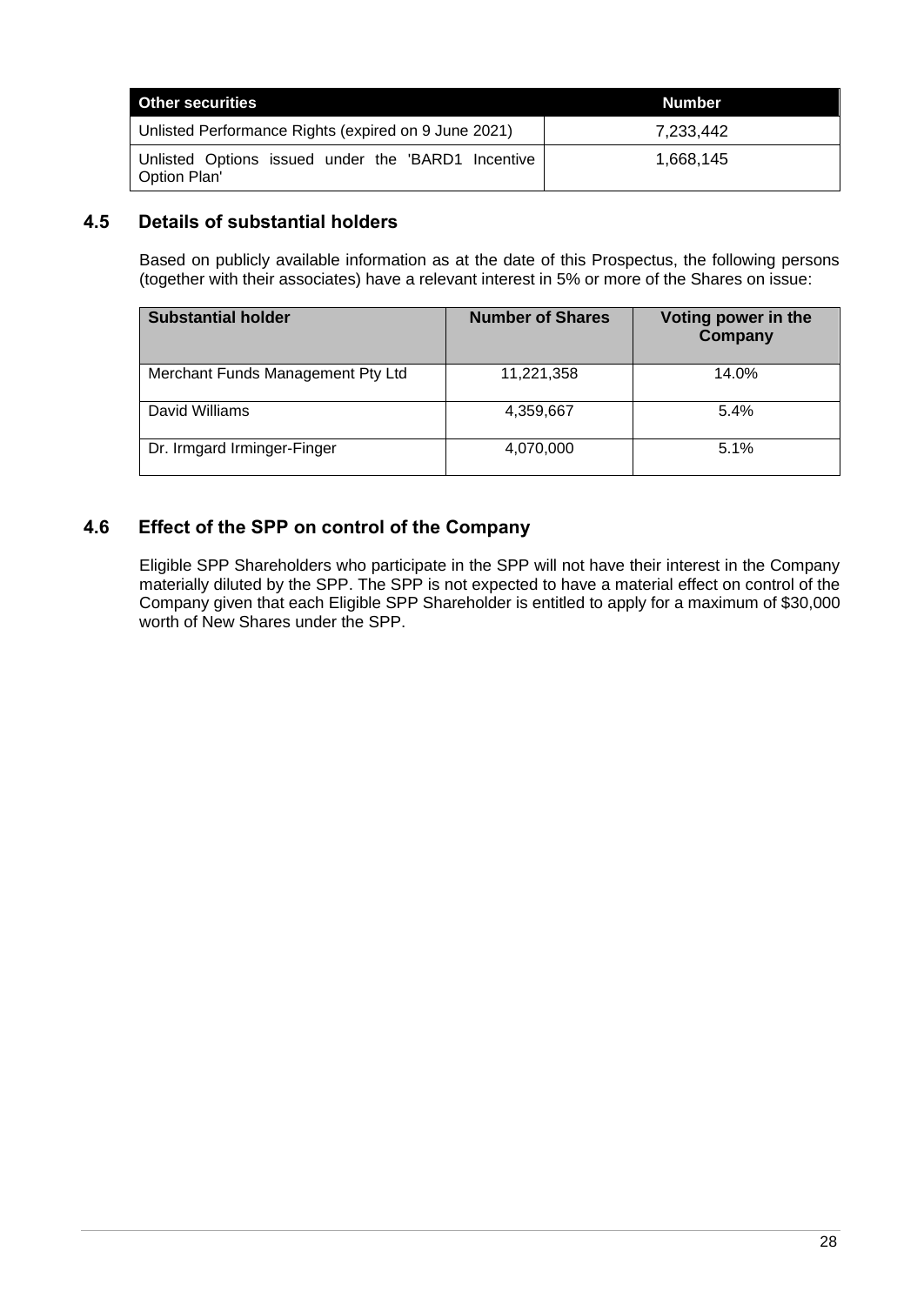| Other securities | Number |
|---|---|
| Unlisted Performance Rights (expired on 9 June 2021) | 7,233,442 |
| Unlisted Options issued under the 'BARD1 Incentive Option Plan' | 1,668,145 |

## 4.5 Details of substantial holders

Based on publicly available information as at the date of this Prospectus, the following persons (together with their associates) have a relevant interest in 5% or more of the Shares on issue:

| Substantial holder | Number of Shares | Voting power in the Company |
|---|---|---|
| Merchant Funds Management Pty Ltd | 11,221,358 | 14.0% |
| David Williams | 4,359,667 | 5.4% |
| Dr. Irmgard Irminger-Finger | 4,070,000 | 5.1% |

## 4.6 Effect of the SPP on control of the Company

Eligible SPP Shareholders who participate in the SPP will not have their interest in the Company materially diluted by the SPP. The SPP is not expected to have a material effect on control of the Company given that each Eligible SPP Shareholder is entitled to apply for a maximum of $30,000 worth of New Shares under the SPP.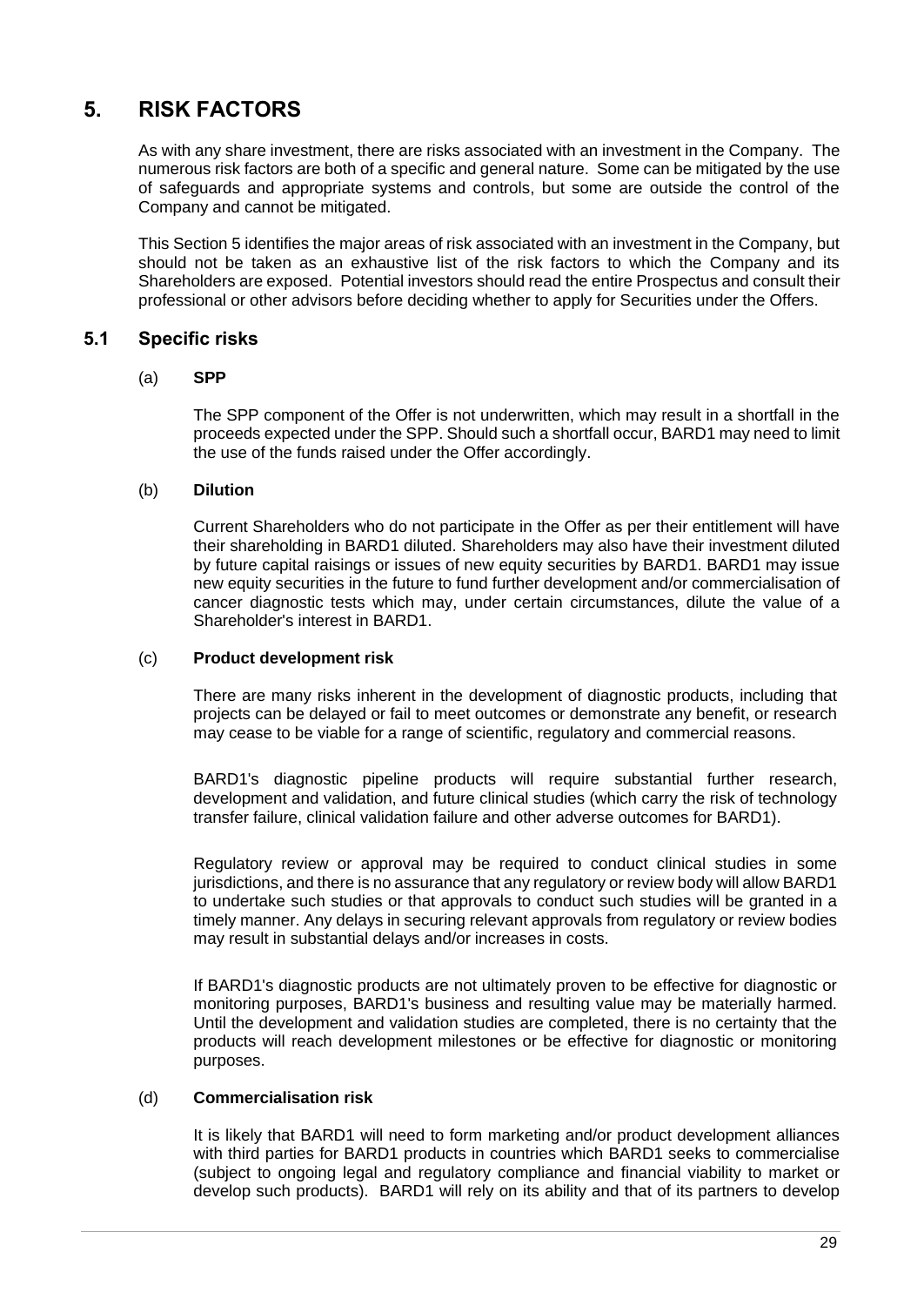# 5. RISK FACTORS

As with any share investment, there are risks associated with an investment in the Company. The numerous risk factors are both of a specific and general nature. Some can be mitigated by the use of safeguards and appropriate systems and controls, but some are outside the control of the Company and cannot be mitigated.

This Section 5 identifies the major areas of risk associated with an investment in the Company, but should not be taken as an exhaustive list of the risk factors to which the Company and its Shareholders are exposed. Potential investors should read the entire Prospectus and consult their professional or other advisors before deciding whether to apply for Securities under the Offers.

## 5.1 Specific risks

(a) **SPP**

The SPP component of the Offer is not underwritten, which may result in a shortfall in the proceeds expected under the SPP. Should such a shortfall occur, BARD1 may need to limit the use of the funds raised under the Offer accordingly.

(b) **Dilution**

Current Shareholders who do not participate in the Offer as per their entitlement will have their shareholding in BARD1 diluted. Shareholders may also have their investment diluted by future capital raisings or issues of new equity securities by BARD1. BARD1 may issue new equity securities in the future to fund further development and/or commercialisation of cancer diagnostic tests which may, under certain circumstances, dilute the value of a Shareholder's interest in BARD1.

(c) **Product development risk**

There are many risks inherent in the development of diagnostic products, including that projects can be delayed or fail to meet outcomes or demonstrate any benefit, or research may cease to be viable for a range of scientific, regulatory and commercial reasons.

BARD1's diagnostic pipeline products will require substantial further research, development and validation, and future clinical studies (which carry the risk of technology transfer failure, clinical validation failure and other adverse outcomes for BARD1).

Regulatory review or approval may be required to conduct clinical studies in some jurisdictions, and there is no assurance that any regulatory or review body will allow BARD1 to undertake such studies or that approvals to conduct such studies will be granted in a timely manner. Any delays in securing relevant approvals from regulatory or review bodies may result in substantial delays and/or increases in costs.

If BARD1's diagnostic products are not ultimately proven to be effective for diagnostic or monitoring purposes, BARD1's business and resulting value may be materially harmed. Until the development and validation studies are completed, there is no certainty that the products will reach development milestones or be effective for diagnostic or monitoring purposes.

(d) **Commercialisation risk**

It is likely that BARD1 will need to form marketing and/or product development alliances with third parties for BARD1 products in countries which BARD1 seeks to commercialise (subject to ongoing legal and regulatory compliance and financial viability to market or develop such products). BARD1 will rely on its ability and that of its partners to develop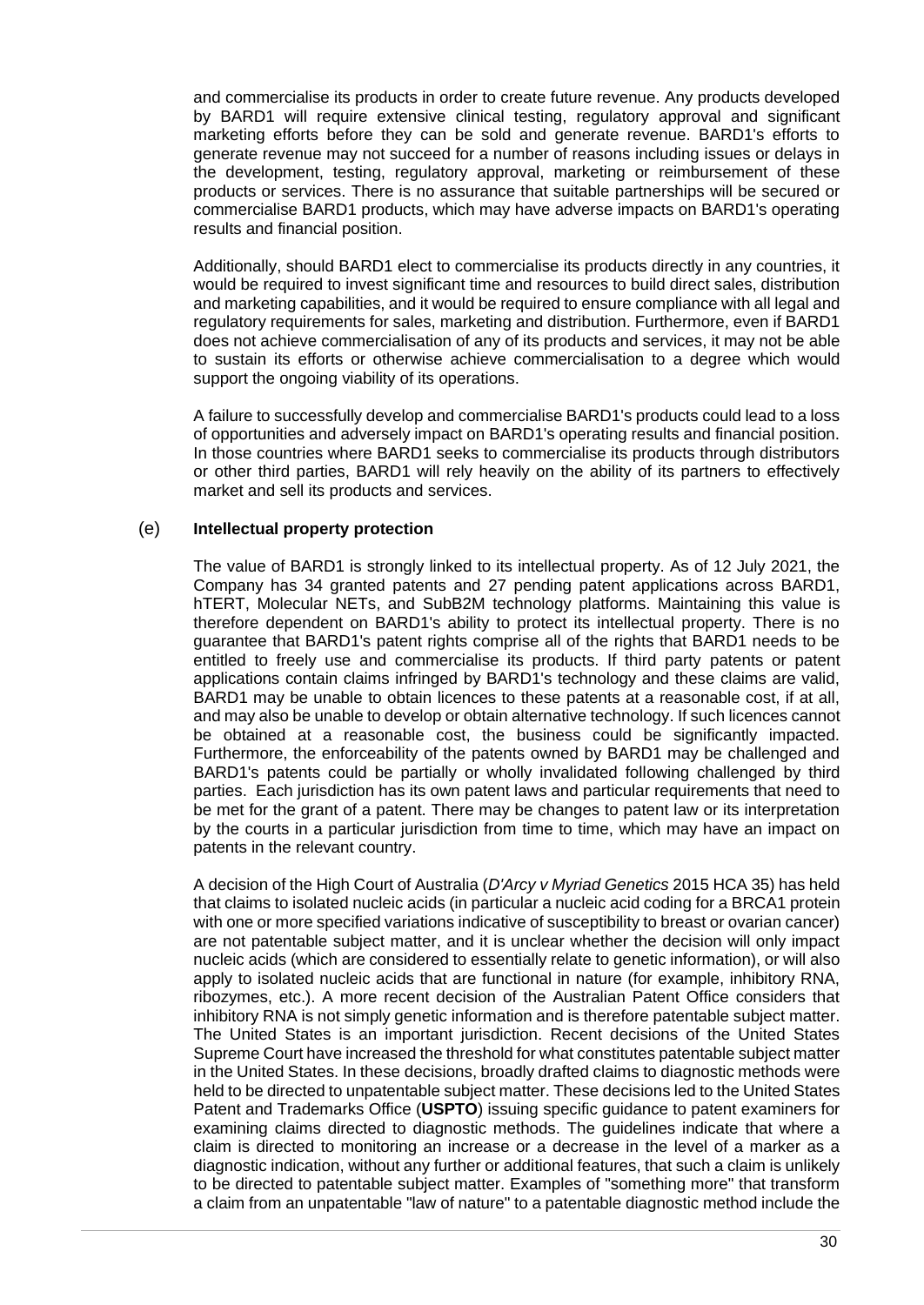and commercialise its products in order to create future revenue. Any products developed by BARD1 will require extensive clinical testing, regulatory approval and significant marketing efforts before they can be sold and generate revenue. BARD1's efforts to generate revenue may not succeed for a number of reasons including issues or delays in the development, testing, regulatory approval, marketing or reimbursement of these products or services. There is no assurance that suitable partnerships will be secured or commercialise BARD1 products, which may have adverse impacts on BARD1's operating results and financial position.

Additionally, should BARD1 elect to commercialise its products directly in any countries, it would be required to invest significant time and resources to build direct sales, distribution and marketing capabilities, and it would be required to ensure compliance with all legal and regulatory requirements for sales, marketing and distribution. Furthermore, even if BARD1 does not achieve commercialisation of any of its products and services, it may not be able to sustain its efforts or otherwise achieve commercialisation to a degree which would support the ongoing viability of its operations.

A failure to successfully develop and commercialise BARD1's products could lead to a loss of opportunities and adversely impact on BARD1's operating results and financial position. In those countries where BARD1 seeks to commercialise its products through distributors or other third parties, BARD1 will rely heavily on the ability of its partners to effectively market and sell its products and services.

(e) **Intellectual property protection**

The value of BARD1 is strongly linked to its intellectual property. As of 12 July 2021, the Company has 34 granted patents and 27 pending patent applications across BARD1, hTERT, Molecular NETs, and SubB2M technology platforms. Maintaining this value is therefore dependent on BARD1's ability to protect its intellectual property. There is no guarantee that BARD1's patent rights comprise all of the rights that BARD1 needs to be entitled to freely use and commercialise its products. If third party patents or patent applications contain claims infringed by BARD1's technology and these claims are valid, BARD1 may be unable to obtain licences to these patents at a reasonable cost, if at all, and may also be unable to develop or obtain alternative technology. If such licences cannot be obtained at a reasonable cost, the business could be significantly impacted. Furthermore, the enforceability of the patents owned by BARD1 may be challenged and BARD1's patents could be partially or wholly invalidated following challenged by third parties. Each jurisdiction has its own patent laws and particular requirements that need to be met for the grant of a patent. There may be changes to patent law or its interpretation by the courts in a particular jurisdiction from time to time, which may have an impact on patents in the relevant country.

A decision of the High Court of Australia (*D'Arcy v Myriad Genetics* 2015 HCA 35) has held that claims to isolated nucleic acids (in particular a nucleic acid coding for a BRCA1 protein with one or more specified variations indicative of susceptibility to breast or ovarian cancer) are not patentable subject matter, and it is unclear whether the decision will only impact nucleic acids (which are considered to essentially relate to genetic information), or will also apply to isolated nucleic acids that are functional in nature (for example, inhibitory RNA, ribozymes, etc.). A more recent decision of the Australian Patent Office considers that inhibitory RNA is not simply genetic information and is therefore patentable subject matter. The United States is an important jurisdiction. Recent decisions of the United States Supreme Court have increased the threshold for what constitutes patentable subject matter in the United States. In these decisions, broadly drafted claims to diagnostic methods were held to be directed to unpatentable subject matter. These decisions led to the United States Patent and Trademarks Office (**USPTO**) issuing specific guidance to patent examiners for examining claims directed to diagnostic methods. The guidelines indicate that where a claim is directed to monitoring an increase or a decrease in the level of a marker as a diagnostic indication, without any further or additional features, that such a claim is unlikely to be directed to patentable subject matter. Examples of "something more" that transform a claim from an unpatentable "law of nature" to a patentable diagnostic method include the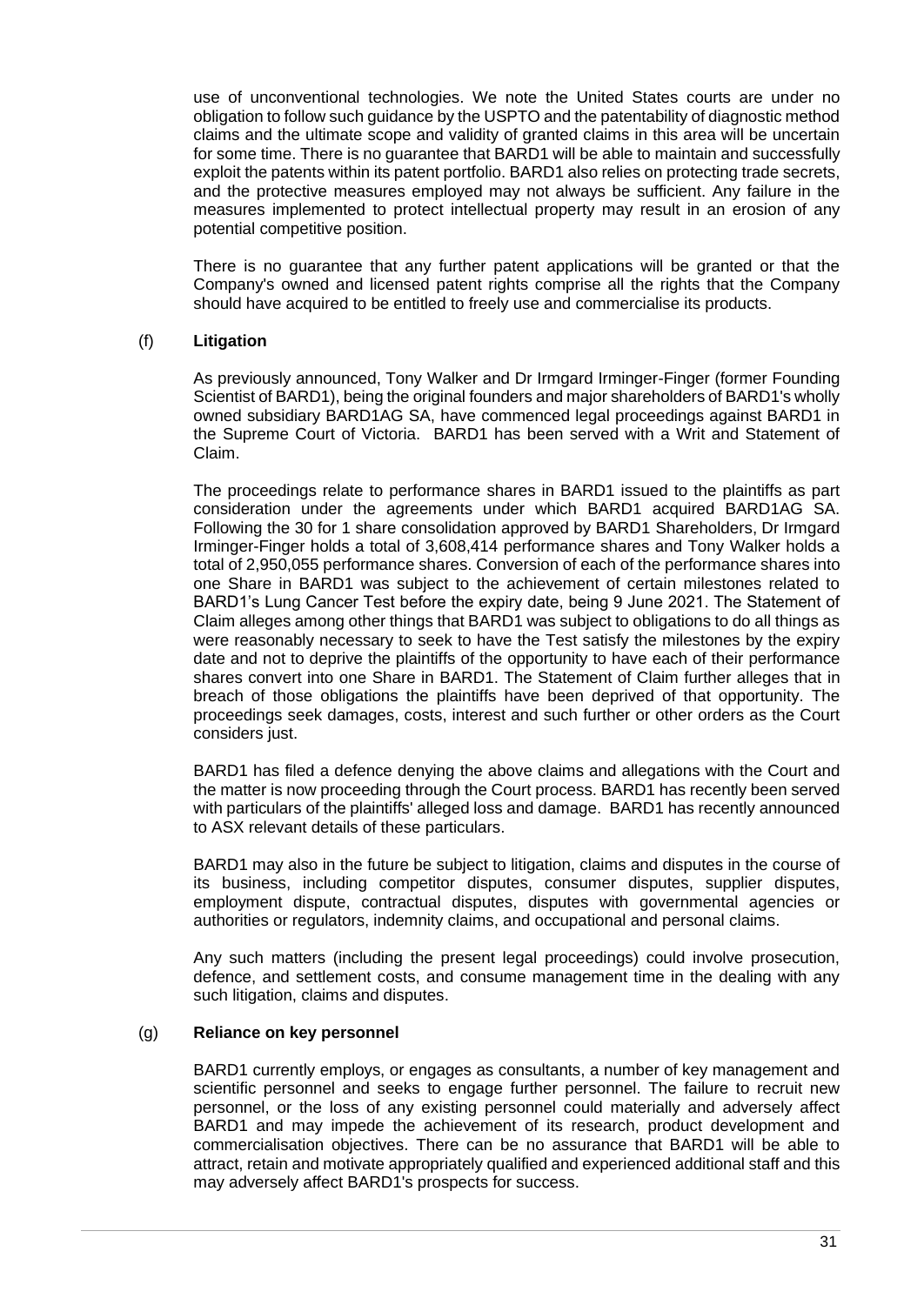use of unconventional technologies. We note the United States courts are under no obligation to follow such guidance by the USPTO and the patentability of diagnostic method claims and the ultimate scope and validity of granted claims in this area will be uncertain for some time. There is no guarantee that BARD1 will be able to maintain and successfully exploit the patents within its patent portfolio. BARD1 also relies on protecting trade secrets, and the protective measures employed may not always be sufficient. Any failure in the measures implemented to protect intellectual property may result in an erosion of any potential competitive position.

There is no guarantee that any further patent applications will be granted or that the Company's owned and licensed patent rights comprise all the rights that the Company should have acquired to be entitled to freely use and commercialise its products.

(f) **Litigation**

As previously announced, Tony Walker and Dr Irmgard Irminger-Finger (former Founding Scientist of BARD1), being the original founders and major shareholders of BARD1's wholly owned subsidiary BARD1AG SA, have commenced legal proceedings against BARD1 in the Supreme Court of Victoria. BARD1 has been served with a Writ and Statement of Claim.

The proceedings relate to performance shares in BARD1 issued to the plaintiffs as part consideration under the agreements under which BARD1 acquired BARD1AG SA. Following the 30 for 1 share consolidation approved by BARD1 Shareholders, Dr Irmgard Irminger-Finger holds a total of 3,608,414 performance shares and Tony Walker holds a total of 2,950,055 performance shares. Conversion of each of the performance shares into one Share in BARD1 was subject to the achievement of certain milestones related to BARD1's Lung Cancer Test before the expiry date, being 9 June 2021. The Statement of Claim alleges among other things that BARD1 was subject to obligations to do all things as were reasonably necessary to seek to have the Test satisfy the milestones by the expiry date and not to deprive the plaintiffs of the opportunity to have each of their performance shares convert into one Share in BARD1. The Statement of Claim further alleges that in breach of those obligations the plaintiffs have been deprived of that opportunity. The proceedings seek damages, costs, interest and such further or other orders as the Court considers just.

BARD1 has filed a defence denying the above claims and allegations with the Court and the matter is now proceeding through the Court process. BARD1 has recently been served with particulars of the plaintiffs' alleged loss and damage. BARD1 has recently announced to ASX relevant details of these particulars.

BARD1 may also in the future be subject to litigation, claims and disputes in the course of its business, including competitor disputes, consumer disputes, supplier disputes, employment dispute, contractual disputes, disputes with governmental agencies or authorities or regulators, indemnity claims, and occupational and personal claims.

Any such matters (including the present legal proceedings) could involve prosecution, defence, and settlement costs, and consume management time in the dealing with any such litigation, claims and disputes.

(g) **Reliance on key personnel**

BARD1 currently employs, or engages as consultants, a number of key management and scientific personnel and seeks to engage further personnel. The failure to recruit new personnel, or the loss of any existing personnel could materially and adversely affect BARD1 and may impede the achievement of its research, product development and commercialisation objectives. There can be no assurance that BARD1 will be able to attract, retain and motivate appropriately qualified and experienced additional staff and this may adversely affect BARD1's prospects for success.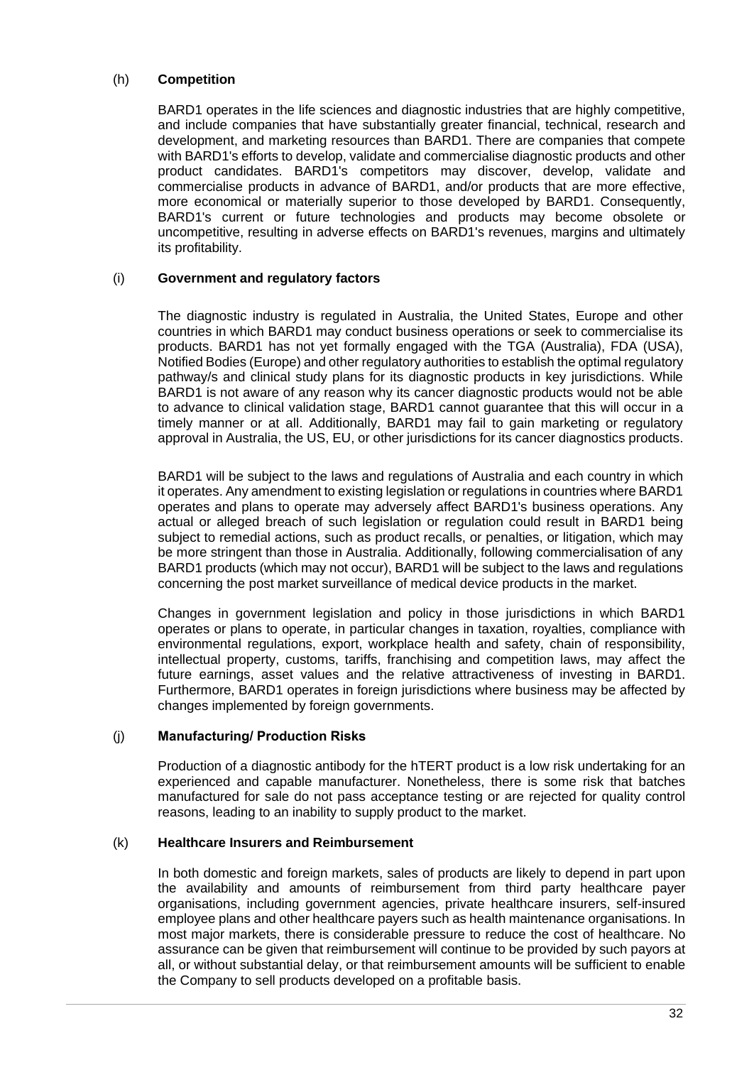### (h) **Competition**

BARD1 operates in the life sciences and diagnostic industries that are highly competitive, and include companies that have substantially greater financial, technical, research and development, and marketing resources than BARD1. There are companies that compete with BARD1's efforts to develop, validate and commercialise diagnostic products and other product candidates. BARD1's competitors may discover, develop, validate and commercialise products in advance of BARD1, and/or products that are more effective, more economical or materially superior to those developed by BARD1. Consequently, BARD1's current or future technologies and products may become obsolete or uncompetitive, resulting in adverse effects on BARD1's revenues, margins and ultimately its profitability.

### (i) **Government and regulatory factors**

The diagnostic industry is regulated in Australia, the United States, Europe and other countries in which BARD1 may conduct business operations or seek to commercialise its products. BARD1 has not yet formally engaged with the TGA (Australia), FDA (USA), Notified Bodies (Europe) and other regulatory authorities to establish the optimal regulatory pathway/s and clinical study plans for its diagnostic products in key jurisdictions. While BARD1 is not aware of any reason why its cancer diagnostic products would not be able to advance to clinical validation stage, BARD1 cannot guarantee that this will occur in a timely manner or at all. Additionally, BARD1 may fail to gain marketing or regulatory approval in Australia, the US, EU, or other jurisdictions for its cancer diagnostics products.

BARD1 will be subject to the laws and regulations of Australia and each country in which it operates. Any amendment to existing legislation or regulations in countries where BARD1 operates and plans to operate may adversely affect BARD1's business operations. Any actual or alleged breach of such legislation or regulation could result in BARD1 being subject to remedial actions, such as product recalls, or penalties, or litigation, which may be more stringent than those in Australia. Additionally, following commercialisation of any BARD1 products (which may not occur), BARD1 will be subject to the laws and regulations concerning the post market surveillance of medical device products in the market.

Changes in government legislation and policy in those jurisdictions in which BARD1 operates or plans to operate, in particular changes in taxation, royalties, compliance with environmental regulations, export, workplace health and safety, chain of responsibility, intellectual property, customs, tariffs, franchising and competition laws, may affect the future earnings, asset values and the relative attractiveness of investing in BARD1. Furthermore, BARD1 operates in foreign jurisdictions where business may be affected by changes implemented by foreign governments.

### (j) **Manufacturing/ Production Risks**

Production of a diagnostic antibody for the hTERT product is a low risk undertaking for an experienced and capable manufacturer. Nonetheless, there is some risk that batches manufactured for sale do not pass acceptance testing or are rejected for quality control reasons, leading to an inability to supply product to the market.

### (k) **Healthcare Insurers and Reimbursement**

In both domestic and foreign markets, sales of products are likely to depend in part upon the availability and amounts of reimbursement from third party healthcare payer organisations, including government agencies, private healthcare insurers, self-insured employee plans and other healthcare payers such as health maintenance organisations. In most major markets, there is considerable pressure to reduce the cost of healthcare. No assurance can be given that reimbursement will continue to be provided by such payors at all, or without substantial delay, or that reimbursement amounts will be sufficient to enable the Company to sell products developed on a profitable basis.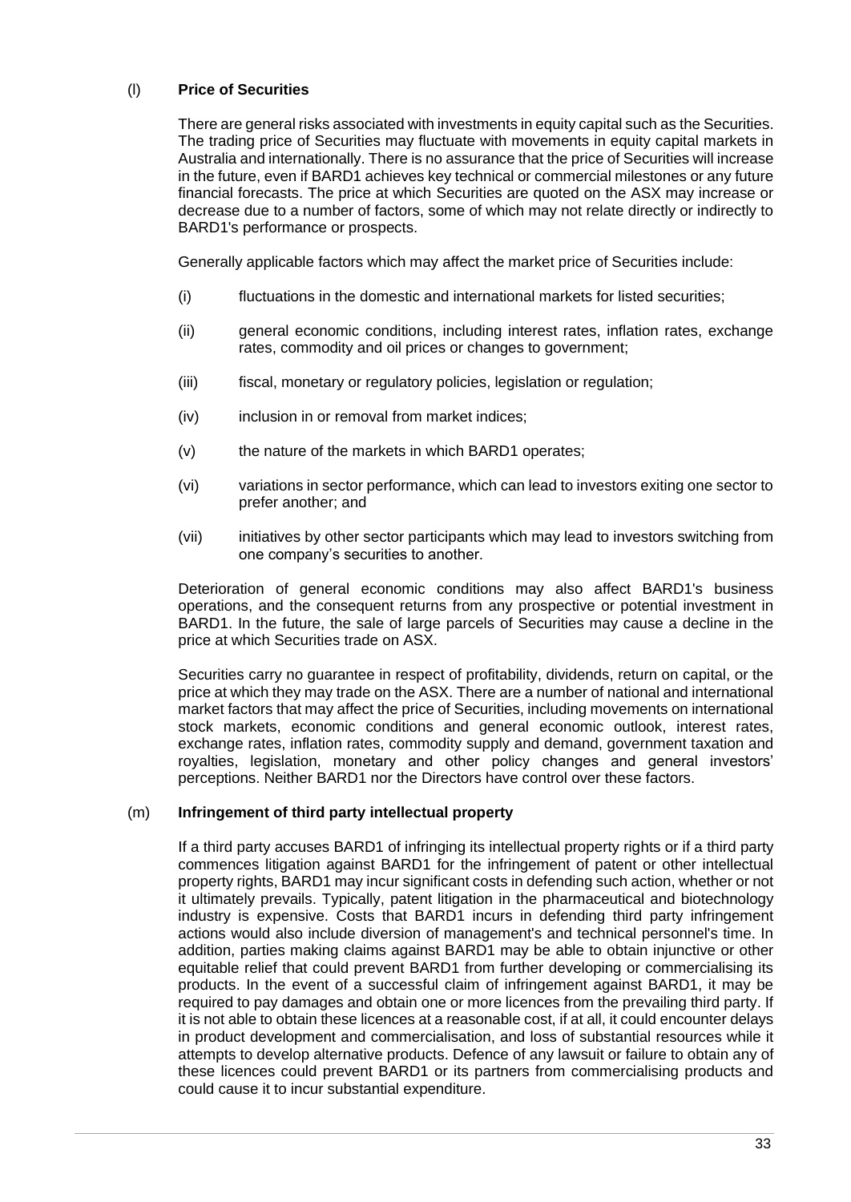(l) **Price of Securities**

There are general risks associated with investments in equity capital such as the Securities. The trading price of Securities may fluctuate with movements in equity capital markets in Australia and internationally. There is no assurance that the price of Securities will increase in the future, even if BARD1 achieves key technical or commercial milestones or any future financial forecasts. The price at which Securities are quoted on the ASX may increase or decrease due to a number of factors, some of which may not relate directly or indirectly to BARD1's performance or prospects.

Generally applicable factors which may affect the market price of Securities include:

(i) fluctuations in the domestic and international markets for listed securities;

(ii) general economic conditions, including interest rates, inflation rates, exchange rates, commodity and oil prices or changes to government;

(iii) fiscal, monetary or regulatory policies, legislation or regulation;

(iv) inclusion in or removal from market indices;

(v) the nature of the markets in which BARD1 operates;

(vi) variations in sector performance, which can lead to investors exiting one sector to prefer another; and

(vii) initiatives by other sector participants which may lead to investors switching from one company's securities to another.

Deterioration of general economic conditions may also affect BARD1's business operations, and the consequent returns from any prospective or potential investment in BARD1. In the future, the sale of large parcels of Securities may cause a decline in the price at which Securities trade on ASX.

Securities carry no guarantee in respect of profitability, dividends, return on capital, or the price at which they may trade on the ASX. There are a number of national and international market factors that may affect the price of Securities, including movements on international stock markets, economic conditions and general economic outlook, interest rates, exchange rates, inflation rates, commodity supply and demand, government taxation and royalties, legislation, monetary and other policy changes and general investors' perceptions. Neither BARD1 nor the Directors have control over these factors.

(m) **Infringement of third party intellectual property**

If a third party accuses BARD1 of infringing its intellectual property rights or if a third party commences litigation against BARD1 for the infringement of patent or other intellectual property rights, BARD1 may incur significant costs in defending such action, whether or not it ultimately prevails. Typically, patent litigation in the pharmaceutical and biotechnology industry is expensive. Costs that BARD1 incurs in defending third party infringement actions would also include diversion of management's and technical personnel's time. In addition, parties making claims against BARD1 may be able to obtain injunctive or other equitable relief that could prevent BARD1 from further developing or commercialising its products. In the event of a successful claim of infringement against BARD1, it may be required to pay damages and obtain one or more licences from the prevailing third party. If it is not able to obtain these licences at a reasonable cost, if at all, it could encounter delays in product development and commercialisation, and loss of substantial resources while it attempts to develop alternative products. Defence of any lawsuit or failure to obtain any of these licences could prevent BARD1 or its partners from commercialising products and could cause it to incur substantial expenditure.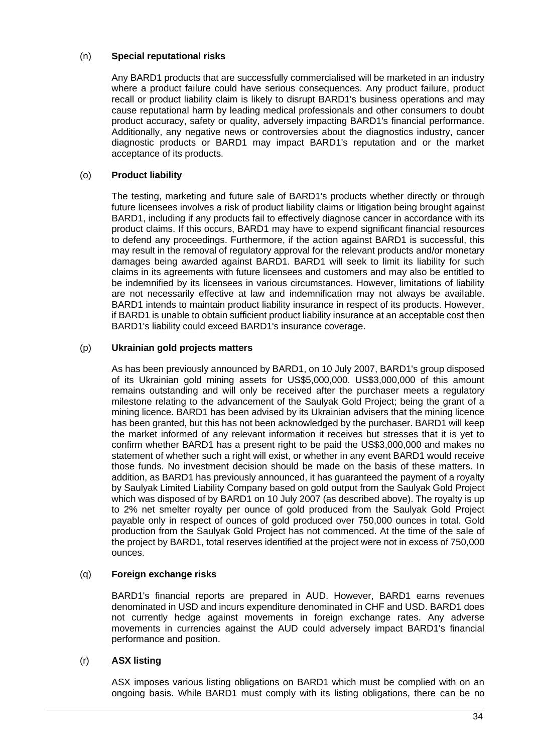(n) **Special reputational risks**

Any BARD1 products that are successfully commercialised will be marketed in an industry where a product failure could have serious consequences. Any product failure, product recall or product liability claim is likely to disrupt BARD1's business operations and may cause reputational harm by leading medical professionals and other consumers to doubt product accuracy, safety or quality, adversely impacting BARD1's financial performance. Additionally, any negative news or controversies about the diagnostics industry, cancer diagnostic products or BARD1 may impact BARD1's reputation and or the market acceptance of its products.

(o) **Product liability**

The testing, marketing and future sale of BARD1's products whether directly or through future licensees involves a risk of product liability claims or litigation being brought against BARD1, including if any products fail to effectively diagnose cancer in accordance with its product claims. If this occurs, BARD1 may have to expend significant financial resources to defend any proceedings. Furthermore, if the action against BARD1 is successful, this may result in the removal of regulatory approval for the relevant products and/or monetary damages being awarded against BARD1. BARD1 will seek to limit its liability for such claims in its agreements with future licensees and customers and may also be entitled to be indemnified by its licensees in various circumstances. However, limitations of liability are not necessarily effective at law and indemnification may not always be available. BARD1 intends to maintain product liability insurance in respect of its products. However, if BARD1 is unable to obtain sufficient product liability insurance at an acceptable cost then BARD1's liability could exceed BARD1's insurance coverage.

(p) **Ukrainian gold projects matters**

As has been previously announced by BARD1, on 10 July 2007, BARD1's group disposed of its Ukrainian gold mining assets for US$5,000,000. US$3,000,000 of this amount remains outstanding and will only be received after the purchaser meets a regulatory milestone relating to the advancement of the Saulyak Gold Project; being the grant of a mining licence. BARD1 has been advised by its Ukrainian advisers that the mining licence has been granted, but this has not been acknowledged by the purchaser. BARD1 will keep the market informed of any relevant information it receives but stresses that it is yet to confirm whether BARD1 has a present right to be paid the US$3,000,000 and makes no statement of whether such a right will exist, or whether in any event BARD1 would receive those funds. No investment decision should be made on the basis of these matters. In addition, as BARD1 has previously announced, it has guaranteed the payment of a royalty by Saulyak Limited Liability Company based on gold output from the Saulyak Gold Project which was disposed of by BARD1 on 10 July 2007 (as described above). The royalty is up to 2% net smelter royalty per ounce of gold produced from the Saulyak Gold Project payable only in respect of ounces of gold produced over 750,000 ounces in total. Gold production from the Saulyak Gold Project has not commenced. At the time of the sale of the project by BARD1, total reserves identified at the project were not in excess of 750,000 ounces.

(q) **Foreign exchange risks**

BARD1's financial reports are prepared in AUD. However, BARD1 earns revenues denominated in USD and incurs expenditure denominated in CHF and USD. BARD1 does not currently hedge against movements in foreign exchange rates. Any adverse movements in currencies against the AUD could adversely impact BARD1's financial performance and position.

(r) **ASX listing**

ASX imposes various listing obligations on BARD1 which must be complied with on an ongoing basis. While BARD1 must comply with its listing obligations, there can be no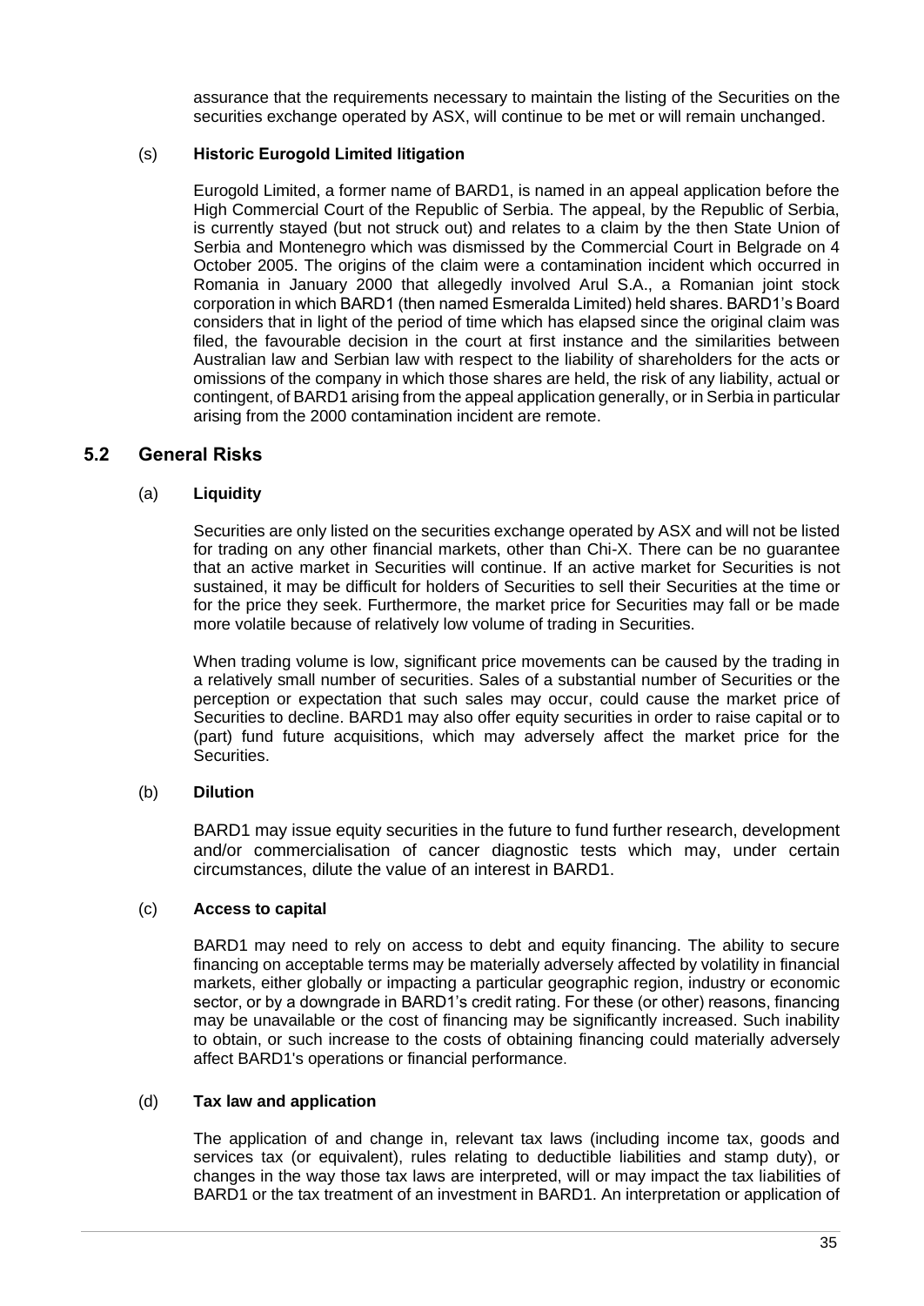assurance that the requirements necessary to maintain the listing of the Securities on the securities exchange operated by ASX, will continue to be met or will remain unchanged.

(s) **Historic Eurogold Limited litigation**

Eurogold Limited, a former name of BARD1, is named in an appeal application before the High Commercial Court of the Republic of Serbia. The appeal, by the Republic of Serbia, is currently stayed (but not struck out) and relates to a claim by the then State Union of Serbia and Montenegro which was dismissed by the Commercial Court in Belgrade on 4 October 2005. The origins of the claim were a contamination incident which occurred in Romania in January 2000 that allegedly involved Arul S.A., a Romanian joint stock corporation in which BARD1 (then named Esmeralda Limited) held shares. BARD1's Board considers that in light of the period of time which has elapsed since the original claim was filed, the favourable decision in the court at first instance and the similarities between Australian law and Serbian law with respect to the liability of shareholders for the acts or omissions of the company in which those shares are held, the risk of any liability, actual or contingent, of BARD1 arising from the appeal application generally, or in Serbia in particular arising from the 2000 contamination incident are remote.

## 5.2 General Risks

(a) **Liquidity**

Securities are only listed on the securities exchange operated by ASX and will not be listed for trading on any other financial markets, other than Chi-X. There can be no guarantee that an active market in Securities will continue. If an active market for Securities is not sustained, it may be difficult for holders of Securities to sell their Securities at the time or for the price they seek. Furthermore, the market price for Securities may fall or be made more volatile because of relatively low volume of trading in Securities.

When trading volume is low, significant price movements can be caused by the trading in a relatively small number of securities. Sales of a substantial number of Securities or the perception or expectation that such sales may occur, could cause the market price of Securities to decline. BARD1 may also offer equity securities in order to raise capital or to (part) fund future acquisitions, which may adversely affect the market price for the Securities.

(b) **Dilution**

BARD1 may issue equity securities in the future to fund further research, development and/or commercialisation of cancer diagnostic tests which may, under certain circumstances, dilute the value of an interest in BARD1.

(c) **Access to capital**

BARD1 may need to rely on access to debt and equity financing. The ability to secure financing on acceptable terms may be materially adversely affected by volatility in financial markets, either globally or impacting a particular geographic region, industry or economic sector, or by a downgrade in BARD1's credit rating. For these (or other) reasons, financing may be unavailable or the cost of financing may be significantly increased. Such inability to obtain, or such increase to the costs of obtaining financing could materially adversely affect BARD1's operations or financial performance.

(d) **Tax law and application**

The application of and change in, relevant tax laws (including income tax, goods and services tax (or equivalent), rules relating to deductible liabilities and stamp duty), or changes in the way those tax laws are interpreted, will or may impact the tax liabilities of BARD1 or the tax treatment of an investment in BARD1. An interpretation or application of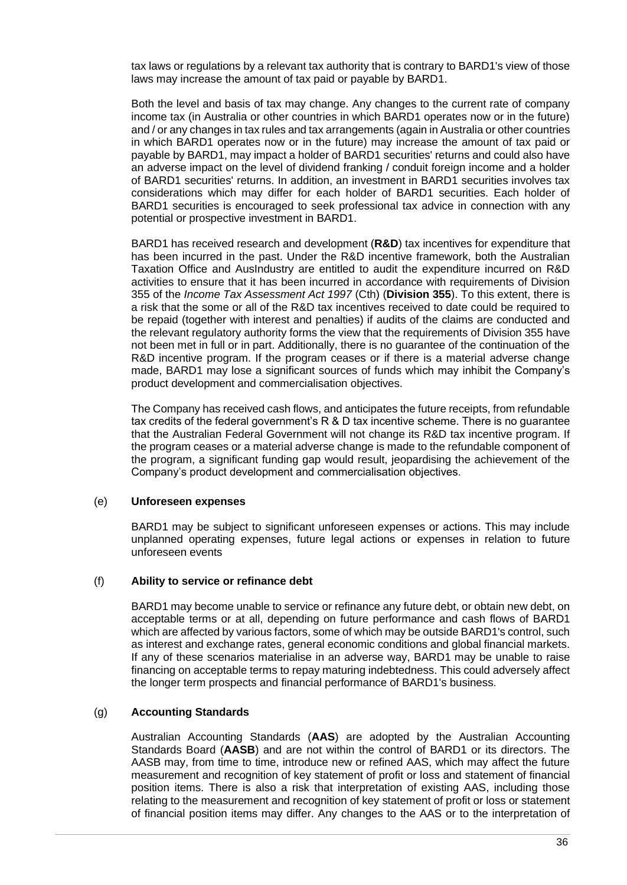tax laws or regulations by a relevant tax authority that is contrary to BARD1's view of those laws may increase the amount of tax paid or payable by BARD1.

Both the level and basis of tax may change. Any changes to the current rate of company income tax (in Australia or other countries in which BARD1 operates now or in the future) and / or any changes in tax rules and tax arrangements (again in Australia or other countries in which BARD1 operates now or in the future) may increase the amount of tax paid or payable by BARD1, may impact a holder of BARD1 securities' returns and could also have an adverse impact on the level of dividend franking / conduit foreign income and a holder of BARD1 securities' returns. In addition, an investment in BARD1 securities involves tax considerations which may differ for each holder of BARD1 securities. Each holder of BARD1 securities is encouraged to seek professional tax advice in connection with any potential or prospective investment in BARD1.

BARD1 has received research and development (**R&D**) tax incentives for expenditure that has been incurred in the past. Under the R&D incentive framework, both the Australian Taxation Office and AusIndustry are entitled to audit the expenditure incurred on R&D activities to ensure that it has been incurred in accordance with requirements of Division 355 of the *Income Tax Assessment Act 1997* (Cth) (**Division 355**). To this extent, there is a risk that the some or all of the R&D tax incentives received to date could be required to be repaid (together with interest and penalties) if audits of the claims are conducted and the relevant regulatory authority forms the view that the requirements of Division 355 have not been met in full or in part. Additionally, there is no guarantee of the continuation of the R&D incentive program. If the program ceases or if there is a material adverse change made, BARD1 may lose a significant sources of funds which may inhibit the Company's product development and commercialisation objectives.

The Company has received cash flows, and anticipates the future receipts, from refundable tax credits of the federal government's R & D tax incentive scheme. There is no guarantee that the Australian Federal Government will not change its R&D tax incentive program. If the program ceases or a material adverse change is made to the refundable component of the program, a significant funding gap would result, jeopardising the achievement of the Company's product development and commercialisation objectives.

(e) **Unforeseen expenses**

BARD1 may be subject to significant unforeseen expenses or actions. This may include unplanned operating expenses, future legal actions or expenses in relation to future unforeseen events

(f) **Ability to service or refinance debt**

BARD1 may become unable to service or refinance any future debt, or obtain new debt, on acceptable terms or at all, depending on future performance and cash flows of BARD1 which are affected by various factors, some of which may be outside BARD1's control, such as interest and exchange rates, general economic conditions and global financial markets. If any of these scenarios materialise in an adverse way, BARD1 may be unable to raise financing on acceptable terms to repay maturing indebtedness. This could adversely affect the longer term prospects and financial performance of BARD1's business.

(g) **Accounting Standards**

Australian Accounting Standards (**AAS**) are adopted by the Australian Accounting Standards Board (**AASB**) and are not within the control of BARD1 or its directors. The AASB may, from time to time, introduce new or refined AAS, which may affect the future measurement and recognition of key statement of profit or loss and statement of financial position items. There is also a risk that interpretation of existing AAS, including those relating to the measurement and recognition of key statement of profit or loss or statement of financial position items may differ. Any changes to the AAS or to the interpretation of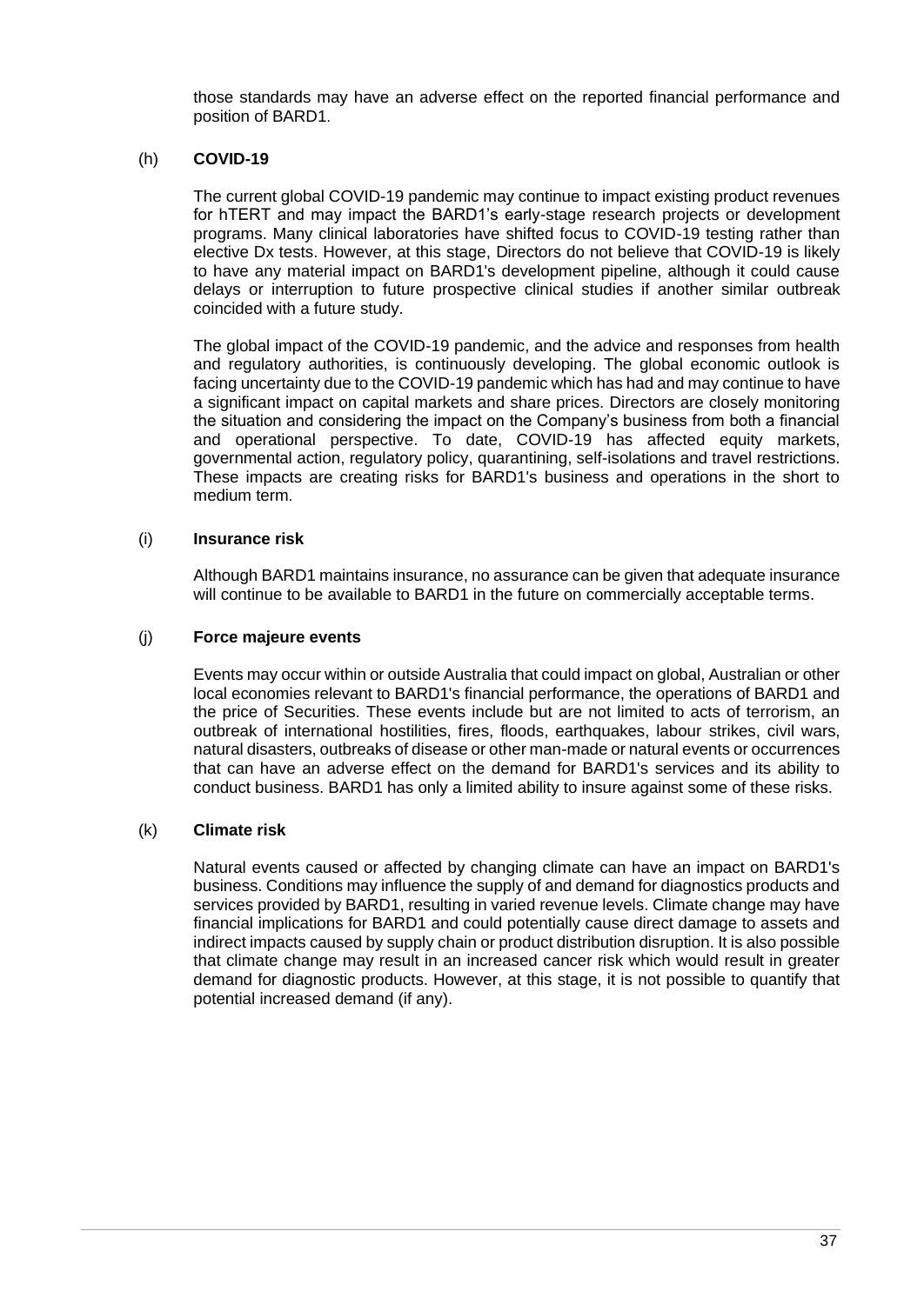those standards may have an adverse effect on the reported financial performance and position of BARD1.

(h) **COVID-19**

The current global COVID-19 pandemic may continue to impact existing product revenues for hTERT and may impact the BARD1's early-stage research projects or development programs. Many clinical laboratories have shifted focus to COVID-19 testing rather than elective Dx tests. However, at this stage, Directors do not believe that COVID-19 is likely to have any material impact on BARD1's development pipeline, although it could cause delays or interruption to future prospective clinical studies if another similar outbreak coincided with a future study.

The global impact of the COVID-19 pandemic, and the advice and responses from health and regulatory authorities, is continuously developing. The global economic outlook is facing uncertainty due to the COVID-19 pandemic which has had and may continue to have a significant impact on capital markets and share prices. Directors are closely monitoring the situation and considering the impact on the Company's business from both a financial and operational perspective. To date, COVID-19 has affected equity markets, governmental action, regulatory policy, quarantining, self-isolations and travel restrictions. These impacts are creating risks for BARD1's business and operations in the short to medium term.

(i) **Insurance risk**

Although BARD1 maintains insurance, no assurance can be given that adequate insurance will continue to be available to BARD1 in the future on commercially acceptable terms.

(j) **Force majeure events**

Events may occur within or outside Australia that could impact on global, Australian or other local economies relevant to BARD1's financial performance, the operations of BARD1 and the price of Securities. These events include but are not limited to acts of terrorism, an outbreak of international hostilities, fires, floods, earthquakes, labour strikes, civil wars, natural disasters, outbreaks of disease or other man-made or natural events or occurrences that can have an adverse effect on the demand for BARD1's services and its ability to conduct business. BARD1 has only a limited ability to insure against some of these risks.

(k) **Climate risk**

Natural events caused or affected by changing climate can have an impact on BARD1's business. Conditions may influence the supply of and demand for diagnostics products and services provided by BARD1, resulting in varied revenue levels. Climate change may have financial implications for BARD1 and could potentially cause direct damage to assets and indirect impacts caused by supply chain or product distribution disruption. It is also possible that climate change may result in an increased cancer risk which would result in greater demand for diagnostic products. However, at this stage, it is not possible to quantify that potential increased demand (if any).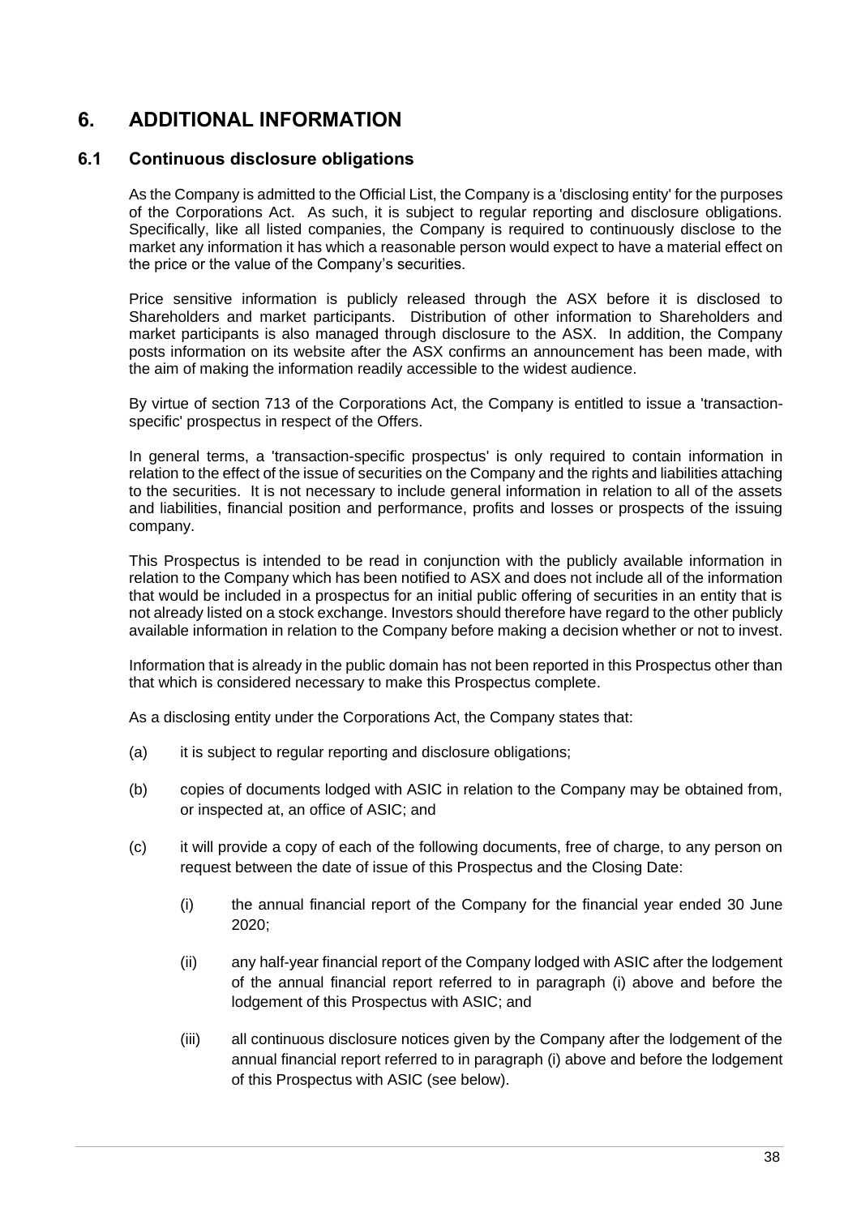# 6. ADDITIONAL INFORMATION

## 6.1 Continuous disclosure obligations

As the Company is admitted to the Official List, the Company is a 'disclosing entity' for the purposes of the Corporations Act. As such, it is subject to regular reporting and disclosure obligations. Specifically, like all listed companies, the Company is required to continuously disclose to the market any information it has which a reasonable person would expect to have a material effect on the price or the value of the Company's securities.

Price sensitive information is publicly released through the ASX before it is disclosed to Shareholders and market participants. Distribution of other information to Shareholders and market participants is also managed through disclosure to the ASX. In addition, the Company posts information on its website after the ASX confirms an announcement has been made, with the aim of making the information readily accessible to the widest audience.

By virtue of section 713 of the Corporations Act, the Company is entitled to issue a 'transaction-specific' prospectus in respect of the Offers.

In general terms, a 'transaction-specific prospectus' is only required to contain information in relation to the effect of the issue of securities on the Company and the rights and liabilities attaching to the securities. It is not necessary to include general information in relation to all of the assets and liabilities, financial position and performance, profits and losses or prospects of the issuing company.

This Prospectus is intended to be read in conjunction with the publicly available information in relation to the Company which has been notified to ASX and does not include all of the information that would be included in a prospectus for an initial public offering of securities in an entity that is not already listed on a stock exchange. Investors should therefore have regard to the other publicly available information in relation to the Company before making a decision whether or not to invest.

Information that is already in the public domain has not been reported in this Prospectus other than that which is considered necessary to make this Prospectus complete.

As a disclosing entity under the Corporations Act, the Company states that:

(a) it is subject to regular reporting and disclosure obligations;

(b) copies of documents lodged with ASIC in relation to the Company may be obtained from, or inspected at, an office of ASIC; and

(c) it will provide a copy of each of the following documents, free of charge, to any person on request between the date of issue of this Prospectus and the Closing Date:

   (i) the annual financial report of the Company for the financial year ended 30 June 2020;

   (ii) any half-year financial report of the Company lodged with ASIC after the lodgement of the annual financial report referred to in paragraph (i) above and before the lodgement of this Prospectus with ASIC; and

   (iii) all continuous disclosure notices given by the Company after the lodgement of the annual financial report referred to in paragraph (i) above and before the lodgement of this Prospectus with ASIC (see below).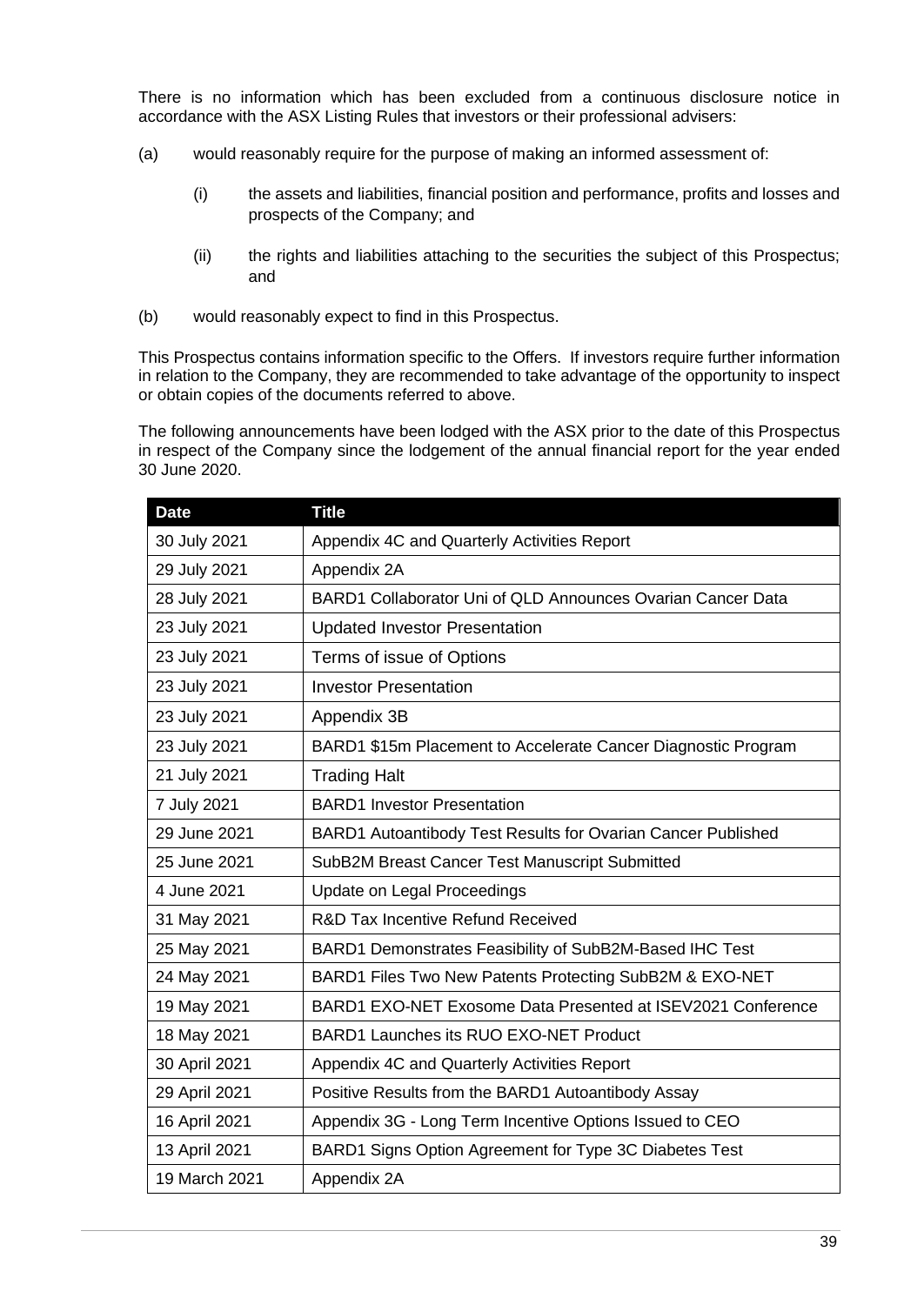There is no information which has been excluded from a continuous disclosure notice in accordance with the ASX Listing Rules that investors or their professional advisers:

(a) would reasonably require for the purpose of making an informed assessment of:

(i) the assets and liabilities, financial position and performance, profits and losses and prospects of the Company; and

(ii) the rights and liabilities attaching to the securities the subject of this Prospectus; and

(b) would reasonably expect to find in this Prospectus.

This Prospectus contains information specific to the Offers. If investors require further information in relation to the Company, they are recommended to take advantage of the opportunity to inspect or obtain copies of the documents referred to above.

The following announcements have been lodged with the ASX prior to the date of this Prospectus in respect of the Company since the lodgement of the annual financial report for the year ended 30 June 2020.

| Date | Title |
|---|---|
| 30 July 2021 | Appendix 4C and Quarterly Activities Report |
| 29 July 2021 | Appendix 2A |
| 28 July 2021 | BARD1 Collaborator Uni of QLD Announces Ovarian Cancer Data |
| 23 July 2021 | Updated Investor Presentation |
| 23 July 2021 | Terms of issue of Options |
| 23 July 2021 | Investor Presentation |
| 23 July 2021 | Appendix 3B |
| 23 July 2021 | BARD1 $15m Placement to Accelerate Cancer Diagnostic Program |
| 21 July 2021 | Trading Halt |
| 7 July 2021 | BARD1 Investor Presentation |
| 29 June 2021 | BARD1 Autoantibody Test Results for Ovarian Cancer Published |
| 25 June 2021 | SubB2M Breast Cancer Test Manuscript Submitted |
| 4 June 2021 | Update on Legal Proceedings |
| 31 May 2021 | R&D Tax Incentive Refund Received |
| 25 May 2021 | BARD1 Demonstrates Feasibility of SubB2M-Based IHC Test |
| 24 May 2021 | BARD1 Files Two New Patents Protecting SubB2M & EXO-NET |
| 19 May 2021 | BARD1 EXO-NET Exosome Data Presented at ISEV2021 Conference |
| 18 May 2021 | BARD1 Launches its RUO EXO-NET Product |
| 30 April 2021 | Appendix 4C and Quarterly Activities Report |
| 29 April 2021 | Positive Results from the BARD1 Autoantibody Assay |
| 16 April 2021 | Appendix 3G - Long Term Incentive Options Issued to CEO |
| 13 April 2021 | BARD1 Signs Option Agreement for Type 3C Diabetes Test |
| 19 March 2021 | Appendix 2A |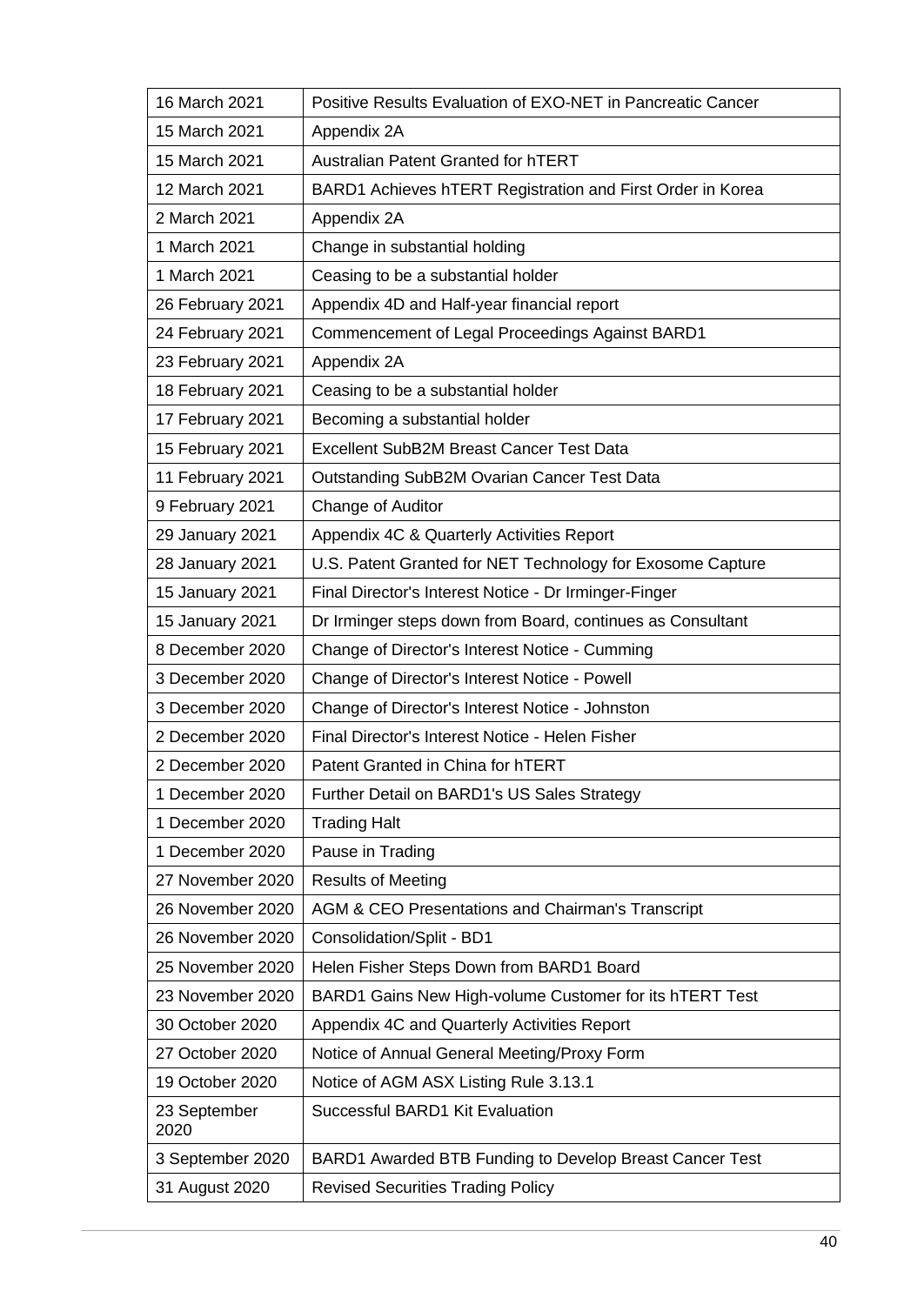| | |
|---|---|
| 16 March 2021 | Positive Results Evaluation of EXO-NET in Pancreatic Cancer |
| 15 March 2021 | Appendix 2A |
| 15 March 2021 | Australian Patent Granted for hTERT |
| 12 March 2021 | BARD1 Achieves hTERT Registration and First Order in Korea |
| 2 March 2021 | Appendix 2A |
| 1 March 2021 | Change in substantial holding |
| 1 March 2021 | Ceasing to be a substantial holder |
| 26 February 2021 | Appendix 4D and Half-year financial report |
| 24 February 2021 | Commencement of Legal Proceedings Against BARD1 |
| 23 February 2021 | Appendix 2A |
| 18 February 2021 | Ceasing to be a substantial holder |
| 17 February 2021 | Becoming a substantial holder |
| 15 February 2021 | Excellent SubB2M Breast Cancer Test Data |
| 11 February 2021 | Outstanding SubB2M Ovarian Cancer Test Data |
| 9 February 2021 | Change of Auditor |
| 29 January 2021 | Appendix 4C & Quarterly Activities Report |
| 28 January 2021 | U.S. Patent Granted for NET Technology for Exosome Capture |
| 15 January 2021 | Final Director's Interest Notice - Dr Irminger-Finger |
| 15 January 2021 | Dr Irminger steps down from Board, continues as Consultant |
| 8 December 2020 | Change of Director's Interest Notice - Cumming |
| 3 December 2020 | Change of Director's Interest Notice - Powell |
| 3 December 2020 | Change of Director's Interest Notice - Johnston |
| 2 December 2020 | Final Director's Interest Notice - Helen Fisher |
| 2 December 2020 | Patent Granted in China for hTERT |
| 1 December 2020 | Further Detail on BARD1's US Sales Strategy |
| 1 December 2020 | Trading Halt |
| 1 December 2020 | Pause in Trading |
| 27 November 2020 | Results of Meeting |
| 26 November 2020 | AGM & CEO Presentations and Chairman's Transcript |
| 26 November 2020 | Consolidation/Split - BD1 |
| 25 November 2020 | Helen Fisher Steps Down from BARD1 Board |
| 23 November 2020 | BARD1 Gains New High-volume Customer for its hTERT Test |
| 30 October 2020 | Appendix 4C and Quarterly Activities Report |
| 27 October 2020 | Notice of Annual General Meeting/Proxy Form |
| 19 October 2020 | Notice of AGM ASX Listing Rule 3.13.1 |
| 23 September 2020 | Successful BARD1 Kit Evaluation |
| 3 September 2020 | BARD1 Awarded BTB Funding to Develop Breast Cancer Test |
| 31 August 2020 | Revised Securities Trading Policy |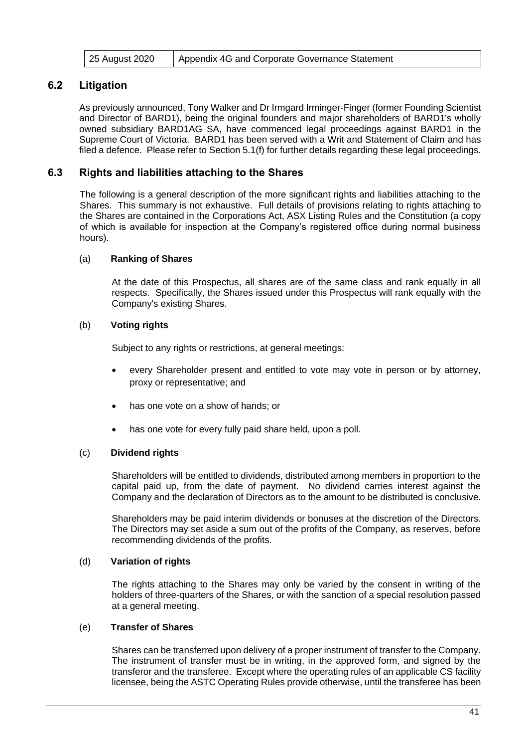| 25 August 2020 | Appendix 4G and Corporate Governance Statement |
|---|---|

## 6.2 Litigation

As previously announced, Tony Walker and Dr Irmgard Irminger-Finger (former Founding Scientist and Director of BARD1), being the original founders and major shareholders of BARD1's wholly owned subsidiary BARD1AG SA, have commenced legal proceedings against BARD1 in the Supreme Court of Victoria. BARD1 has been served with a Writ and Statement of Claim and has filed a defence. Please refer to Section 5.1(f) for further details regarding these legal proceedings.

## 6.3 Rights and liabilities attaching to the Shares

The following is a general description of the more significant rights and liabilities attaching to the Shares. This summary is not exhaustive. Full details of provisions relating to rights attaching to the Shares are contained in the Corporations Act, ASX Listing Rules and the Constitution (a copy of which is available for inspection at the Company's registered office during normal business hours).

(a) **Ranking of Shares**

At the date of this Prospectus, all shares are of the same class and rank equally in all respects. Specifically, the Shares issued under this Prospectus will rank equally with the Company's existing Shares.

(b) **Voting rights**

Subject to any rights or restrictions, at general meetings:

- every Shareholder present and entitled to vote may vote in person or by attorney, proxy or representative; and
- has one vote on a show of hands; or
- has one vote for every fully paid share held, upon a poll.

(c) **Dividend rights**

Shareholders will be entitled to dividends, distributed among members in proportion to the capital paid up, from the date of payment. No dividend carries interest against the Company and the declaration of Directors as to the amount to be distributed is conclusive.

Shareholders may be paid interim dividends or bonuses at the discretion of the Directors. The Directors may set aside a sum out of the profits of the Company, as reserves, before recommending dividends of the profits.

(d) **Variation of rights**

The rights attaching to the Shares may only be varied by the consent in writing of the holders of three-quarters of the Shares, or with the sanction of a special resolution passed at a general meeting.

(e) **Transfer of Shares**

Shares can be transferred upon delivery of a proper instrument of transfer to the Company. The instrument of transfer must be in writing, in the approved form, and signed by the transferor and the transferee. Except where the operating rules of an applicable CS facility licensee, being the ASTC Operating Rules provide otherwise, until the transferee has been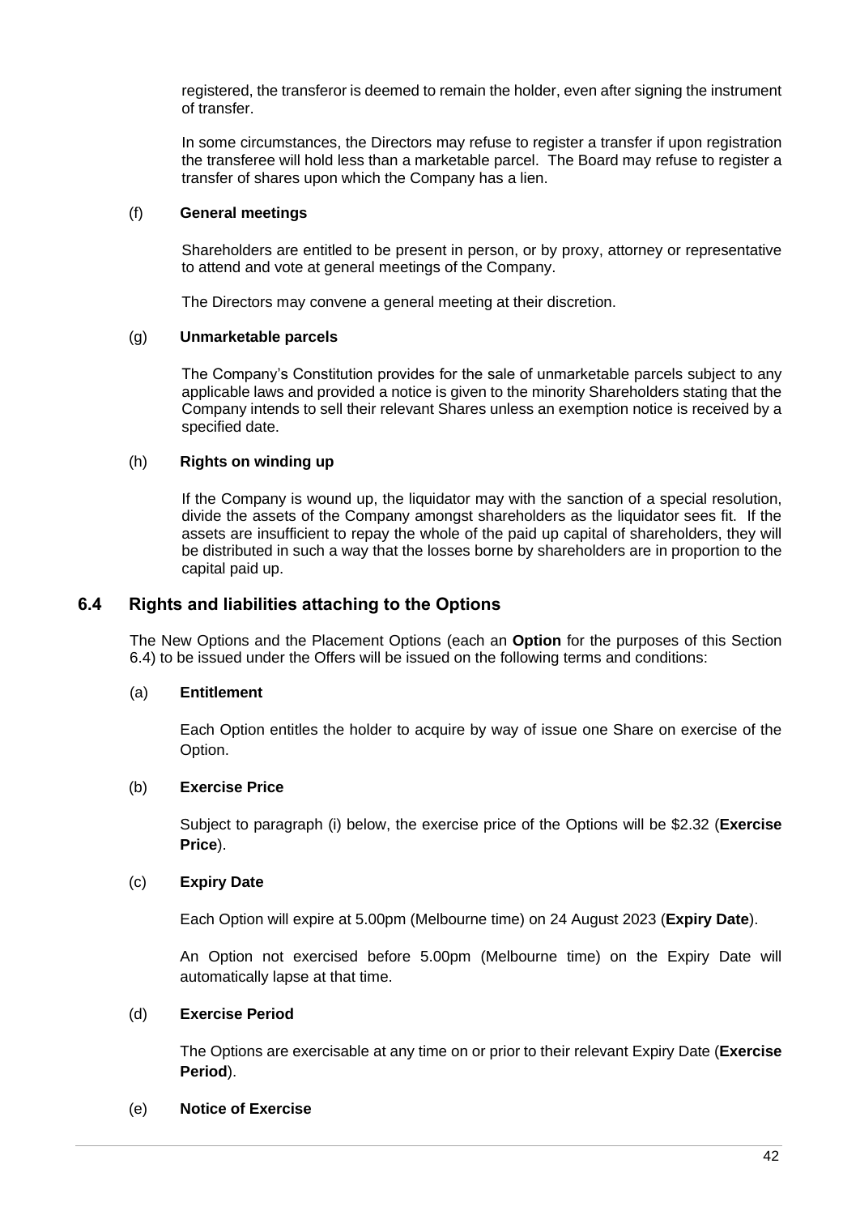registered, the transferor is deemed to remain the holder, even after signing the instrument of transfer.

In some circumstances, the Directors may refuse to register a transfer if upon registration the transferee will hold less than a marketable parcel. The Board may refuse to register a transfer of shares upon which the Company has a lien.

(f) **General meetings**

Shareholders are entitled to be present in person, or by proxy, attorney or representative to attend and vote at general meetings of the Company.

The Directors may convene a general meeting at their discretion.

(g) **Unmarketable parcels**

The Company's Constitution provides for the sale of unmarketable parcels subject to any applicable laws and provided a notice is given to the minority Shareholders stating that the Company intends to sell their relevant Shares unless an exemption notice is received by a specified date.

(h) **Rights on winding up**

If the Company is wound up, the liquidator may with the sanction of a special resolution, divide the assets of the Company amongst shareholders as the liquidator sees fit. If the assets are insufficient to repay the whole of the paid up capital of shareholders, they will be distributed in such a way that the losses borne by shareholders are in proportion to the capital paid up.

## 6.4 Rights and liabilities attaching to the Options

The New Options and the Placement Options (each an **Option** for the purposes of this Section 6.4) to be issued under the Offers will be issued on the following terms and conditions:

(a) **Entitlement**

Each Option entitles the holder to acquire by way of issue one Share on exercise of the Option.

(b) **Exercise Price**

Subject to paragraph (i) below, the exercise price of the Options will be $2.32 (**Exercise Price**).

(c) **Expiry Date**

Each Option will expire at 5.00pm (Melbourne time) on 24 August 2023 (**Expiry Date**).

An Option not exercised before 5.00pm (Melbourne time) on the Expiry Date will automatically lapse at that time.

(d) **Exercise Period**

The Options are exercisable at any time on or prior to their relevant Expiry Date (**Exercise Period**).

(e) **Notice of Exercise**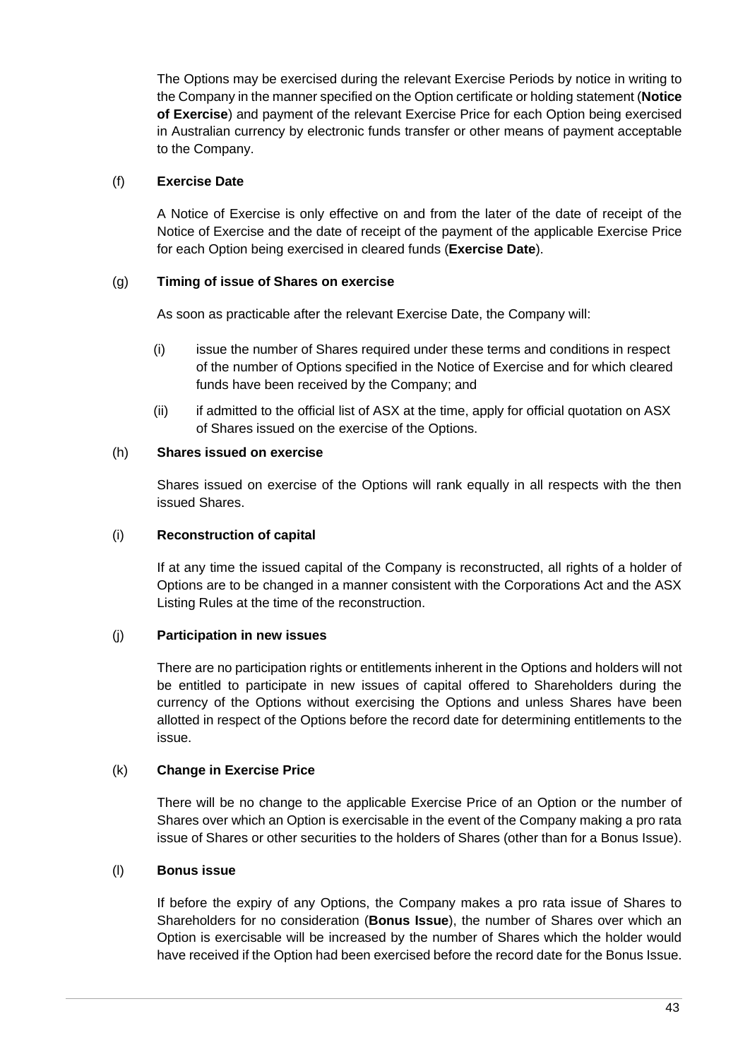The Options may be exercised during the relevant Exercise Periods by notice in writing to the Company in the manner specified on the Option certificate or holding statement (**Notice of Exercise**) and payment of the relevant Exercise Price for each Option being exercised in Australian currency by electronic funds transfer or other means of payment acceptable to the Company.

(f) **Exercise Date**

A Notice of Exercise is only effective on and from the later of the date of receipt of the Notice of Exercise and the date of receipt of the payment of the applicable Exercise Price for each Option being exercised in cleared funds (**Exercise Date**).

(g) **Timing of issue of Shares on exercise**

As soon as practicable after the relevant Exercise Date, the Company will:

(i) issue the number of Shares required under these terms and conditions in respect of the number of Options specified in the Notice of Exercise and for which cleared funds have been received by the Company; and

(ii) if admitted to the official list of ASX at the time, apply for official quotation on ASX of Shares issued on the exercise of the Options.

(h) **Shares issued on exercise**

Shares issued on exercise of the Options will rank equally in all respects with the then issued Shares.

(i) **Reconstruction of capital**

If at any time the issued capital of the Company is reconstructed, all rights of a holder of Options are to be changed in a manner consistent with the Corporations Act and the ASX Listing Rules at the time of the reconstruction.

(j) **Participation in new issues**

There are no participation rights or entitlements inherent in the Options and holders will not be entitled to participate in new issues of capital offered to Shareholders during the currency of the Options without exercising the Options and unless Shares have been allotted in respect of the Options before the record date for determining entitlements to the issue.

(k) **Change in Exercise Price**

There will be no change to the applicable Exercise Price of an Option or the number of Shares over which an Option is exercisable in the event of the Company making a pro rata issue of Shares or other securities to the holders of Shares (other than for a Bonus Issue).

(l) **Bonus issue**

If before the expiry of any Options, the Company makes a pro rata issue of Shares to Shareholders for no consideration (**Bonus Issue**), the number of Shares over which an Option is exercisable will be increased by the number of Shares which the holder would have received if the Option had been exercised before the record date for the Bonus Issue.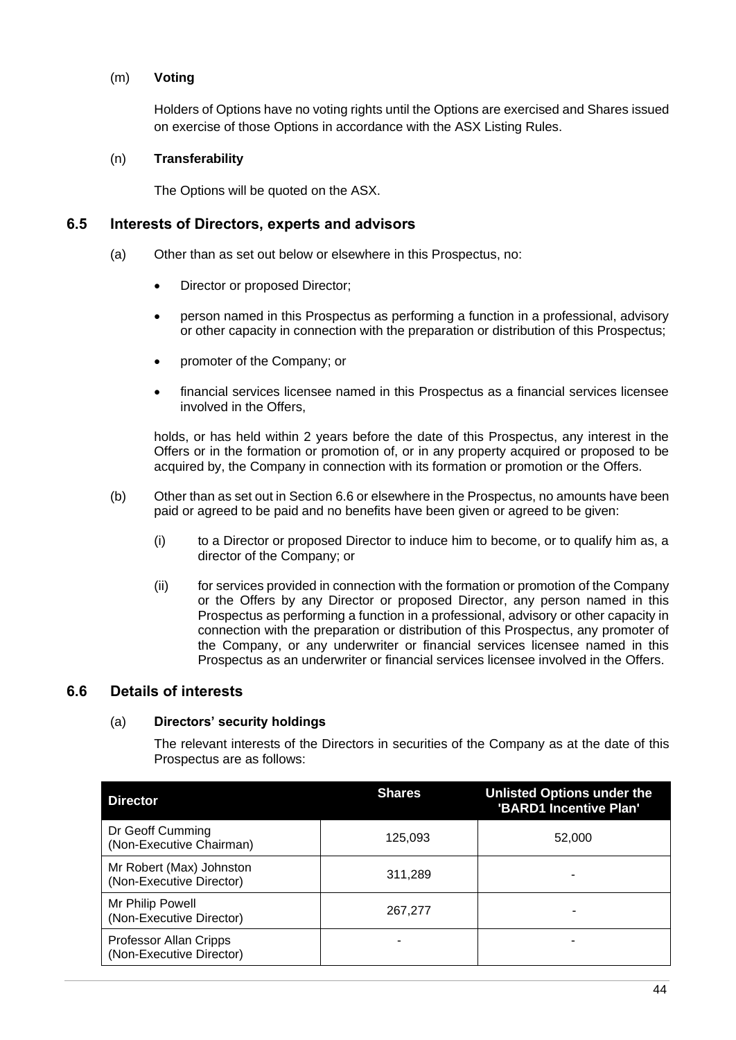(m) **Voting**

Holders of Options have no voting rights until the Options are exercised and Shares issued on exercise of those Options in accordance with the ASX Listing Rules.

(n) **Transferability**

The Options will be quoted on the ASX.

## 6.5 Interests of Directors, experts and advisors

(a) Other than as set out below or elsewhere in this Prospectus, no:

- Director or proposed Director;
- person named in this Prospectus as performing a function in a professional, advisory or other capacity in connection with the preparation or distribution of this Prospectus;
- promoter of the Company; or
- financial services licensee named in this Prospectus as a financial services licensee involved in the Offers,

holds, or has held within 2 years before the date of this Prospectus, any interest in the Offers or in the formation or promotion of, or in any property acquired or proposed to be acquired by, the Company in connection with its formation or promotion or the Offers.

(b) Other than as set out in Section 6.6 or elsewhere in the Prospectus, no amounts have been paid or agreed to be paid and no benefits have been given or agreed to be given:

(i) to a Director or proposed Director to induce him to become, or to qualify him as, a director of the Company; or

(ii) for services provided in connection with the formation or promotion of the Company or the Offers by any Director or proposed Director, any person named in this Prospectus as performing a function in a professional, advisory or other capacity in connection with the preparation or distribution of this Prospectus, any promoter of the Company, or any underwriter or financial services licensee named in this Prospectus as an underwriter or financial services licensee involved in the Offers.

## 6.6 Details of interests

(a) **Directors' security holdings**

The relevant interests of the Directors in securities of the Company as at the date of this Prospectus are as follows:

| Director | Shares | Unlisted Options under the 'BARD1 Incentive Plan' |
|---|---|---|
| Dr Geoff Cumming (Non-Executive Chairman) | 125,093 | 52,000 |
| Mr Robert (Max) Johnston (Non-Executive Director) | 311,289 | - |
| Mr Philip Powell (Non-Executive Director) | 267,277 | - |
| Professor Allan Cripps (Non-Executive Director) | - | - |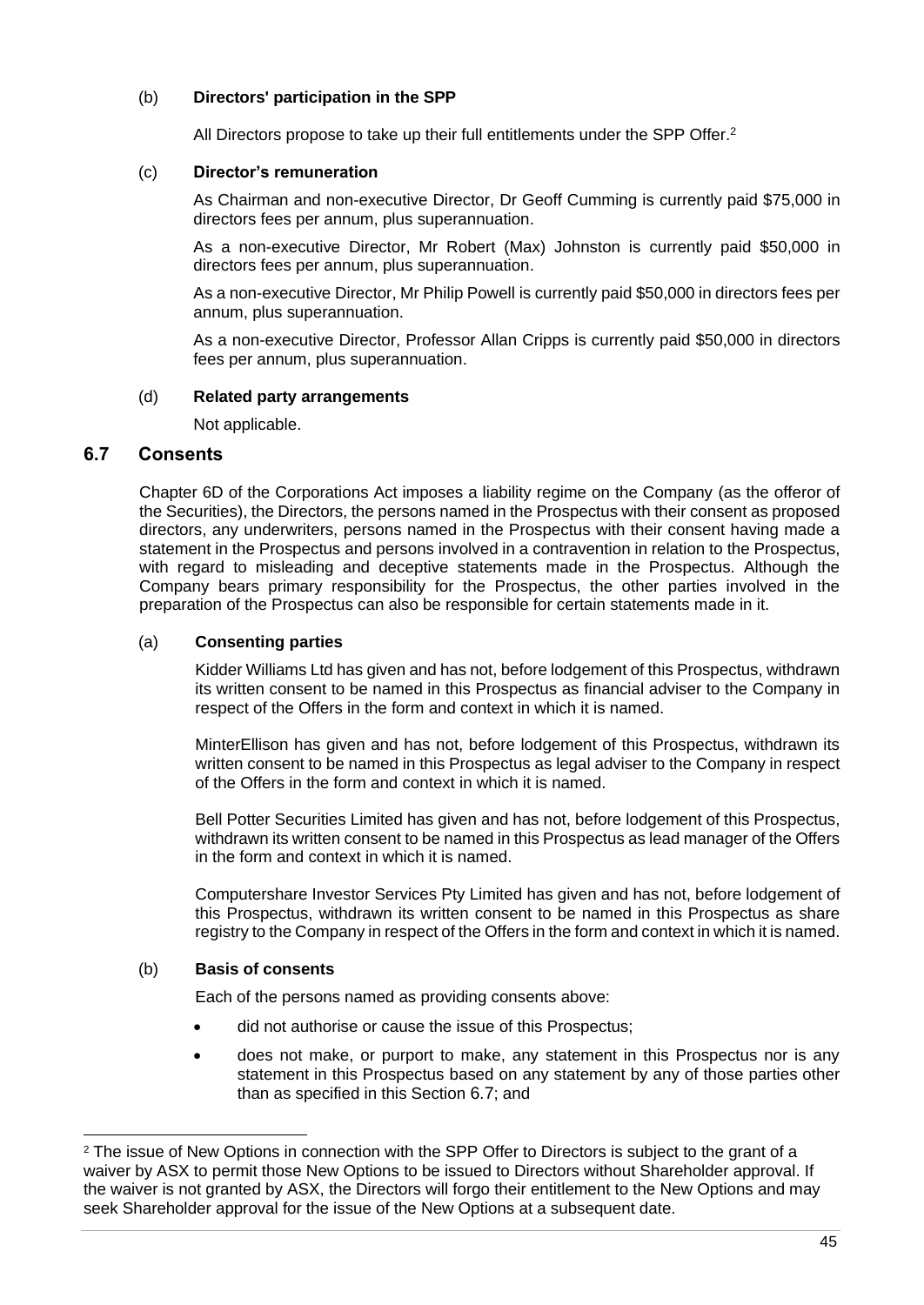(b) **Directors' participation in the SPP**

All Directors propose to take up their full entitlements under the SPP Offer.[2]

(c) **Director's remuneration**

As Chairman and non-executive Director, Dr Geoff Cumming is currently paid $75,000 in directors fees per annum, plus superannuation.

As a non-executive Director, Mr Robert (Max) Johnston is currently paid $50,000 in directors fees per annum, plus superannuation.

As a non-executive Director, Mr Philip Powell is currently paid $50,000 in directors fees per annum, plus superannuation.

As a non-executive Director, Professor Allan Cripps is currently paid $50,000 in directors fees per annum, plus superannuation.

(d) **Related party arrangements**

Not applicable.

## 6.7 Consents

Chapter 6D of the Corporations Act imposes a liability regime on the Company (as the offeror of the Securities), the Directors, the persons named in the Prospectus with their consent as proposed directors, any underwriters, persons named in the Prospectus with their consent having made a statement in the Prospectus and persons involved in a contravention in relation to the Prospectus, with regard to misleading and deceptive statements made in the Prospectus. Although the Company bears primary responsibility for the Prospectus, the other parties involved in the preparation of the Prospectus can also be responsible for certain statements made in it.

(a) **Consenting parties**

Kidder Williams Ltd has given and has not, before lodgement of this Prospectus, withdrawn its written consent to be named in this Prospectus as financial adviser to the Company in respect of the Offers in the form and context in which it is named.

MinterEllison has given and has not, before lodgement of this Prospectus, withdrawn its written consent to be named in this Prospectus as legal adviser to the Company in respect of the Offers in the form and context in which it is named.

Bell Potter Securities Limited has given and has not, before lodgement of this Prospectus, withdrawn its written consent to be named in this Prospectus as lead manager of the Offers in the form and context in which it is named.

Computershare Investor Services Pty Limited has given and has not, before lodgement of this Prospectus, withdrawn its written consent to be named in this Prospectus as share registry to the Company in respect of the Offers in the form and context in which it is named.

(b) **Basis of consents**

Each of the persons named as providing consents above:

- did not authorise or cause the issue of this Prospectus;
- does not make, or purport to make, any statement in this Prospectus nor is any statement in this Prospectus based on any statement by any of those parties other than as specified in this Section 6.7; and

---

[2] The issue of New Options in connection with the SPP Offer to Directors is subject to the grant of a waiver by ASX to permit those New Options to be issued to Directors without Shareholder approval. If the waiver is not granted by ASX, the Directors will forgo their entitlement to the New Options and may seek Shareholder approval for the issue of the New Options at a subsequent date.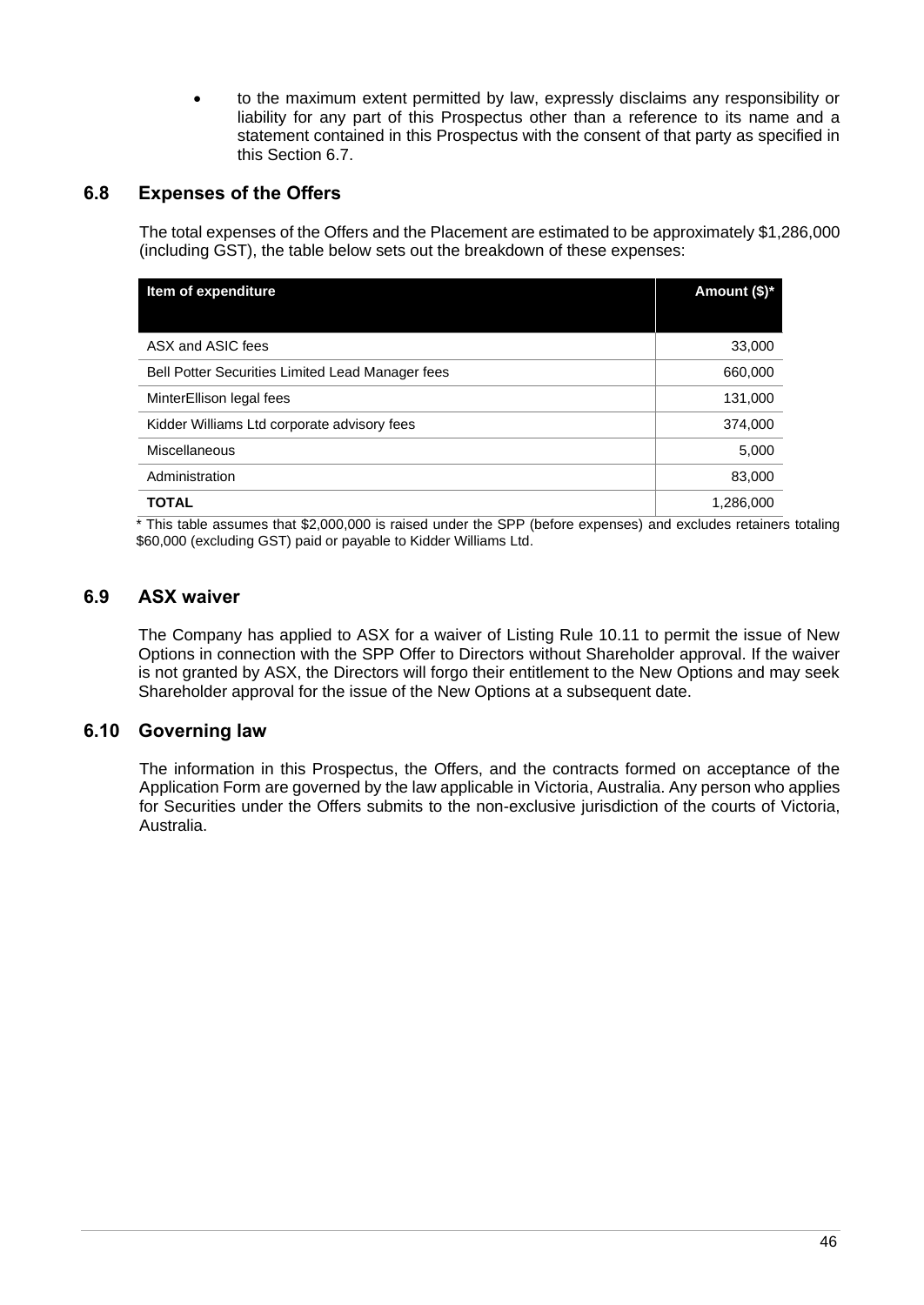- to the maximum extent permitted by law, expressly disclaims any responsibility or liability for any part of this Prospectus other than a reference to its name and a statement contained in this Prospectus with the consent of that party as specified in this Section 6.7.

## 6.8 Expenses of the Offers

The total expenses of the Offers and the Placement are estimated to be approximately $1,286,000 (including GST), the table below sets out the breakdown of these expenses:

| Item of expenditure | Amount ($)* |
|---|---:|
| ASX and ASIC fees | 33,000 |
| Bell Potter Securities Limited Lead Manager fees | 660,000 |
| MinterEllison legal fees | 131,000 |
| Kidder Williams Ltd corporate advisory fees | 374,000 |
| Miscellaneous | 5,000 |
| Administration | 83,000 |
| **TOTAL** | 1,286,000 |

* This table assumes that $2,000,000 is raised under the SPP (before expenses) and excludes retainers totaling $60,000 (excluding GST) paid or payable to Kidder Williams Ltd.

## 6.9 ASX waiver

The Company has applied to ASX for a waiver of Listing Rule 10.11 to permit the issue of New Options in connection with the SPP Offer to Directors without Shareholder approval. If the waiver is not granted by ASX, the Directors will forgo their entitlement to the New Options and may seek Shareholder approval for the issue of the New Options at a subsequent date.

## 6.10 Governing law

The information in this Prospectus, the Offers, and the contracts formed on acceptance of the Application Form are governed by the law applicable in Victoria, Australia. Any person who applies for Securities under the Offers submits to the non-exclusive jurisdiction of the courts of Victoria, Australia.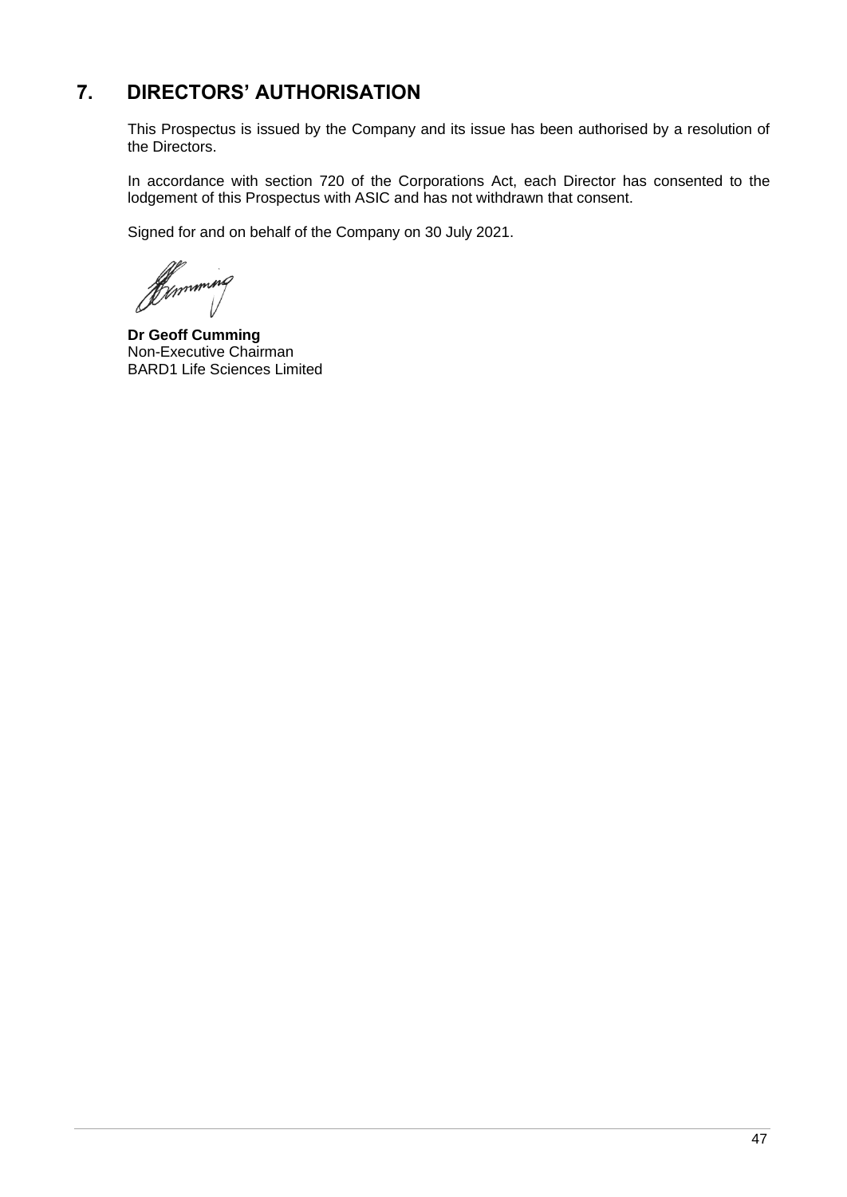# 7. DIRECTORS' AUTHORISATION

This Prospectus is issued by the Company and its issue has been authorised by a resolution of the Directors.

In accordance with section 720 of the Corporations Act, each Director has consented to the lodgement of this Prospectus with ASIC and has not withdrawn that consent.

Signed for and on behalf of the Company on 30 July 2021.

**Dr Geoff Cumming**
Non-Executive Chairman
BARD1 Life Sciences Limited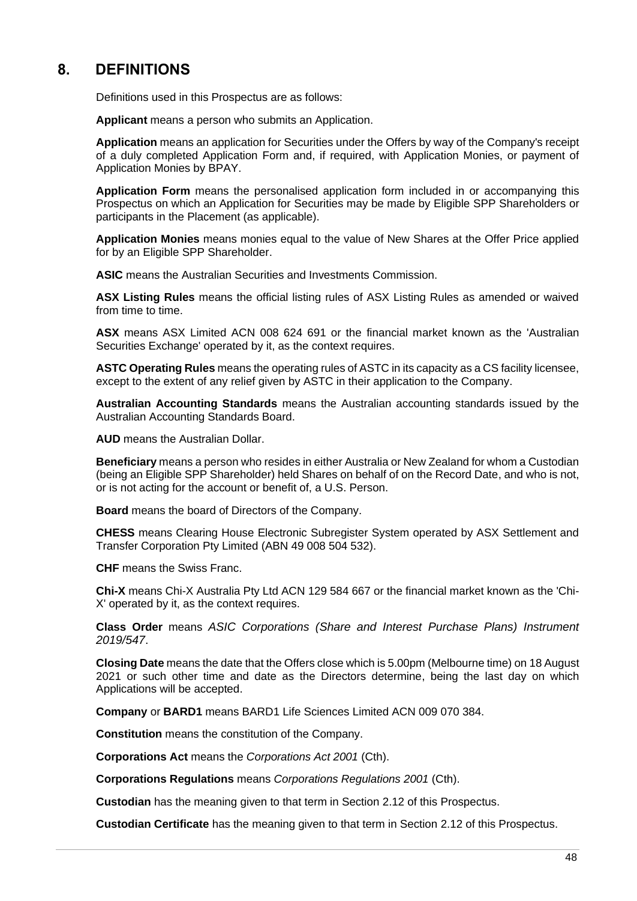## 8. DEFINITIONS

Definitions used in this Prospectus are as follows:

**Applicant** means a person who submits an Application.

**Application** means an application for Securities under the Offers by way of the Company's receipt of a duly completed Application Form and, if required, with Application Monies, or payment of Application Monies by BPAY.

**Application Form** means the personalised application form included in or accompanying this Prospectus on which an Application for Securities may be made by Eligible SPP Shareholders or participants in the Placement (as applicable).

**Application Monies** means monies equal to the value of New Shares at the Offer Price applied for by an Eligible SPP Shareholder.

**ASIC** means the Australian Securities and Investments Commission.

**ASX Listing Rules** means the official listing rules of ASX Listing Rules as amended or waived from time to time.

**ASX** means ASX Limited ACN 008 624 691 or the financial market known as the 'Australian Securities Exchange' operated by it, as the context requires.

**ASTC Operating Rules** means the operating rules of ASTC in its capacity as a CS facility licensee, except to the extent of any relief given by ASTC in their application to the Company.

**Australian Accounting Standards** means the Australian accounting standards issued by the Australian Accounting Standards Board.

**AUD** means the Australian Dollar.

**Beneficiary** means a person who resides in either Australia or New Zealand for whom a Custodian (being an Eligible SPP Shareholder) held Shares on behalf of on the Record Date, and who is not, or is not acting for the account or benefit of, a U.S. Person.

**Board** means the board of Directors of the Company.

**CHESS** means Clearing House Electronic Subregister System operated by ASX Settlement and Transfer Corporation Pty Limited (ABN 49 008 504 532).

**CHF** means the Swiss Franc.

**Chi-X** means Chi-X Australia Pty Ltd ACN 129 584 667 or the financial market known as the 'Chi-X' operated by it, as the context requires.

**Class Order** means *ASIC Corporations (Share and Interest Purchase Plans) Instrument 2019/547*.

**Closing Date** means the date that the Offers close which is 5.00pm (Melbourne time) on 18 August 2021 or such other time and date as the Directors determine, being the last day on which Applications will be accepted.

**Company** or **BARD1** means BARD1 Life Sciences Limited ACN 009 070 384.

**Constitution** means the constitution of the Company.

**Corporations Act** means the *Corporations Act 2001* (Cth).

**Corporations Regulations** means *Corporations Regulations 2001* (Cth).

**Custodian** has the meaning given to that term in Section 2.12 of this Prospectus.

**Custodian Certificate** has the meaning given to that term in Section 2.12 of this Prospectus.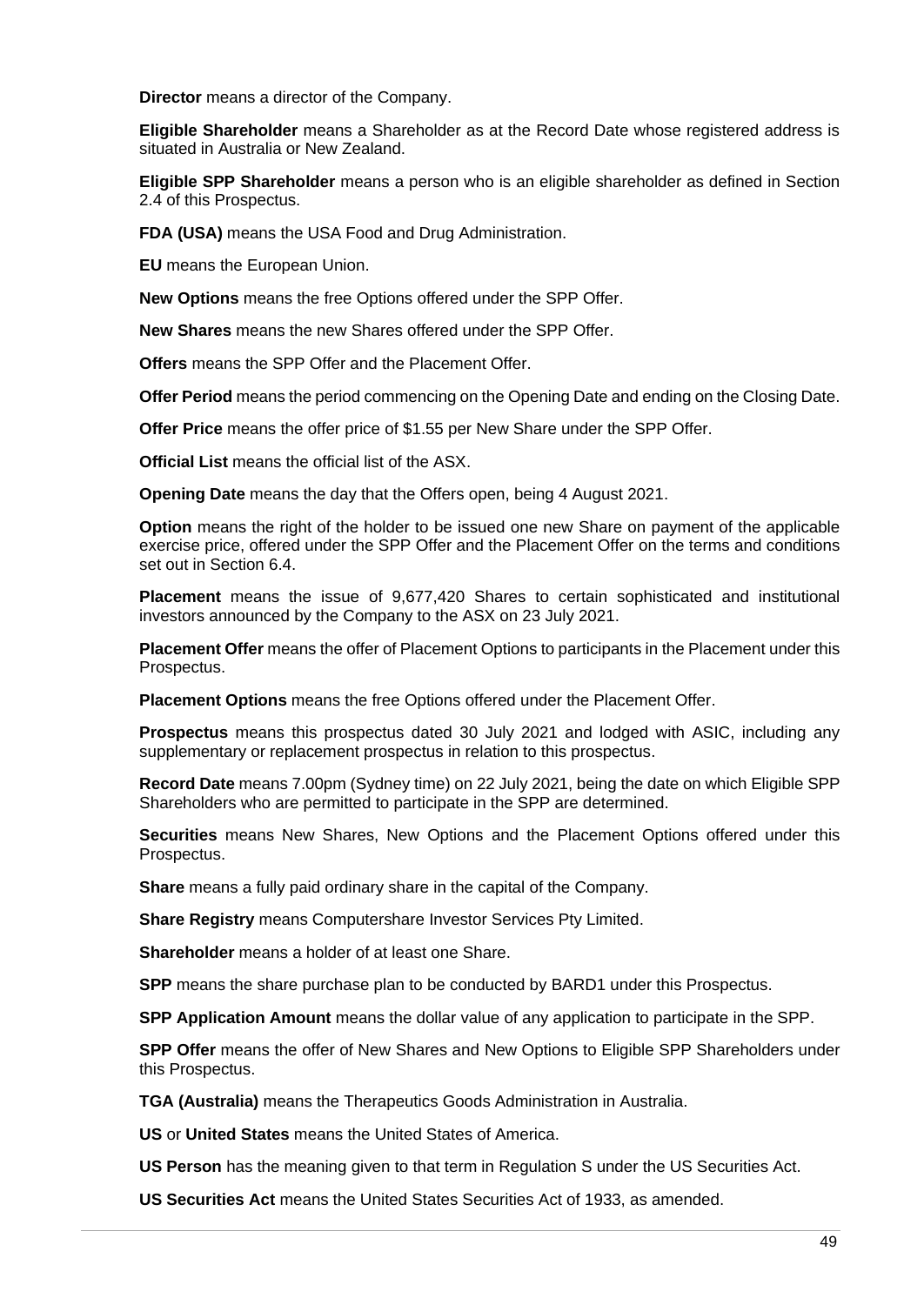**Director** means a director of the Company.

**Eligible Shareholder** means a Shareholder as at the Record Date whose registered address is situated in Australia or New Zealand.

**Eligible SPP Shareholder** means a person who is an eligible shareholder as defined in Section 2.4 of this Prospectus.

**FDA (USA)** means the USA Food and Drug Administration.

**EU** means the European Union.

**New Options** means the free Options offered under the SPP Offer.

**New Shares** means the new Shares offered under the SPP Offer.

**Offers** means the SPP Offer and the Placement Offer.

**Offer Period** means the period commencing on the Opening Date and ending on the Closing Date.

**Offer Price** means the offer price of $1.55 per New Share under the SPP Offer.

**Official List** means the official list of the ASX.

**Opening Date** means the day that the Offers open, being 4 August 2021.

**Option** means the right of the holder to be issued one new Share on payment of the applicable exercise price, offered under the SPP Offer and the Placement Offer on the terms and conditions set out in Section 6.4.

**Placement** means the issue of 9,677,420 Shares to certain sophisticated and institutional investors announced by the Company to the ASX on 23 July 2021.

**Placement Offer** means the offer of Placement Options to participants in the Placement under this Prospectus.

**Placement Options** means the free Options offered under the Placement Offer.

**Prospectus** means this prospectus dated 30 July 2021 and lodged with ASIC, including any supplementary or replacement prospectus in relation to this prospectus.

**Record Date** means 7.00pm (Sydney time) on 22 July 2021, being the date on which Eligible SPP Shareholders who are permitted to participate in the SPP are determined.

**Securities** means New Shares, New Options and the Placement Options offered under this Prospectus.

**Share** means a fully paid ordinary share in the capital of the Company.

**Share Registry** means Computershare Investor Services Pty Limited.

**Shareholder** means a holder of at least one Share.

**SPP** means the share purchase plan to be conducted by BARD1 under this Prospectus.

**SPP Application Amount** means the dollar value of any application to participate in the SPP.

**SPP Offer** means the offer of New Shares and New Options to Eligible SPP Shareholders under this Prospectus.

**TGA (Australia)** means the Therapeutics Goods Administration in Australia.

**US** or **United States** means the United States of America.

**US Person** has the meaning given to that term in Regulation S under the US Securities Act.

**US Securities Act** means the United States Securities Act of 1933, as amended.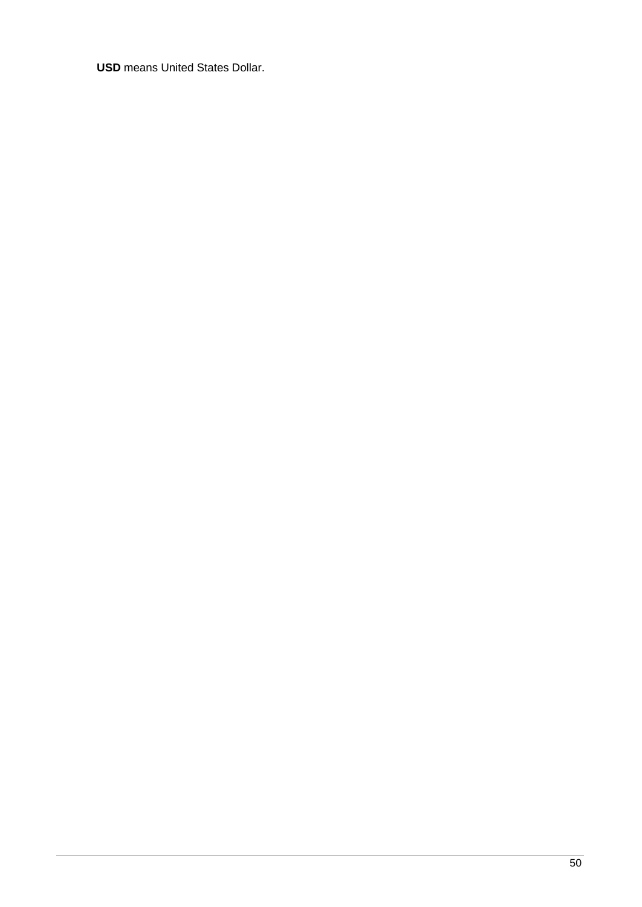**USD** means United States Dollar.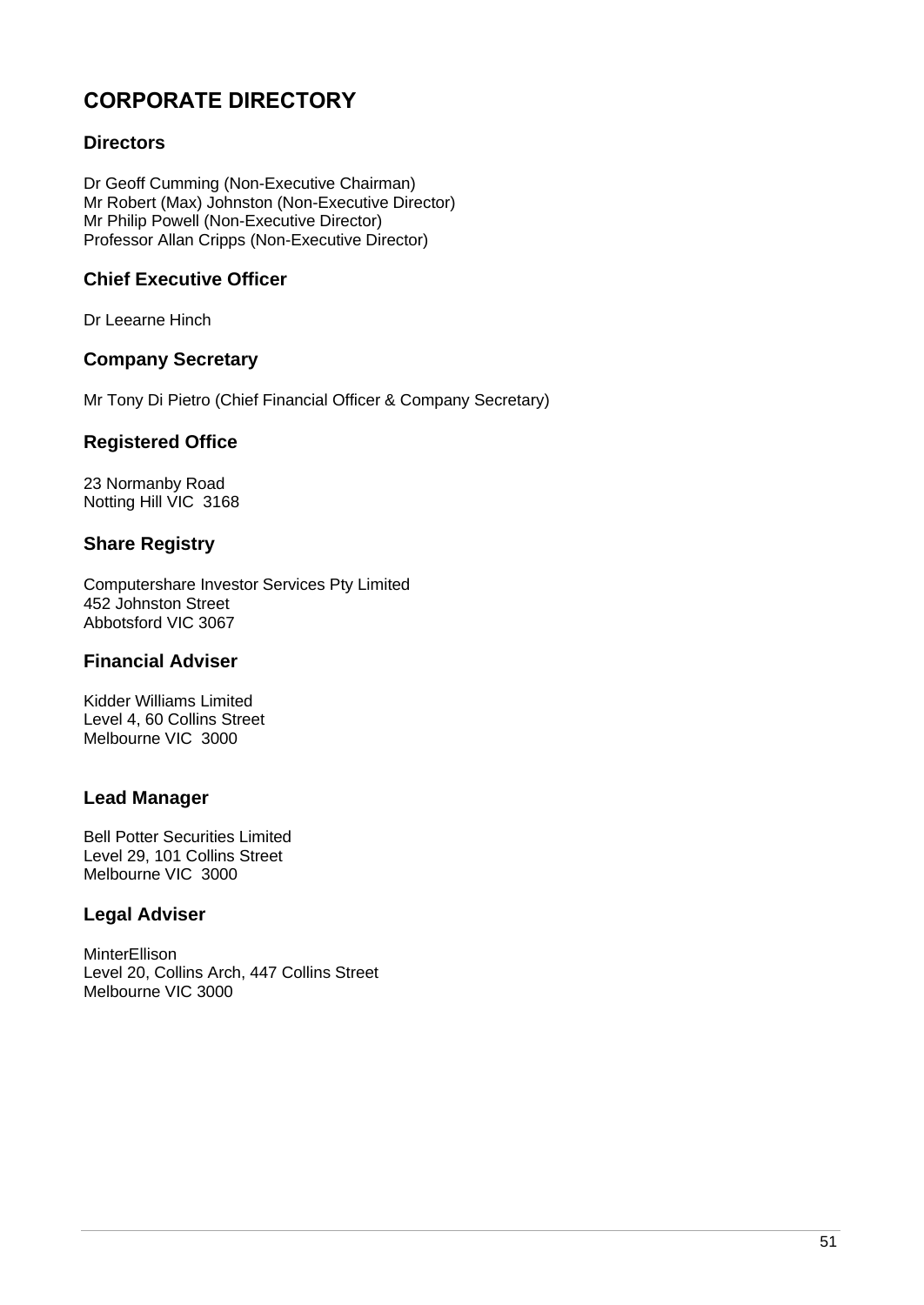# CORPORATE DIRECTORY

## Directors

Dr Geoff Cumming (Non-Executive Chairman)
Mr Robert (Max) Johnston (Non-Executive Director)
Mr Philip Powell (Non-Executive Director)
Professor Allan Cripps (Non-Executive Director)

## Chief Executive Officer

Dr Leearne Hinch

## Company Secretary

Mr Tony Di Pietro (Chief Financial Officer & Company Secretary)

## Registered Office

23 Normanby Road
Notting Hill VIC 3168

## Share Registry

Computershare Investor Services Pty Limited
452 Johnston Street
Abbotsford VIC 3067

## Financial Adviser

Kidder Williams Limited
Level 4, 60 Collins Street
Melbourne VIC 3000

## Lead Manager

Bell Potter Securities Limited
Level 29, 101 Collins Street
Melbourne VIC 3000

## Legal Adviser

MinterEllison
Level 20, Collins Arch, 447 Collins Street
Melbourne VIC 3000